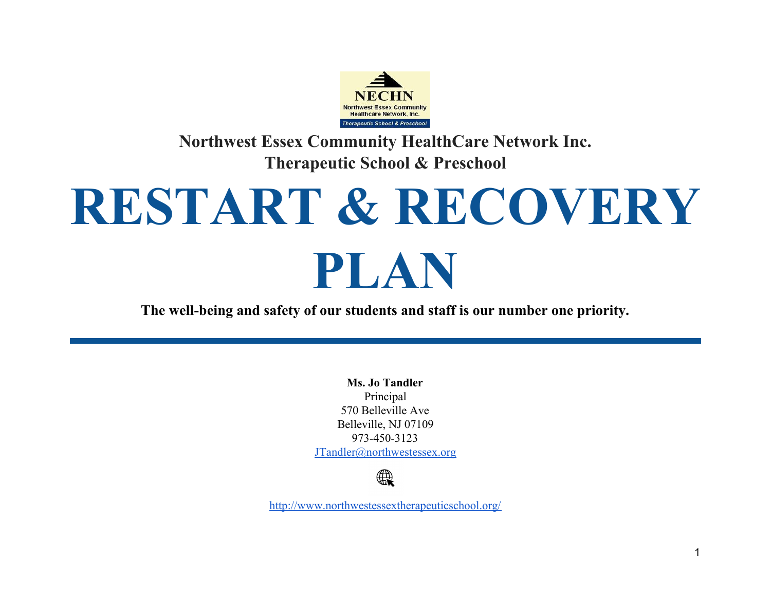**Northwest Essex Community HealthCare Network Inc.**
**Therapeutic School & Preschool**

# RESTART & RECOVERY PLAN

**The well-being and safety of our students and staff is our number one priority.**

---

**Ms. Jo Tandler**
Principal
570 Belleville Ave
Belleville, NJ 07109
973-450-3123
JTandler@northwestessex.org

http://www.northwestessextherapeuticschool.org/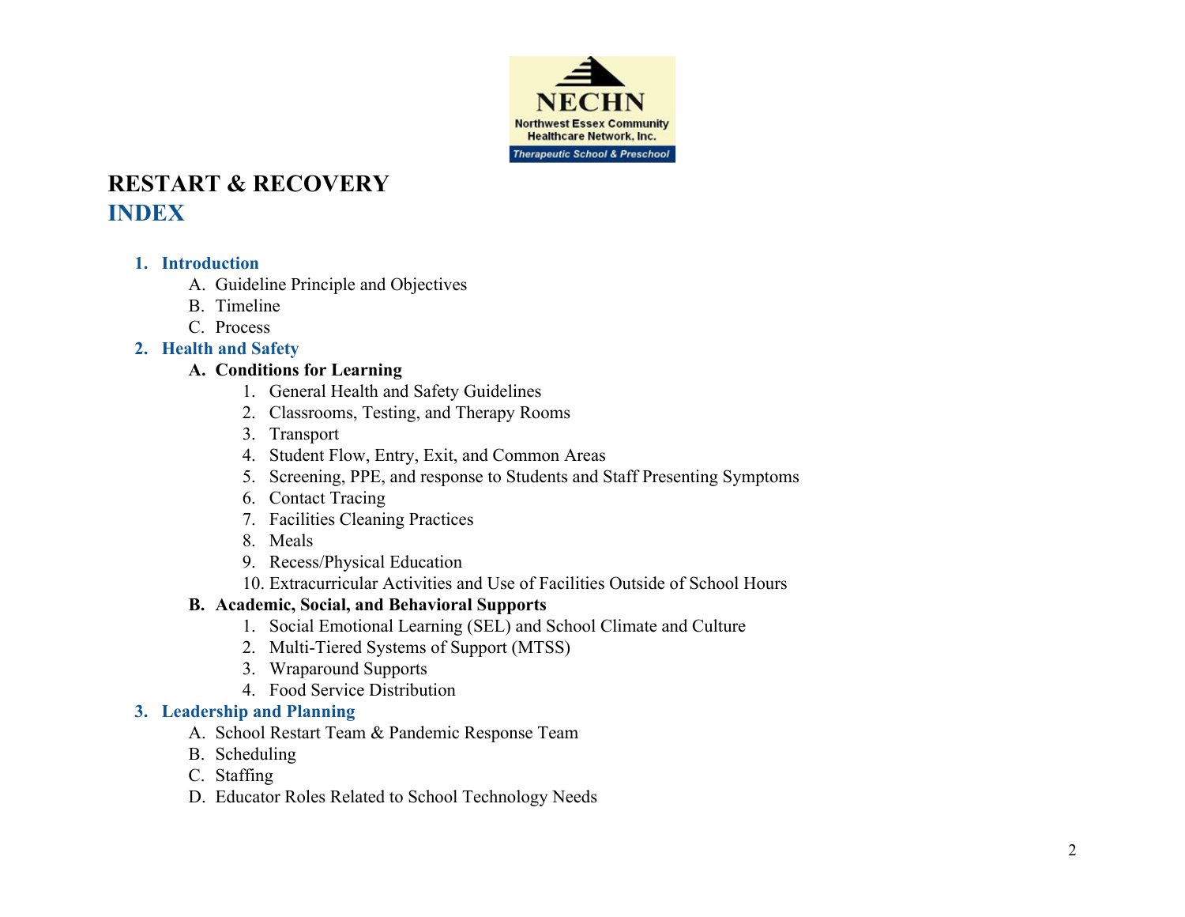# RESTART & RECOVERY

## INDEX

1. **Introduction**
   - A. Guideline Principle and Objectives
   - B. Timeline
   - C. Process
2. **Health and Safety**
   - **A. Conditions for Learning**
     1. General Health and Safety Guidelines
     2. Classrooms, Testing, and Therapy Rooms
     3. Transport
     4. Student Flow, Entry, Exit, and Common Areas
     5. Screening, PPE, and response to Students and Staff Presenting Symptoms
     6. Contact Tracing
     7. Facilities Cleaning Practices
     8. Meals
     9. Recess/Physical Education
     10. Extracurricular Activities and Use of Facilities Outside of School Hours
   - **B. Academic, Social, and Behavioral Supports**
     1. Social Emotional Learning (SEL) and School Climate and Culture
     2. Multi-Tiered Systems of Support (MTSS)
     3. Wraparound Supports
     4. Food Service Distribution
3. **Leadership and Planning**
   - A. School Restart Team & Pandemic Response Team
   - B. Scheduling
   - C. Staffing
   - D. Educator Roles Related to School Technology Needs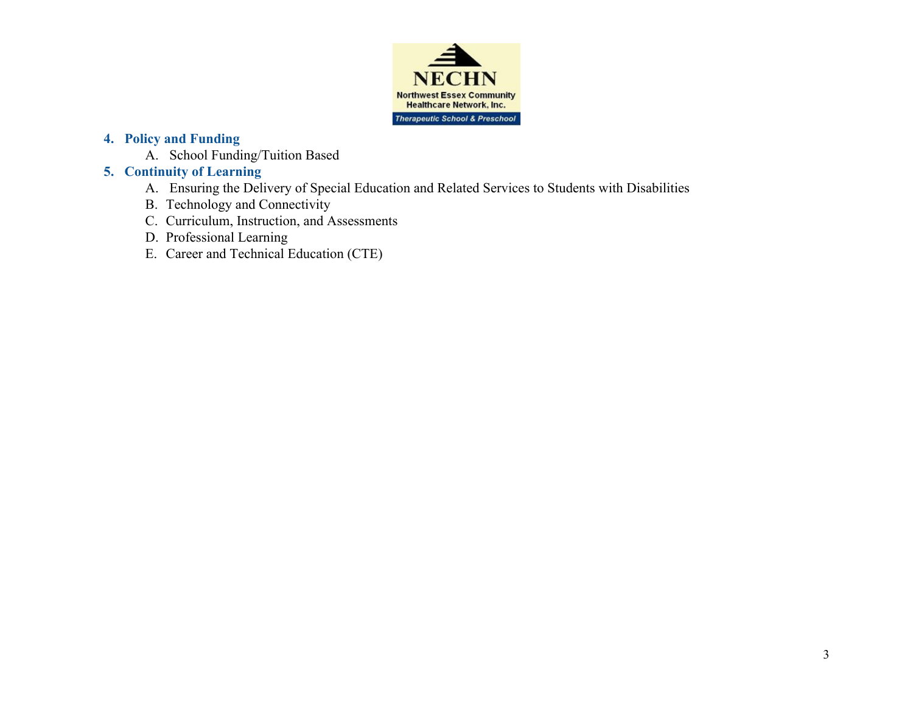4. **Policy and Funding**
   - A. School Funding/Tuition Based
5. **Continuity of Learning**
   - A. Ensuring the Delivery of Special Education and Related Services to Students with Disabilities
   - B. Technology and Connectivity
   - C. Curriculum, Instruction, and Assessments
   - D. Professional Learning
   - E. Career and Technical Education (CTE)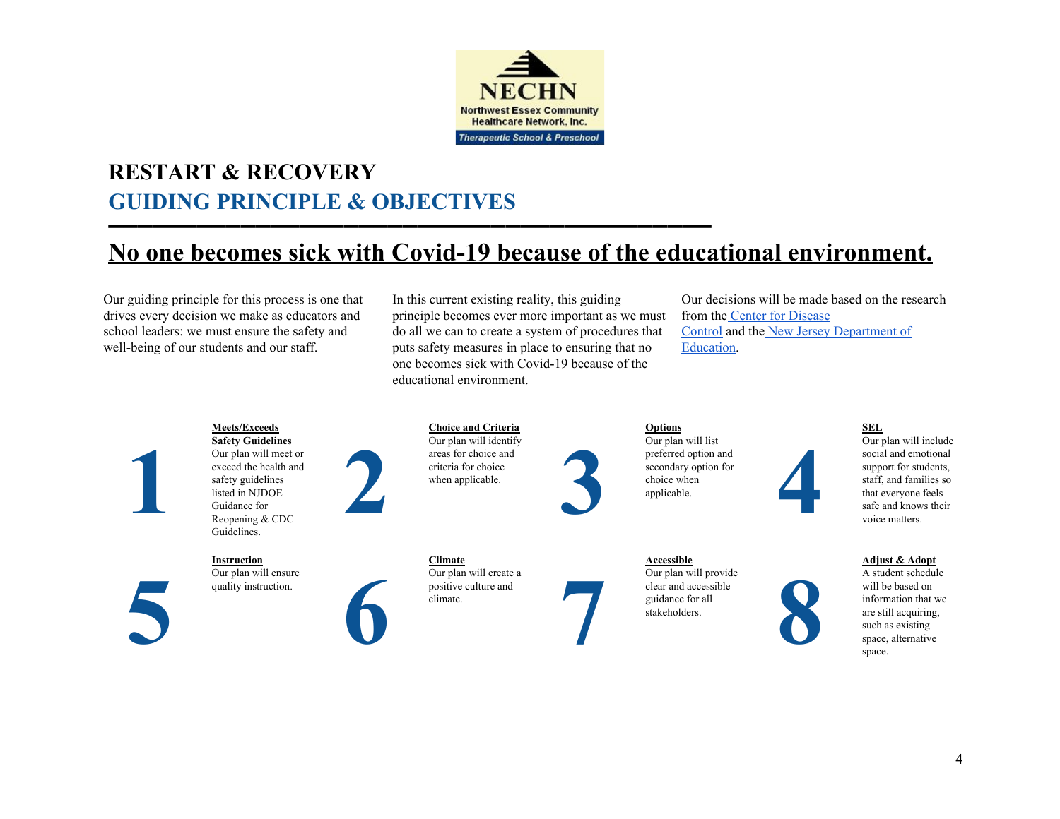NECHN
Northwest Essex Community Healthcare Network, Inc.
Therapeutic School & Preschool

# RESTART & RECOVERY

## GUIDING PRINCIPLE & OBJECTIVES

---

## No one becomes sick with Covid-19 because of the educational environment.

Our guiding principle for this process is one that drives every decision we make as educators and school leaders: we must ensure the safety and well-being of our students and our staff.

In this current existing reality, this guiding principle becomes ever more important as we must do all we can to create a system of procedures that puts safety measures in place to ensuring that no one becomes sick with Covid-19 because of the educational environment.

Our decisions will be made based on the research from the Center for Disease Control and the New Jersey Department of Education.

**1 — Meets/Exceeds Safety Guidelines**
Our plan will meet or exceed the health and safety guidelines listed in NJDOE Guidance for Reopening & CDC Guidelines.

**2 — Choice and Criteria**
Our plan will identify areas for choice and criteria for choice when applicable.

**3 — Options**
Our plan will list preferred option and secondary option for choice when applicable.

**4 — SEL**
Our plan will include social and emotional support for students, staff, and families so that everyone feels safe and knows their voice matters.

**5 — Instruction**
Our plan will ensure quality instruction.

**6 — Climate**
Our plan will create a positive culture and climate.

**7 — Accessible**
Our plan will provide clear and accessible guidance for all stakeholders.

**8 — Adjust & Adopt**
A student schedule will be based on information that we are still acquiring, such as existing space, alternative space.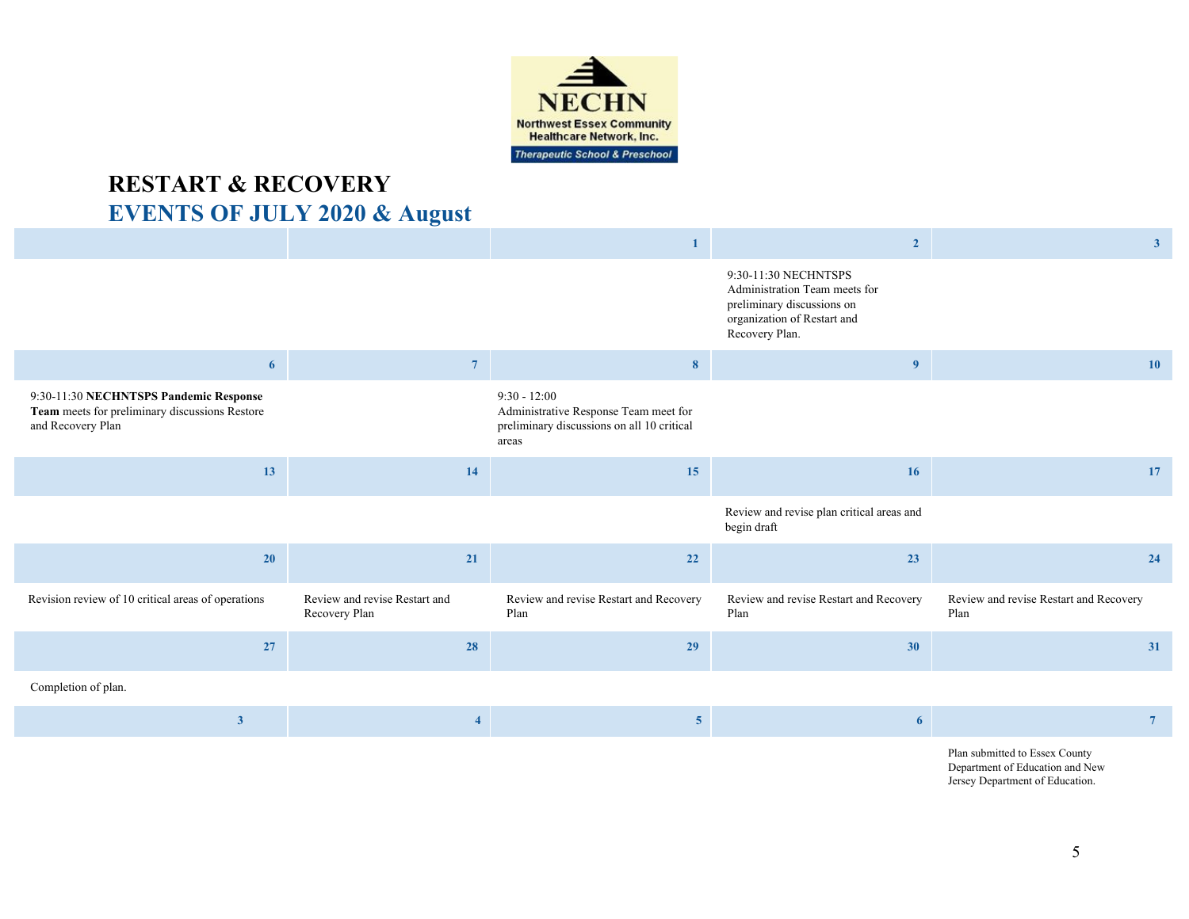NECHN
Northwest Essex Community Healthcare Network, Inc.
Therapeutic School & Preschool

# RESTART & RECOVERY

## EVENTS OF JULY 2020 & August

| | | 1 | 2 | 3 |
|---|---|---|---|---|
| | | | 9:30-11:30 NECHNTSPS Administration Team meets for preliminary discussions on organization of Restart and Recovery Plan. | |
| 6 | 7 | 8 | 9 | 10 |
| 9:30-11:30 **NECHNTSPS Pandemic Response Team** meets for preliminary discussions Restore and Recovery Plan | | 9:30 - 12:00 Administrative Response Team meet for preliminary discussions on all 10 critical areas | | |
| 13 | 14 | 15 | 16 | 17 |
| | | | Review and revise plan critical areas and begin draft | |
| 20 | 21 | 22 | 23 | 24 |
| Revision review of 10 critical areas of operations | Review and revise Restart and Recovery Plan | Review and revise Restart and Recovery Plan | Review and revise Restart and Recovery Plan | Review and revise Restart and Recovery Plan |
| 27 | 28 | 29 | 30 | 31 |
| Completion of plan. | | | | |
| 3 | 4 | 5 | 6 | 7 |
| | | | | Plan submitted to Essex County Department of Education and New Jersey Department of Education. |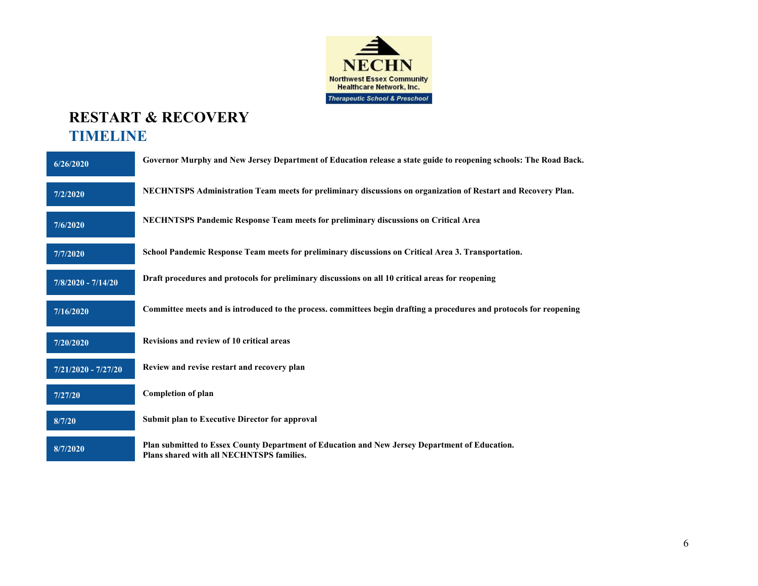# RESTART & RECOVERY
## TIMELINE

| Date | Activity |
|---|---|
| 6/26/2020 | Governor Murphy and New Jersey Department of Education release a state guide to reopening schools: The Road Back. |
| 7/2/2020 | NECHNTSPS Administration Team meets for preliminary discussions on organization of Restart and Recovery Plan. |
| 7/6/2020 | NECHNTSPS Pandemic Response Team meets for preliminary discussions on Critical Area |
| 7/7/2020 | School Pandemic Response Team meets for preliminary discussions on Critical Area 3. Transportation. |
| 7/8/2020 - 7/14/20 | Draft procedures and protocols for preliminary discussions on all 10 critical areas for reopening |
| 7/16/2020 | Committee meets and is introduced to the process. committees begin drafting a procedures and protocols for reopening |
| 7/20/2020 | Revisions and review of 10 critical areas |
| 7/21/2020 - 7/27/20 | Review and revise restart and recovery plan |
| 7/27/20 | Completion of plan |
| 8/7/20 | Submit plan to Executive Director for approval |
| 8/7/2020 | Plan submitted to Essex County Department of Education and New Jersey Department of Education. Plans shared with all NECHNTSPS families. |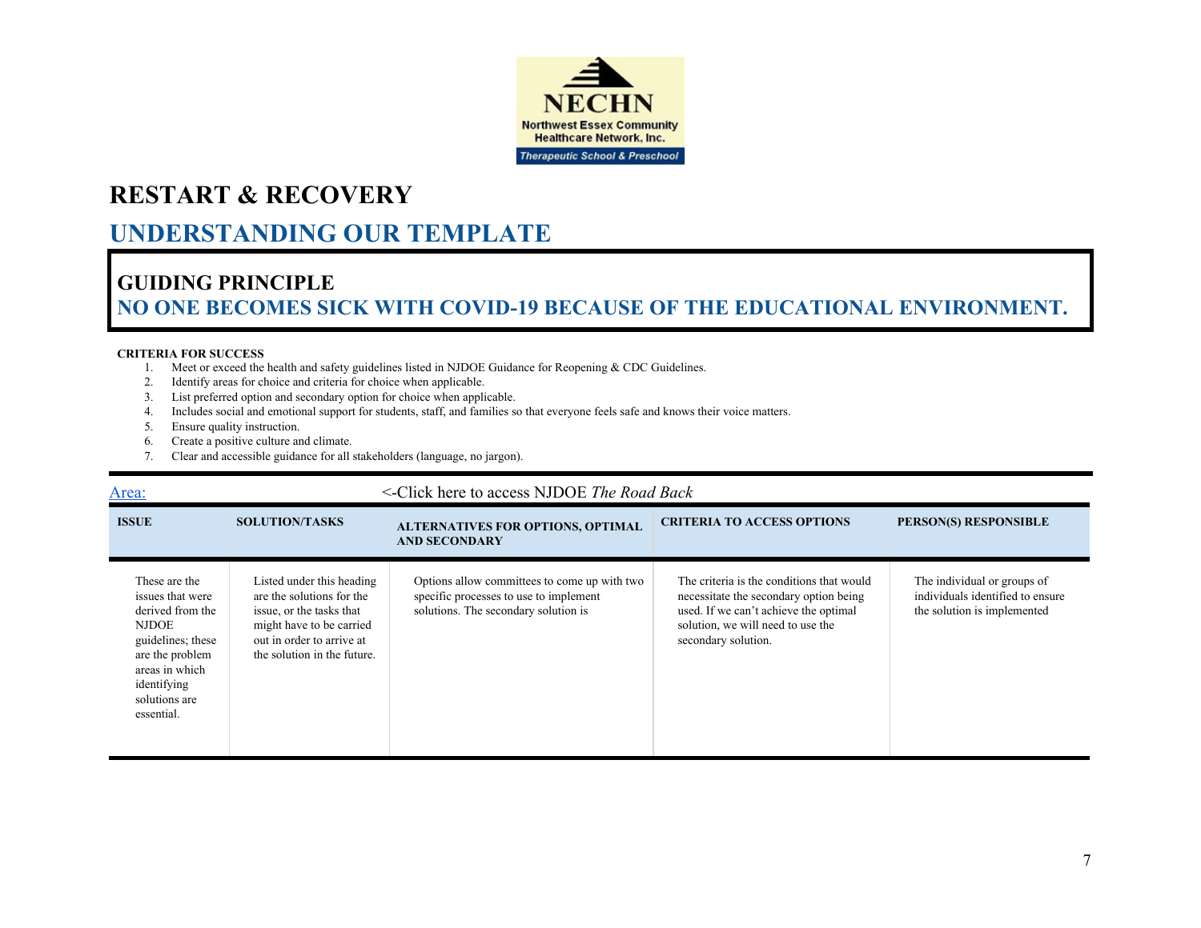NECHN
Northwest Essex Community Healthcare Network, Inc.
Therapeutic School & Preschool

# RESTART & RECOVERY

## UNDERSTANDING OUR TEMPLATE

### GUIDING PRINCIPLE

**NO ONE BECOMES SICK WITH COVID-19 BECAUSE OF THE EDUCATIONAL ENVIRONMENT.**

**CRITERIA FOR SUCCESS**

1. Meet or exceed the health and safety guidelines listed in NJDOE Guidance for Reopening & CDC Guidelines.
2. Identify areas for choice and criteria for choice when applicable.
3. List preferred option and secondary option for choice when applicable.
4. Includes social and emotional support for students, staff, and families so that everyone feels safe and knows their voice matters.
5. Ensure quality instruction.
6. Create a positive culture and climate.
7. Clear and accessible guidance for all stakeholders (language, no jargon).

Area: <-Click here to access NJDOE *The Road Back*

| ISSUE | SOLUTION/TASKS | ALTERNATIVES FOR OPTIONS, OPTIMAL AND SECONDARY | CRITERIA TO ACCESS OPTIONS | PERSON(S) RESPONSIBLE |
|---|---|---|---|---|
| These are the issues that were derived from the NJDOE guidelines; these are the problem areas in which identifying solutions are essential. | Listed under this heading are the solutions for the issue, or the tasks that might have to be carried out in order to arrive at the solution in the future. | Options allow committees to come up with two specific processes to use to implement solutions. The secondary solution is | The criteria is the conditions that would necessitate the secondary option being used. If we can't achieve the optimal solution, we will need to use the secondary solution. | The individual or groups of individuals identified to ensure the solution is implemented |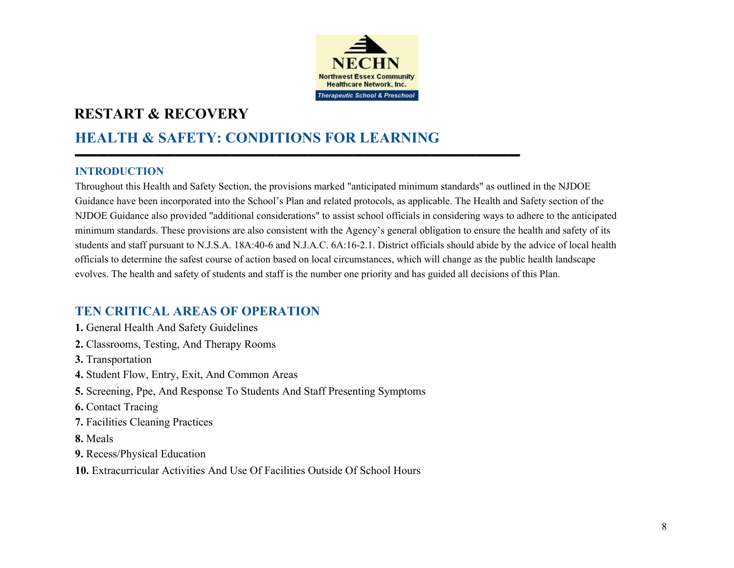NECHN

Northwest Essex Community Healthcare Network, Inc.

Therapeutic School & Preschool

# RESTART & RECOVERY

## HEALTH & SAFETY: CONDITIONS FOR LEARNING

### INTRODUCTION

Throughout this Health and Safety Section, the provisions marked "anticipated minimum standards" as outlined in the NJDOE Guidance have been incorporated into the School's Plan and related protocols, as applicable. The Health and Safety section of the NJDOE Guidance also provided "additional considerations" to assist school officials in considering ways to adhere to the anticipated minimum standards. These provisions are also consistent with the Agency's general obligation to ensure the health and safety of its students and staff pursuant to N.J.S.A. 18A:40-6 and N.J.A.C. 6A:16-2.1. District officials should abide by the advice of local health officials to determine the safest course of action based on local circumstances, which will change as the public health landscape evolves. The health and safety of students and staff is the number one priority and has guided all decisions of this Plan.

## TEN CRITICAL AREAS OF OPERATION

**1.** General Health And Safety Guidelines

**2.** Classrooms, Testing, And Therapy Rooms

**3.** Transportation

**4.** Student Flow, Entry, Exit, And Common Areas

**5.** Screening, Ppe, And Response To Students And Staff Presenting Symptoms

**6.** Contact Tracing

**7.** Facilities Cleaning Practices

**8.** Meals

**9.** Recess/Physical Education

**10.** Extracurricular Activities And Use Of Facilities Outside Of School Hours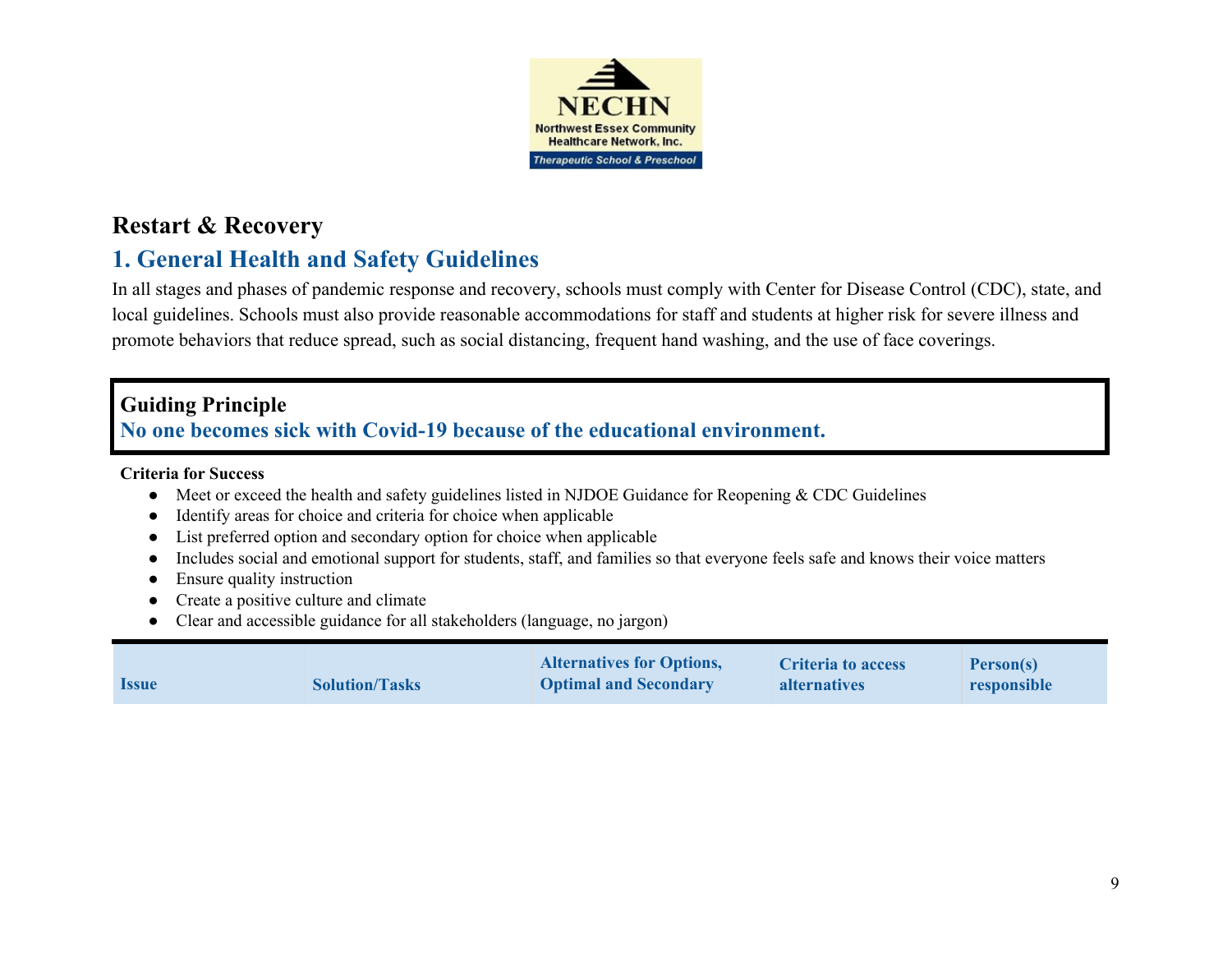NECHN
Northwest Essex Community Healthcare Network, Inc.
Therapeutic School & Preschool

## Restart & Recovery

## 1. General Health and Safety Guidelines

In all stages and phases of pandemic response and recovery, schools must comply with Center for Disease Control (CDC), state, and local guidelines. Schools must also provide reasonable accommodations for staff and students at higher risk for severe illness and promote behaviors that reduce spread, such as social distancing, frequent hand washing, and the use of face coverings.

**Guiding Principle**
**No one becomes sick with Covid-19 because of the educational environment.**

**Criteria for Success**

- Meet or exceed the health and safety guidelines listed in NJDOE Guidance for Reopening & CDC Guidelines
- Identify areas for choice and criteria for choice when applicable
- List preferred option and secondary option for choice when applicable
- Includes social and emotional support for students, staff, and families so that everyone feels safe and knows their voice matters
- Ensure quality instruction
- Create a positive culture and climate
- Clear and accessible guidance for all stakeholders (language, no jargon)

| Issue | Solution/Tasks | Alternatives for Options, Optimal and Secondary | Criteria to access alternatives | Person(s) responsible |
|---|---|---|---|---|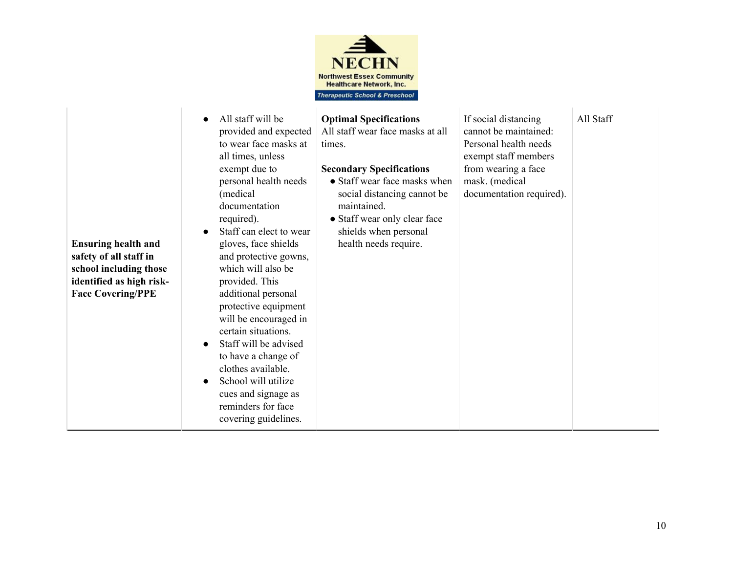| | | | | |
|---|---|---|---|---|
| **Ensuring health and safety of all staff in school including those identified as high risk- Face Covering/PPE** | • All staff will be provided and expected to wear face masks at all times, unless exempt due to personal health needs (medical documentation required).<br>• Staff can elect to wear gloves, face shields and protective gowns, which will also be provided. This additional personal protective equipment will be encouraged in certain situations.<br>• Staff will be advised to have a change of clothes available.<br>• School will utilize cues and signage as reminders for face covering guidelines. | **Optimal Specifications**<br>All staff wear face masks at all times.<br><br>**Secondary Specifications**<br>• Staff wear face masks when social distancing cannot be maintained.<br>• Staff wear only clear face shields when personal health needs require. | If social distancing cannot be maintained: Personal health needs exempt staff members from wearing a face mask. (medical documentation required). | All Staff |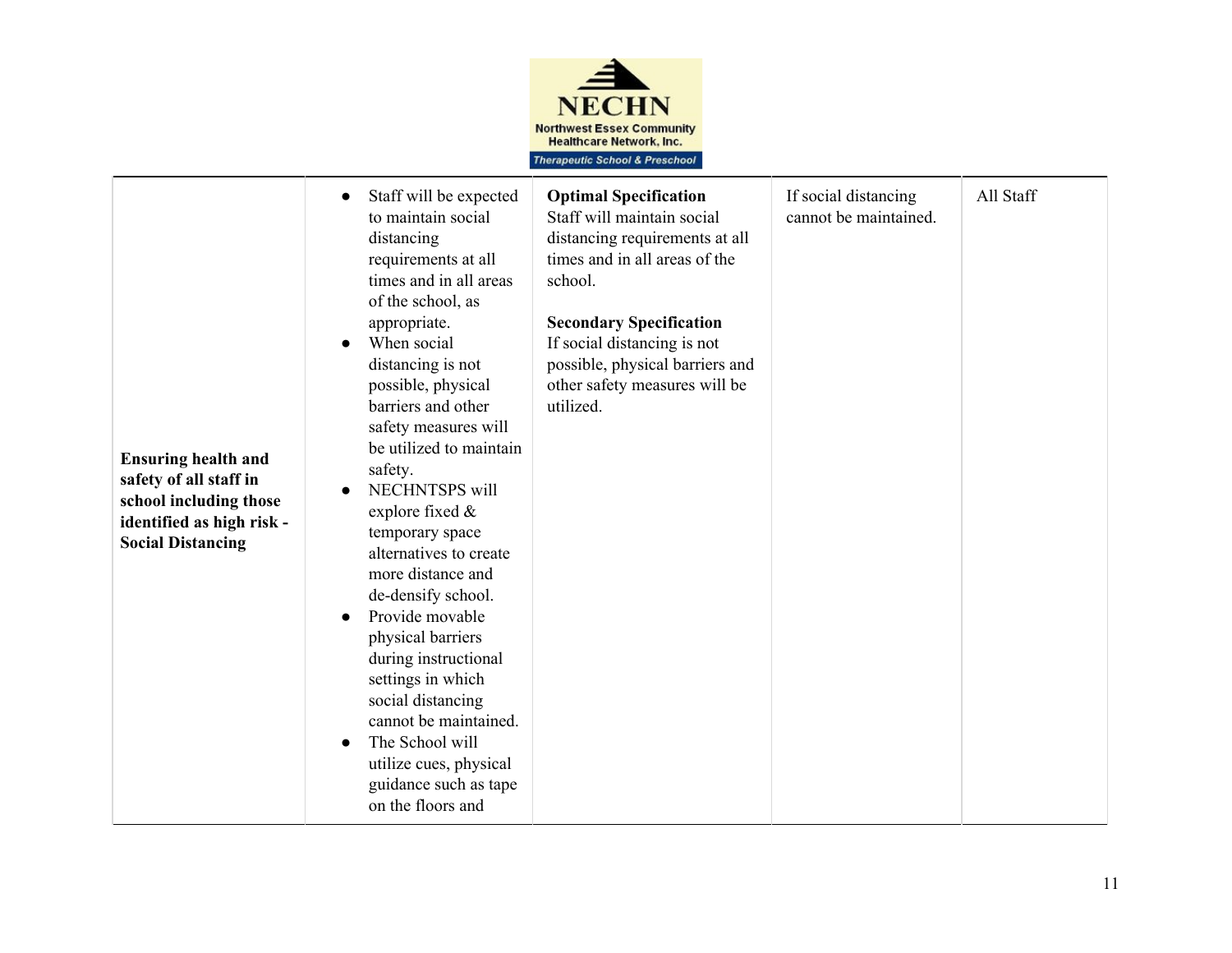| | | | | |
|---|---|---|---|---|
| **Ensuring health and safety of all staff in school including those identified as high risk - Social Distancing** | <ul><li>Staff will be expected to maintain social distancing requirements at all times and in all areas of the school, as appropriate.</li><li>When social distancing is not possible, physical barriers and other safety measures will be utilized to maintain safety.</li><li>NECHNTSPS will explore fixed & temporary space alternatives to create more distance and de-densify school.</li><li>Provide movable physical barriers during instructional settings in which social distancing cannot be maintained.</li><li>The School will utilize cues, physical guidance such as tape on the floors and</li></ul> | **Optimal Specification**<br>Staff will maintain social distancing requirements at all times and in all areas of the school.<br><br>**Secondary Specification**<br>If social distancing is not possible, physical barriers and other safety measures will be utilized. | If social distancing cannot be maintained. | All Staff |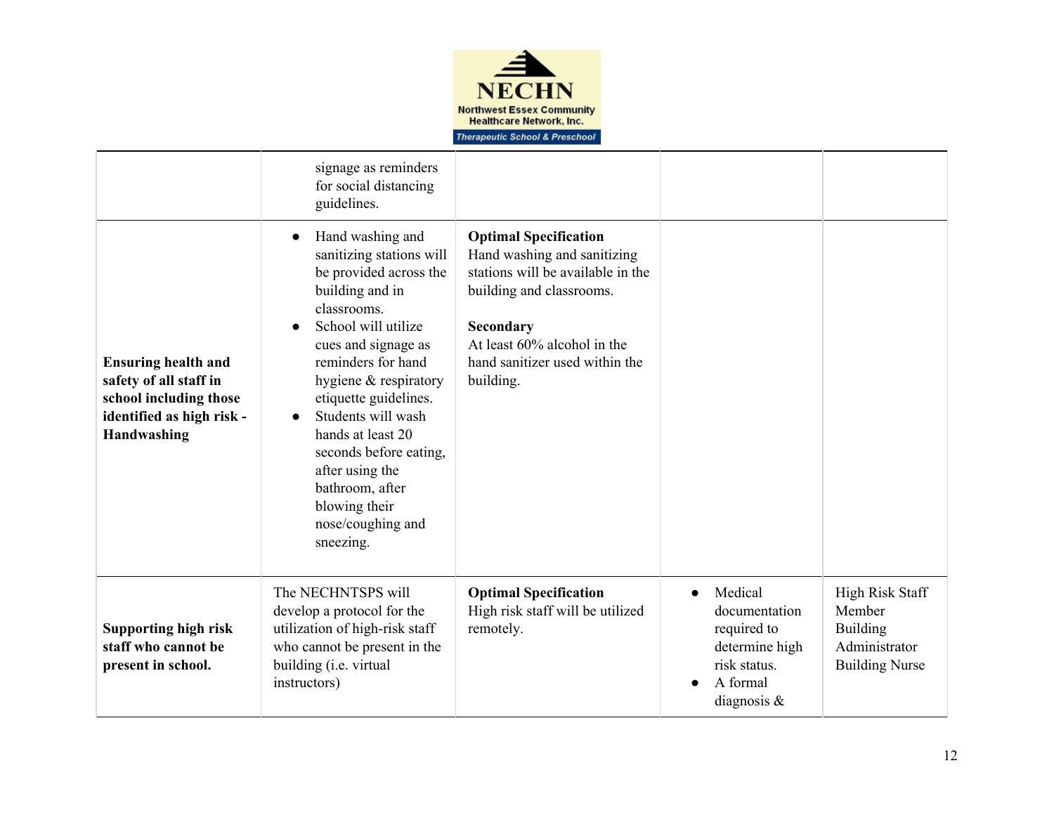| | | | | |
|---|---|---|---|---|
| | signage as reminders for social distancing guidelines. | | | |
| **Ensuring health and safety of all staff in school including those identified as high risk - Handwashing** | <ul><li>Hand washing and sanitizing stations will be provided across the building and in classrooms.</li><li>School will utilize cues and signage as reminders for hand hygiene & respiratory etiquette guidelines.</li><li>Students will wash hands at least 20 seconds before eating, after using the bathroom, after blowing their nose/coughing and sneezing.</li></ul> | **Optimal Specification**<br>Hand washing and sanitizing stations will be available in the building and classrooms.<br><br>**Secondary**<br>At least 60% alcohol in the hand sanitizer used within the building. | | |
| **Supporting high risk staff who cannot be present in school.** | The NECHNTSPS will develop a protocol for the utilization of high-risk staff who cannot be present in the building (i.e. virtual instructors) | **Optimal Specification**<br>High risk staff will be utilized remotely. | <ul><li>Medical documentation required to determine high risk status.</li><li>A formal diagnosis &</li></ul> | High Risk Staff Member<br>Building Administrator<br>Building Nurse |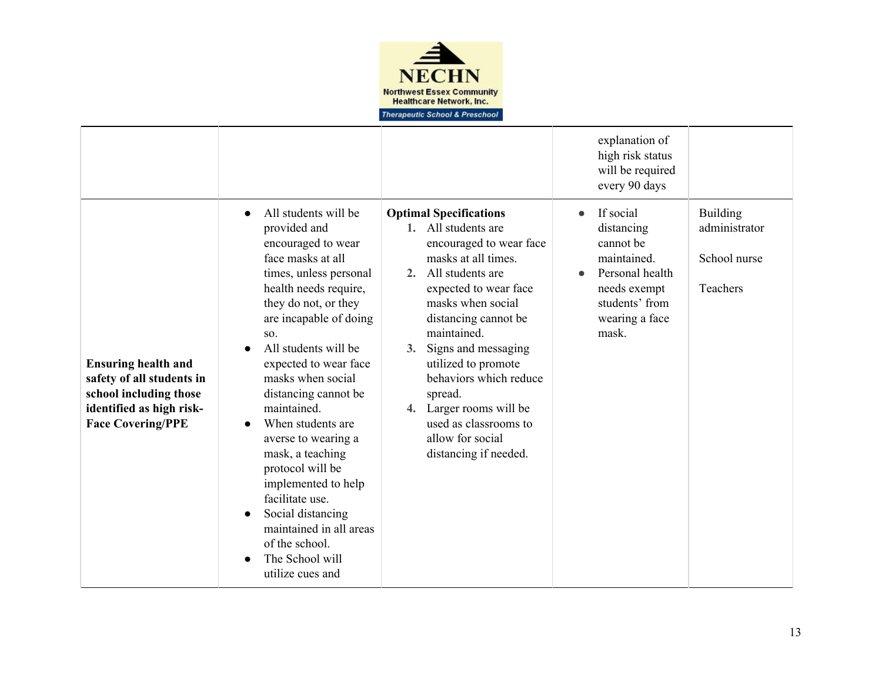| | | | | |
|---|---|---|---|---|
| | | | explanation of high risk status will be required every 90 days | |
| **Ensuring health and safety of all students in school including those identified as high risk- Face Covering/PPE** | • All students will be provided and encouraged to wear face masks at all times, unless personal health needs require, they do not, or they are incapable of doing so.<br>• All students will be expected to wear face masks when social distancing cannot be maintained.<br>• When students are averse to wearing a mask, a teaching protocol will be implemented to help facilitate use.<br>• Social distancing maintained in all areas of the school.<br>• The School will utilize cues and | **Optimal Specifications**<br>1. All students are encouraged to wear face masks at all times.<br>2. All students are expected to wear face masks when social distancing cannot be maintained.<br>3. Signs and messaging utilized to promote behaviors which reduce spread.<br>4. Larger rooms will be used as classrooms to allow for social distancing if needed. | • If social distancing cannot be maintained.<br>• Personal health needs exempt students' from wearing a face mask. | Building administrator<br><br>School nurse<br><br>Teachers |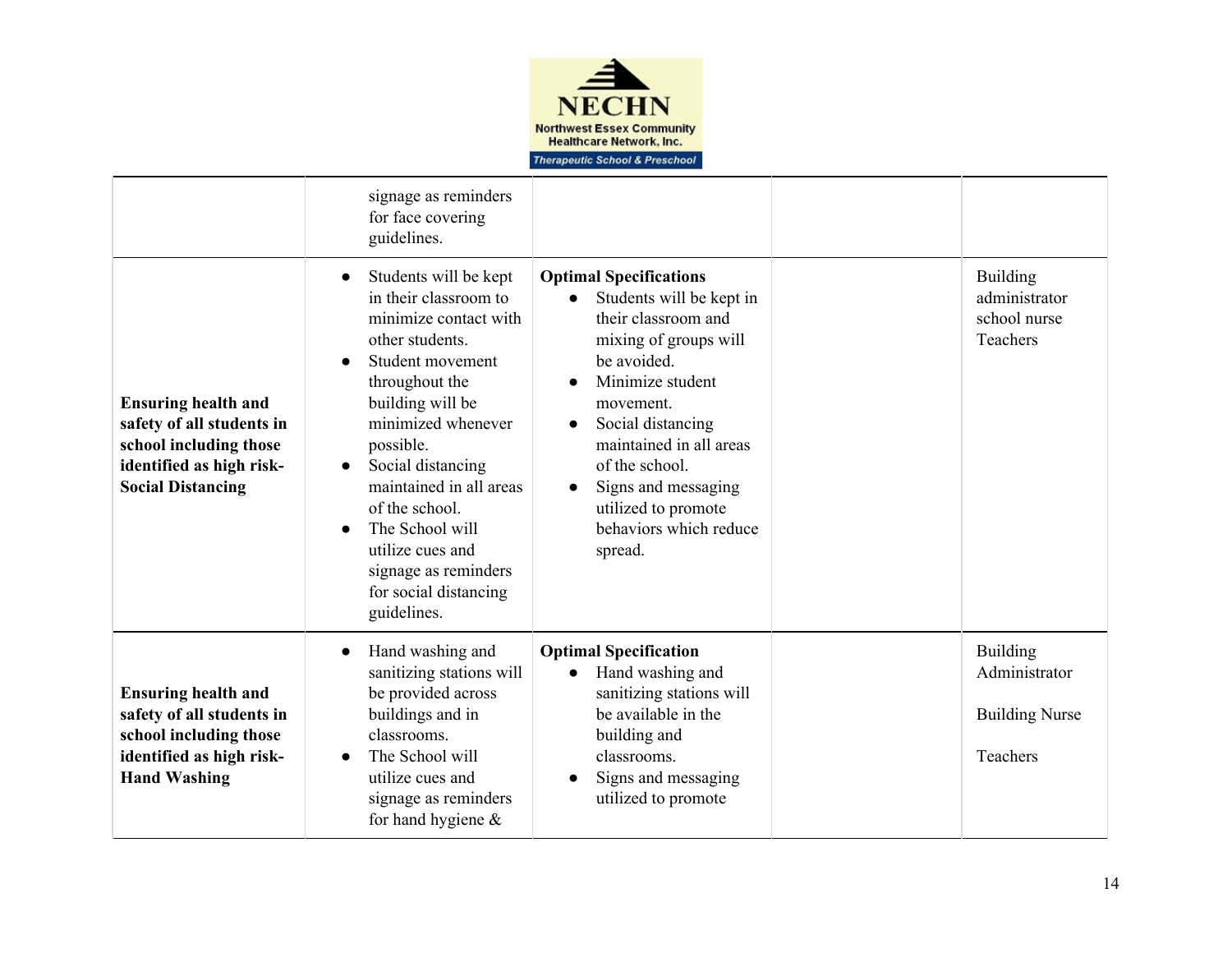| | | | | |
|---|---|---|---|---|
| | signage as reminders for face covering guidelines. | | | |
| **Ensuring health and safety of all students in school including those identified as high risk- Social Distancing** | • Students will be kept in their classroom to minimize contact with other students.<br>• Student movement throughout the building will be minimized whenever possible.<br>• Social distancing maintained in all areas of the school.<br>• The School will utilize cues and signage as reminders for social distancing guidelines. | **Optimal Specifications**<br>• Students will be kept in their classroom and mixing of groups will be avoided.<br>• Minimize student movement.<br>• Social distancing maintained in all areas of the school.<br>• Signs and messaging utilized to promote behaviors which reduce spread. | | Building administrator school nurse Teachers |
| **Ensuring health and safety of all students in school including those identified as high risk- Hand Washing** | • Hand washing and sanitizing stations will be provided across buildings and in classrooms.<br>• The School will utilize cues and signage as reminders for hand hygiene & | **Optimal Specification**<br>• Hand washing and sanitizing stations will be available in the building and classrooms.<br>• Signs and messaging utilized to promote | | Building Administrator<br><br>Building Nurse<br><br>Teachers |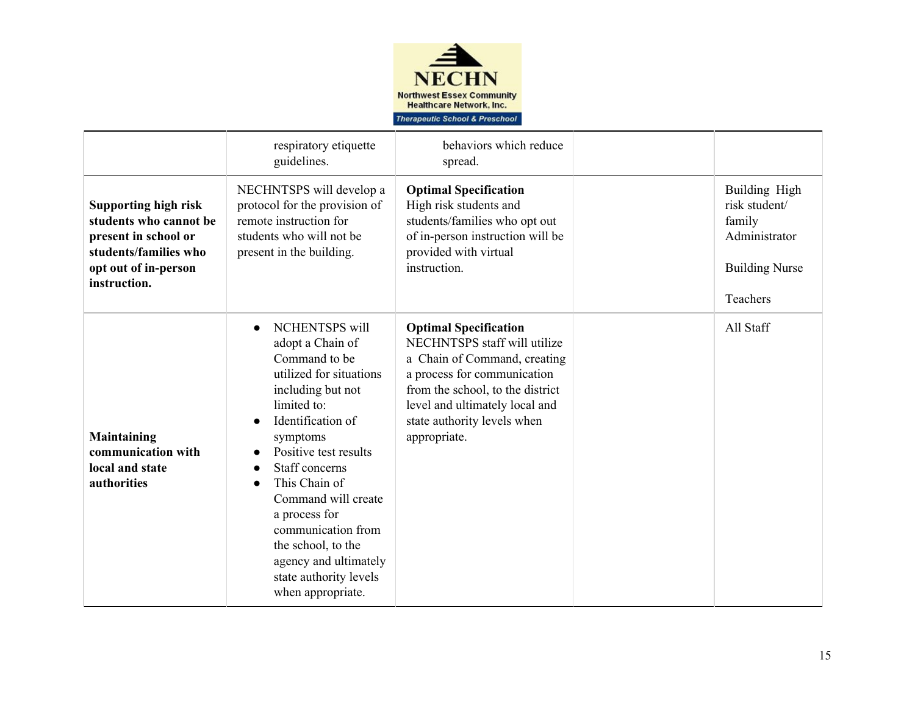| | | | | |
|---|---|---|---|---|
| | respiratory etiquette guidelines. | behaviors which reduce spread. | | |
| **Supporting high risk students who cannot be present in school or students/families who opt out of in-person instruction.** | NECHNTSPS will develop a protocol for the provision of remote instruction for students who will not be present in the building. | **Optimal Specification**<br>High risk students and students/families who opt out of in-person instruction will be provided with virtual instruction. | | Building High risk student/ family Administrator<br><br>Building Nurse<br><br>Teachers |
| **Maintaining communication with local and state authorities** | • NCHENTSPS will adopt a Chain of Command to be utilized for situations including but not limited to:<br>• Identification of symptoms<br>• Positive test results<br>• Staff concerns<br>• This Chain of Command will create a process for communication from the school, to the agency and ultimately state authority levels when appropriate. | **Optimal Specification**<br>NECHNTSPS staff will utilize a Chain of Command, creating a process for communication from the school, to the district level and ultimately local and state authority levels when appropriate. | | All Staff |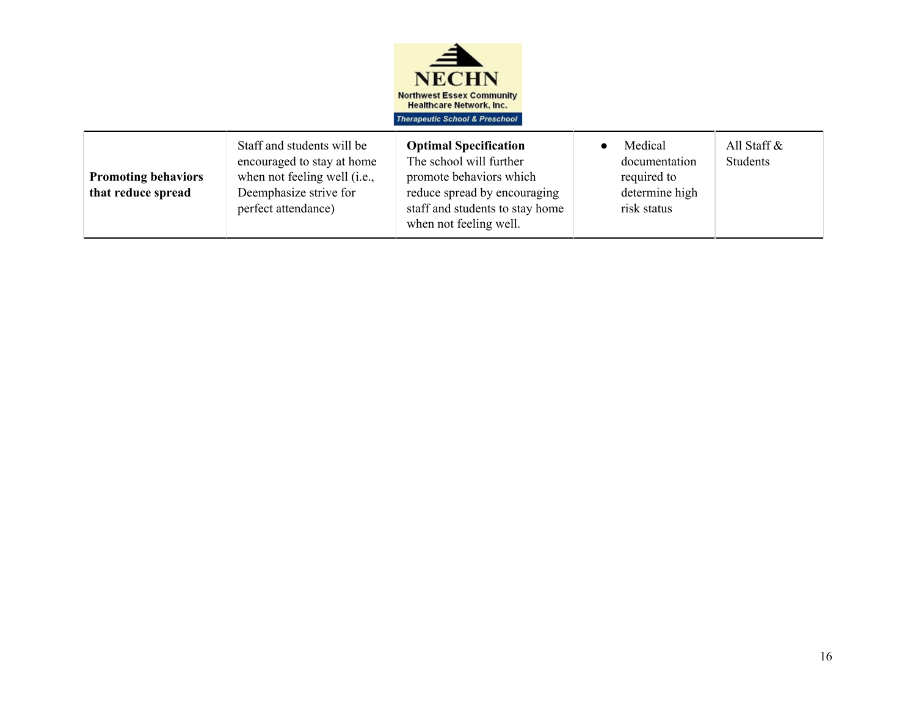| | | | | |
|---|---|---|---|---|
| **Promoting behaviors that reduce spread** | Staff and students will be encouraged to stay at home when not feeling well (i.e., Deemphasize strive for perfect attendance) | **Optimal Specification** The school will further promote behaviors which reduce spread by encouraging staff and students to stay home when not feeling well. | ● Medical documentation required to determine high risk status | All Staff & Students |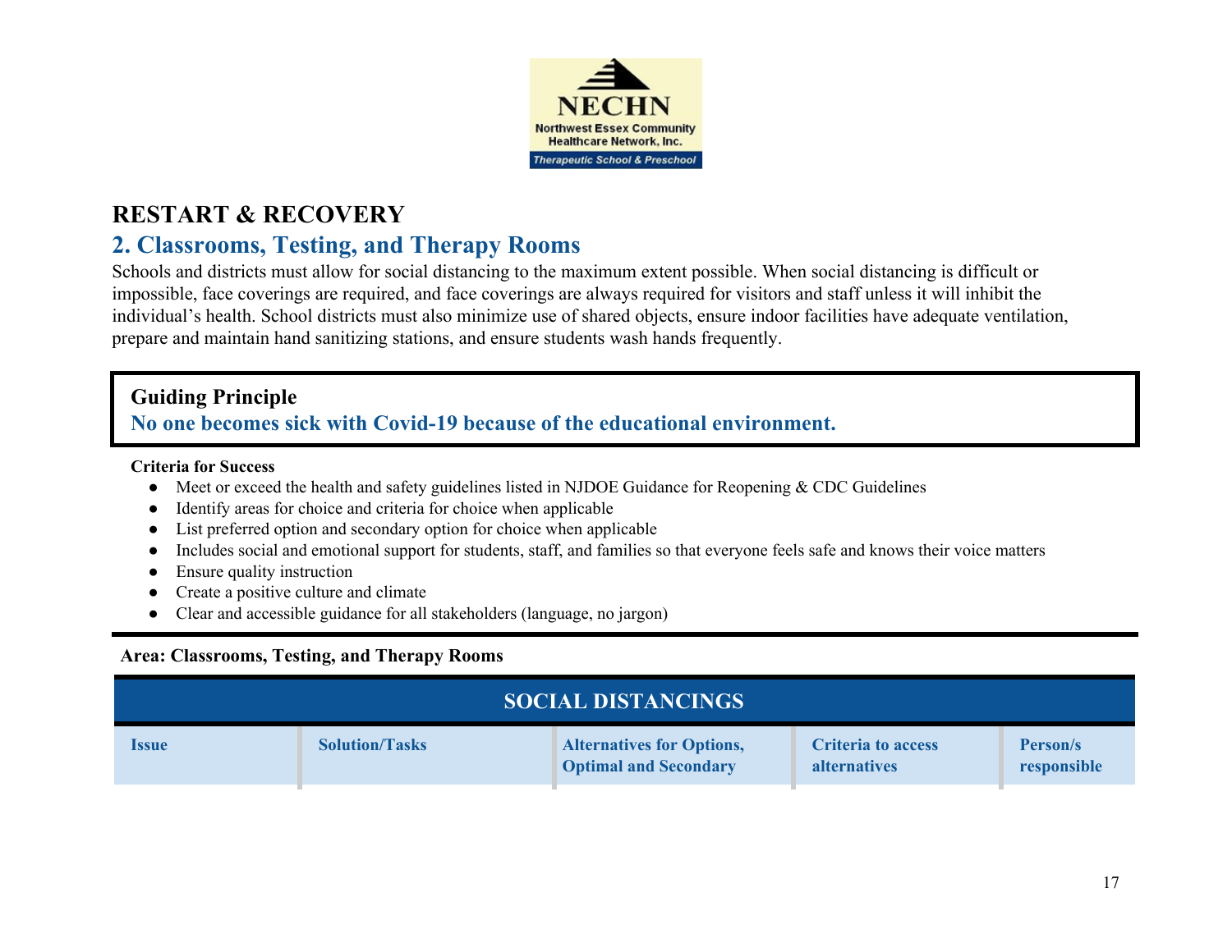NECHN

Northwest Essex Community Healthcare Network, Inc.

Therapeutic School & Preschool

# RESTART & RECOVERY

## 2. Classrooms, Testing, and Therapy Rooms

Schools and districts must allow for social distancing to the maximum extent possible. When social distancing is difficult or impossible, face coverings are required, and face coverings are always required for visitors and staff unless it will inhibit the individual's health. School districts must also minimize use of shared objects, ensure indoor facilities have adequate ventilation, prepare and maintain hand sanitizing stations, and ensure students wash hands frequently.

**Guiding Principle**

**No one becomes sick with Covid-19 because of the educational environment.**

**Criteria for Success**

- Meet or exceed the health and safety guidelines listed in NJDOE Guidance for Reopening & CDC Guidelines
- Identify areas for choice and criteria for choice when applicable
- List preferred option and secondary option for choice when applicable
- Includes social and emotional support for students, staff, and families so that everyone feels safe and knows their voice matters
- Ensure quality instruction
- Create a positive culture and climate
- Clear and accessible guidance for all stakeholders (language, no jargon)

**Area: Classrooms, Testing, and Therapy Rooms**

| SOCIAL DISTANCINGS | | | | |
|---|---|---|---|---|
| **Issue** | **Solution/Tasks** | **Alternatives for Options, Optimal and Secondary** | **Criteria to access alternatives** | **Person/s responsible** |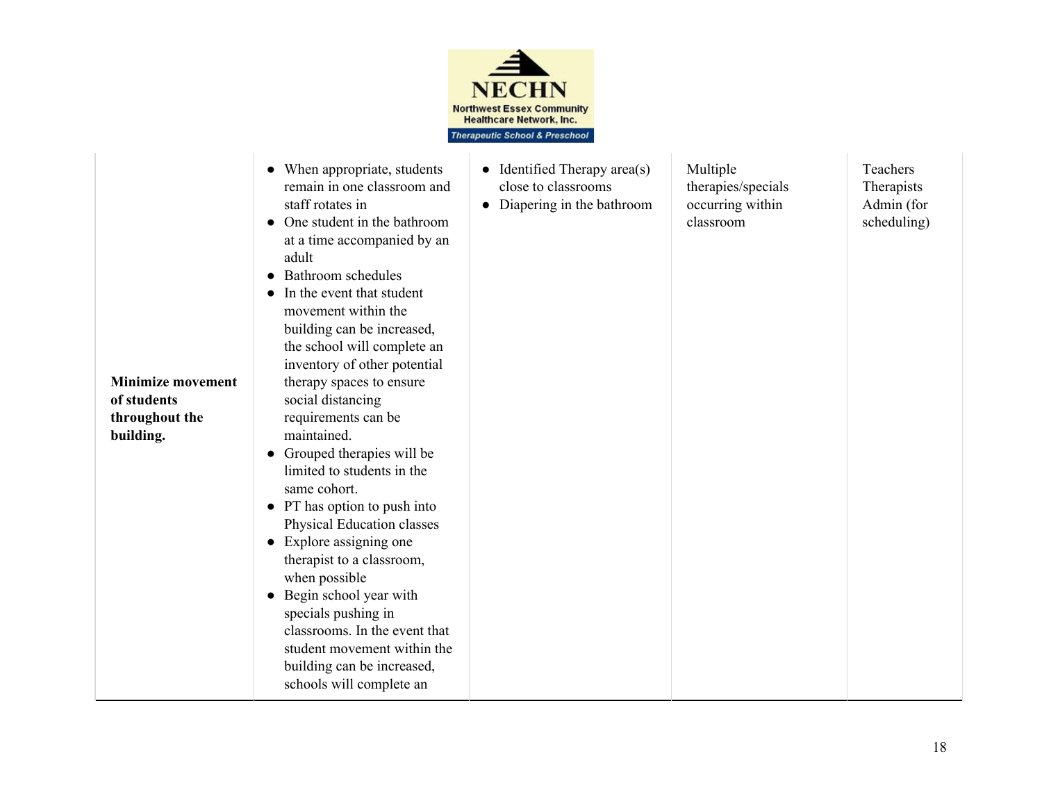| | | | | |
|---|---|---|---|---|
| **Minimize movement of students throughout the building.** | • When appropriate, students remain in one classroom and staff rotates in<br>• One student in the bathroom at a time accompanied by an adult<br>• Bathroom schedules<br>• In the event that student movement within the building can be increased, the school will complete an inventory of other potential therapy spaces to ensure social distancing requirements can be maintained.<br>• Grouped therapies will be limited to students in the same cohort.<br>• PT has option to push into Physical Education classes<br>• Explore assigning one therapist to a classroom, when possible<br>• Begin school year with specials pushing in classrooms. In the event that student movement within the building can be increased, schools will complete an | • Identified Therapy area(s) close to classrooms<br>• Diapering in the bathroom | Multiple therapies/specials occurring within classroom | Teachers<br>Therapists<br>Admin (for scheduling) |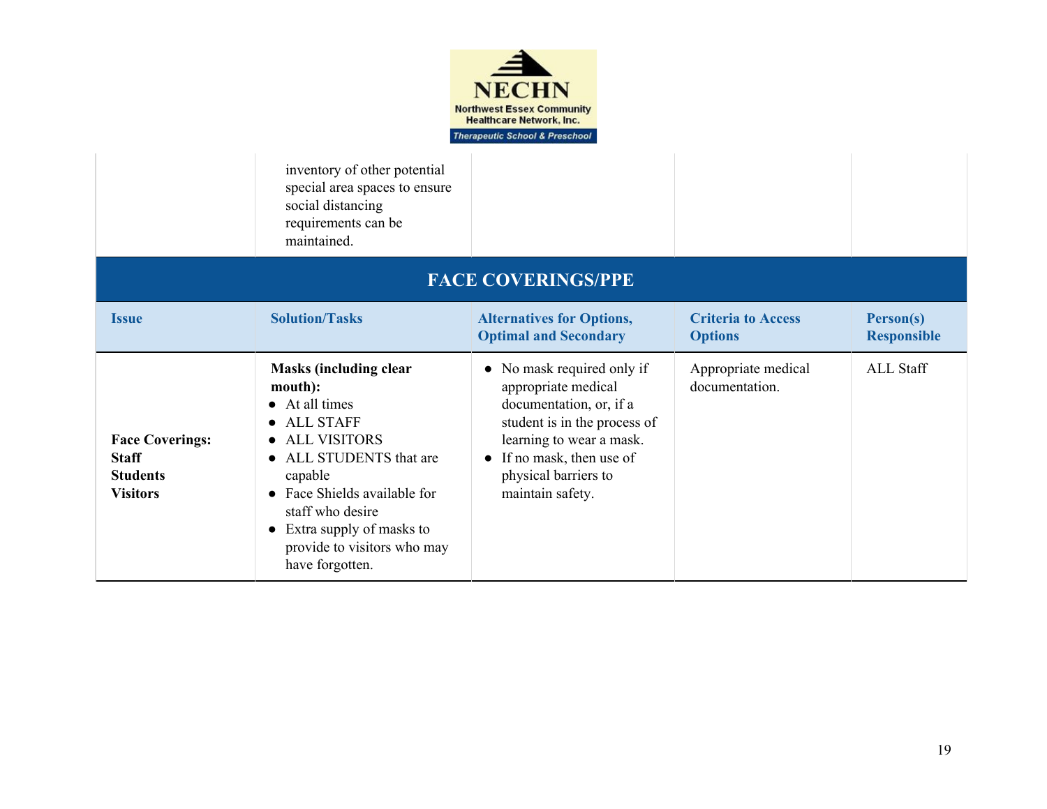| | inventory of other potential special area spaces to ensure social distancing requirements can be maintained. | | | |
|---|---|---|---|---|

## FACE COVERINGS/PPE

| Issue | Solution/Tasks | Alternatives for Options, Optimal and Secondary | Criteria to Access Options | Person(s) Responsible |
|---|---|---|---|---|
| **Face Coverings: Staff Students Visitors** | **Masks (including clear mouth):**<br>● At all times<br>● ALL STAFF<br>● ALL VISITORS<br>● ALL STUDENTS that are capable<br>● Face Shields available for staff who desire<br>● Extra supply of masks to provide to visitors who may have forgotten. | ● No mask required only if appropriate medical documentation, or, if a student is in the process of learning to wear a mask.<br>● If no mask, then use of physical barriers to maintain safety. | Appropriate medical documentation. | ALL Staff |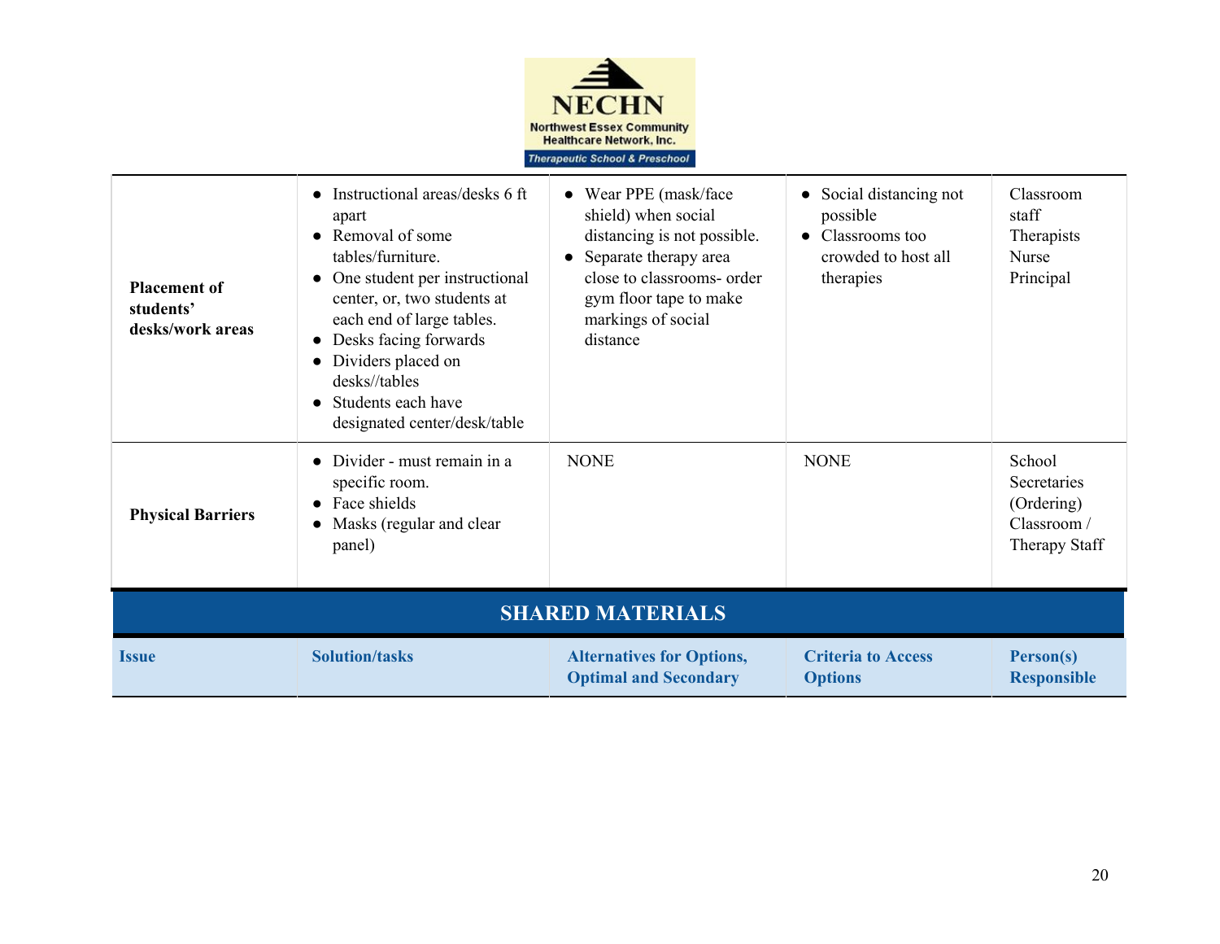| | | | | |
|---|---|---|---|---|
| **Placement of students' desks/work areas** | • Instructional areas/desks 6 ft apart<br>• Removal of some tables/furniture.<br>• One student per instructional center, or, two students at each end of large tables.<br>• Desks facing forwards<br>• Dividers placed on desks//tables<br>• Students each have designated center/desk/table | • Wear PPE (mask/face shield) when social distancing is not possible.<br>• Separate therapy area close to classrooms- order gym floor tape to make markings of social distance | • Social distancing not possible<br>• Classrooms too crowded to host all therapies | Classroom staff<br>Therapists<br>Nurse<br>Principal |
| **Physical Barriers** | • Divider - must remain in a specific room.<br>• Face shields<br>• Masks (regular and clear panel) | NONE | NONE | School Secretaries (Ordering)<br>Classroom / Therapy Staff |

## SHARED MATERIALS

| Issue | Solution/tasks | Alternatives for Options, Optimal and Secondary | Criteria to Access Options | Person(s) Responsible |
|---|---|---|---|---|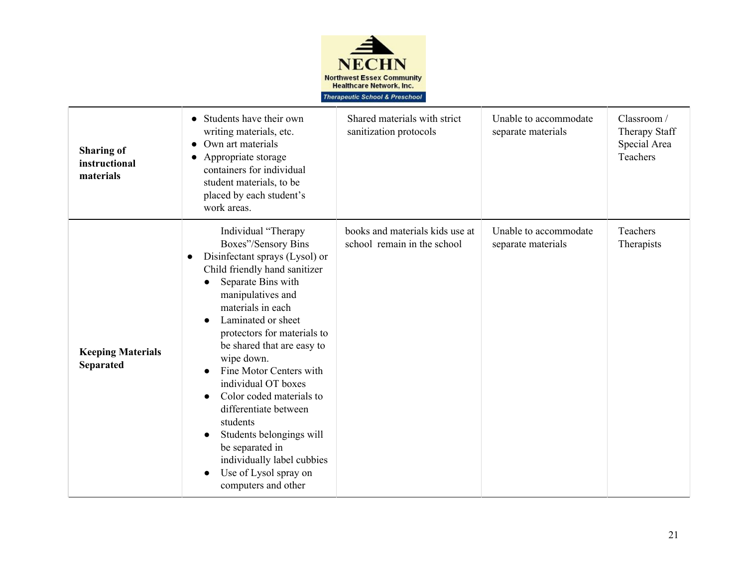| | | | | |
|---|---|---|---|---|
| **Sharing of instructional materials** | • Students have their own writing materials, etc.<br>• Own art materials<br>• Appropriate storage containers for individual student materials, to be placed by each student's work areas. | Shared materials with strict sanitization protocols | Unable to accommodate separate materials | Classroom / Therapy Staff Special Area Teachers |
| **Keeping Materials Separated** | Individual "Therapy Boxes"/Sensory Bins<br>• Disinfectant sprays (Lysol) or Child friendly hand sanitizer<br>• Separate Bins with manipulatives and materials in each<br>• Laminated or sheet protectors for materials to be shared that are easy to wipe down.<br>• Fine Motor Centers with individual OT boxes<br>• Color coded materials to differentiate between students<br>• Students belongings will be separated in individually label cubbies<br>• Use of Lysol spray on computers and other | books and materials kids use at school remain in the school | Unable to accommodate separate materials | Teachers Therapists |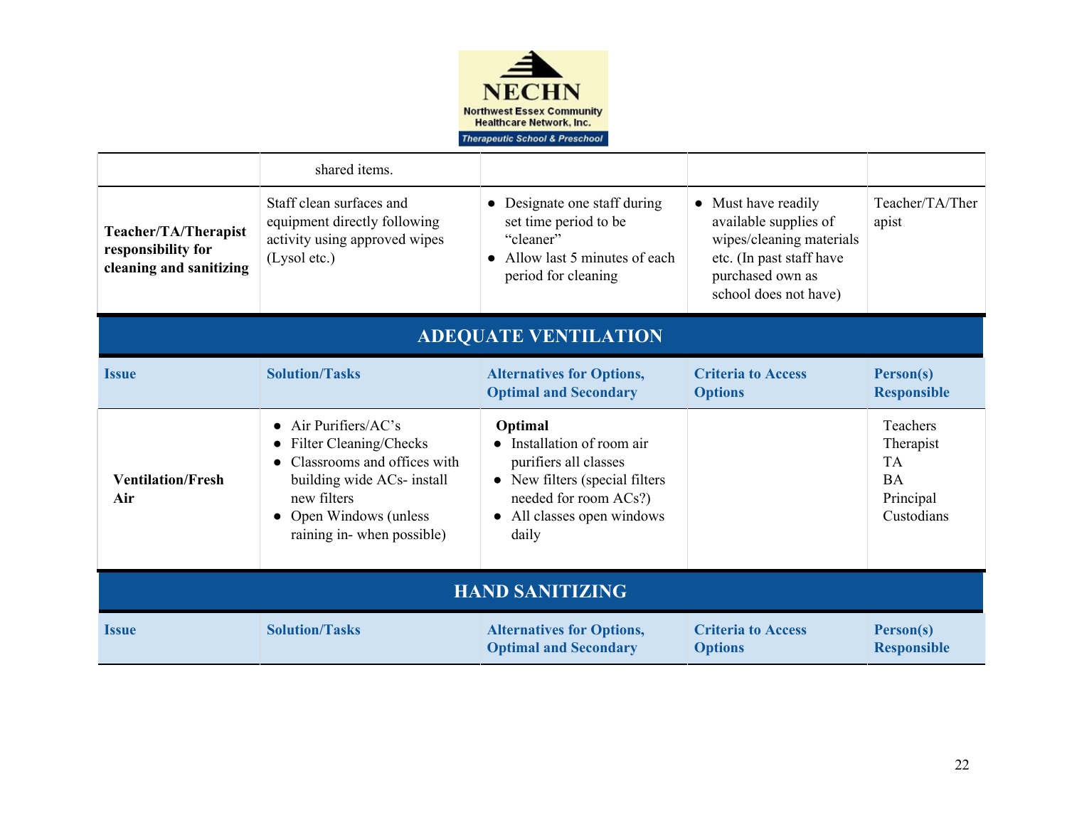| | | | | |
|---|---|---|---|---|
| | shared items. | | | |
| **Teacher/TA/Therapist responsibility for cleaning and sanitizing** | Staff clean surfaces and equipment directly following activity using approved wipes (Lysol etc.) | • Designate one staff during set time period to be "cleaner"<br>• Allow last 5 minutes of each period for cleaning | • Must have readily available supplies of wipes/cleaning materials etc. (In past staff have purchased own as school does not have) | Teacher/TA/Therapist |

## ADEQUATE VENTILATION

| Issue | Solution/Tasks | Alternatives for Options, Optimal and Secondary | Criteria to Access Options | Person(s) Responsible |
|---|---|---|---|---|
| **Ventilation/Fresh Air** | • Air Purifiers/AC's<br>• Filter Cleaning/Checks<br>• Classrooms and offices with building wide ACs- install new filters<br>• Open Windows (unless raining in- when possible) | **Optimal**<br>• Installation of room air purifiers all classes<br>• New filters (special filters needed for room ACs?)<br>• All classes open windows daily | | Teachers<br>Therapist<br>TA<br>BA<br>Principal<br>Custodians |

## HAND SANITIZING

| Issue | Solution/Tasks | Alternatives for Options, Optimal and Secondary | Criteria to Access Options | Person(s) Responsible |
|---|---|---|---|---|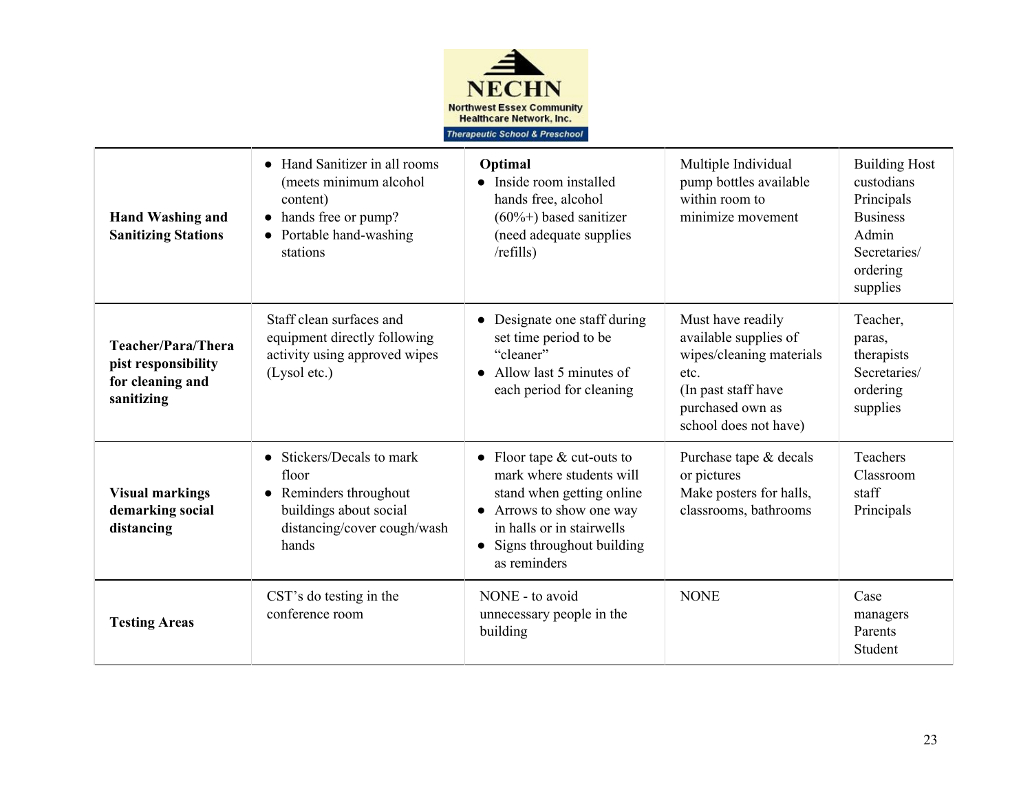NECHN
Northwest Essex Community Healthcare Network, Inc.
Therapeutic School & Preschool

| | | | | |
|---|---|---|---|---|
| **Hand Washing and Sanitizing Stations** | • Hand Sanitizer in all rooms (meets minimum alcohol content)<br>• hands free or pump?<br>• Portable hand-washing stations | **Optimal**<br>• Inside room installed hands free, alcohol (60%+) based sanitizer (need adequate supplies /refills) | Multiple Individual pump bottles available within room to minimize movement | Building Host custodians<br>Principals<br>Business Admin<br>Secretaries/ ordering supplies |
| **Teacher/Para/Therapist responsibility for cleaning and sanitizing** | Staff clean surfaces and equipment directly following activity using approved wipes (Lysol etc.) | • Designate one staff during set time period to be "cleaner"<br>• Allow last 5 minutes of each period for cleaning | Must have readily available supplies of wipes/cleaning materials etc.<br>(In past staff have purchased own as school does not have) | Teacher, paras, therapists<br>Secretaries/ ordering supplies |
| **Visual markings demarking social distancing** | • Stickers/Decals to mark floor<br>• Reminders throughout buildings about social distancing/cover cough/wash hands | • Floor tape & cut-outs to mark where students will stand when getting online<br>• Arrows to show one way in halls or in stairwells<br>• Signs throughout building as reminders | Purchase tape & decals or pictures<br>Make posters for halls, classrooms, bathrooms | Teachers<br>Classroom staff<br>Principals |
| **Testing Areas** | CST's do testing in the conference room | NONE - to avoid unnecessary people in the building | NONE | Case managers<br>Parents<br>Student |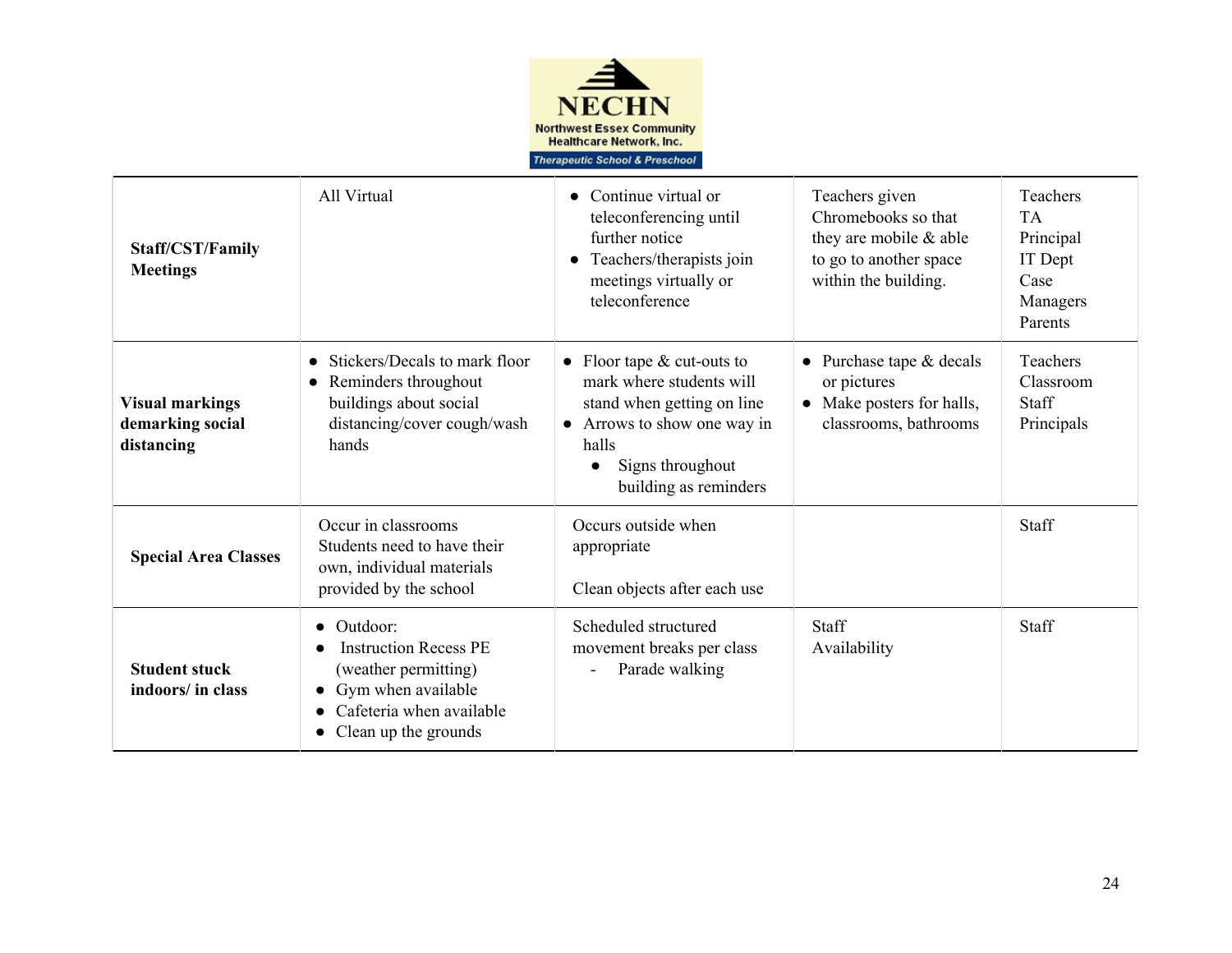| | | | | |
|---|---|---|---|---|
| **Staff/CST/Family Meetings** | All Virtual | • Continue virtual or teleconferencing until further notice<br>• Teachers/therapists join meetings virtually or teleconference | Teachers given Chromebooks so that they are mobile & able to go to another space within the building. | Teachers<br>TA<br>Principal<br>IT Dept<br>Case Managers<br>Parents |
| **Visual markings demarking social distancing** | • Stickers/Decals to mark floor<br>• Reminders throughout buildings about social distancing/cover cough/wash hands | • Floor tape & cut-outs to mark where students will stand when getting on line<br>• Arrows to show one way in halls<br>  • Signs throughout building as reminders | • Purchase tape & decals or pictures<br>• Make posters for halls, classrooms, bathrooms | Teachers<br>Classroom Staff<br>Principals |
| **Special Area Classes** | Occur in classrooms<br>Students need to have their own, individual materials provided by the school | Occurs outside when appropriate<br><br>Clean objects after each use | | Staff |
| **Student stuck indoors/ in class** | • Outdoor:<br>• Instruction Recess PE (weather permitting)<br>• Gym when available<br>• Cafeteria when available<br>• Clean up the grounds | Scheduled structured movement breaks per class<br>- Parade walking | Staff<br>Availability | Staff |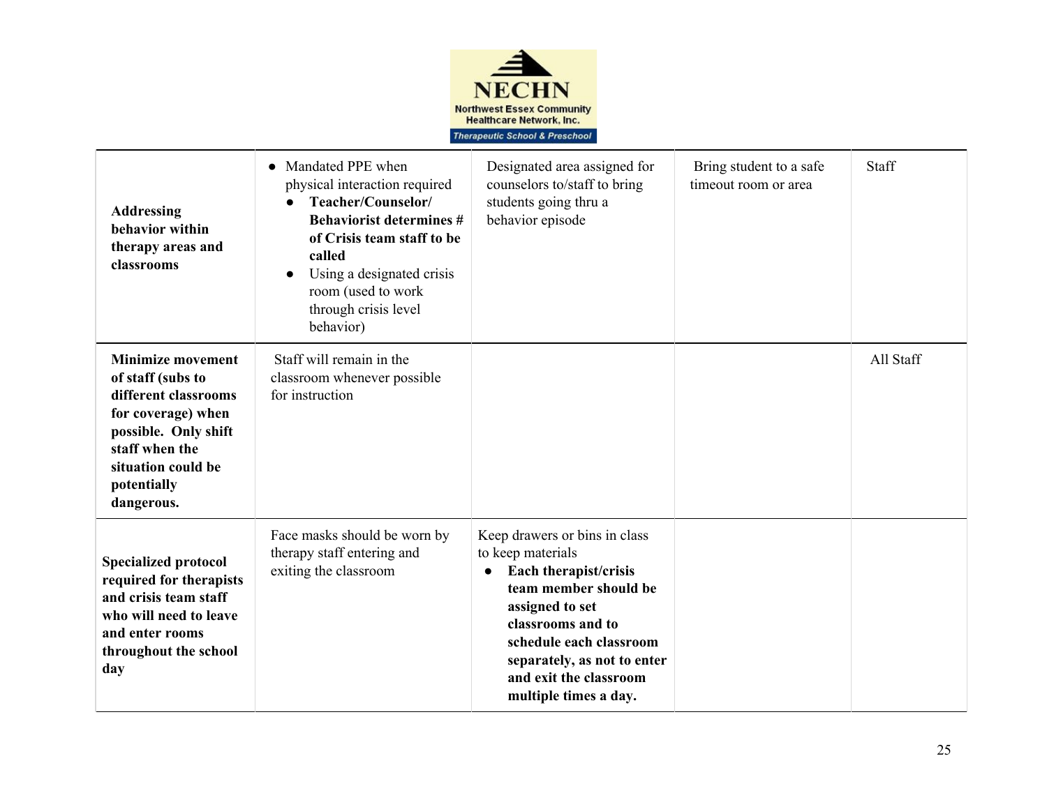| | | | | |
|---|---|---|---|---|
| **Addressing behavior within therapy areas and classrooms** | • Mandated PPE when physical interaction required<br>• **Teacher/Counselor/ Behaviorist determines # of Crisis team staff to be called**<br>• Using a designated crisis room (used to work through crisis level behavior) | Designated area assigned for counselors to/staff to bring students going thru a behavior episode | Bring student to a safe timeout room or area | Staff |
| **Minimize movement of staff (subs to different classrooms for coverage) when possible. Only shift staff when the situation could be potentially dangerous.** | Staff will remain in the classroom whenever possible for instruction | | | All Staff |
| **Specialized protocol required for therapists and crisis team staff who will need to leave and enter rooms throughout the school day** | Face masks should be worn by therapy staff entering and exiting the classroom | Keep drawers or bins in class to keep materials<br>• **Each therapist/crisis team member should be assigned to set classrooms and to schedule each classroom separately, as not to enter and exit the classroom multiple times a day.** | | |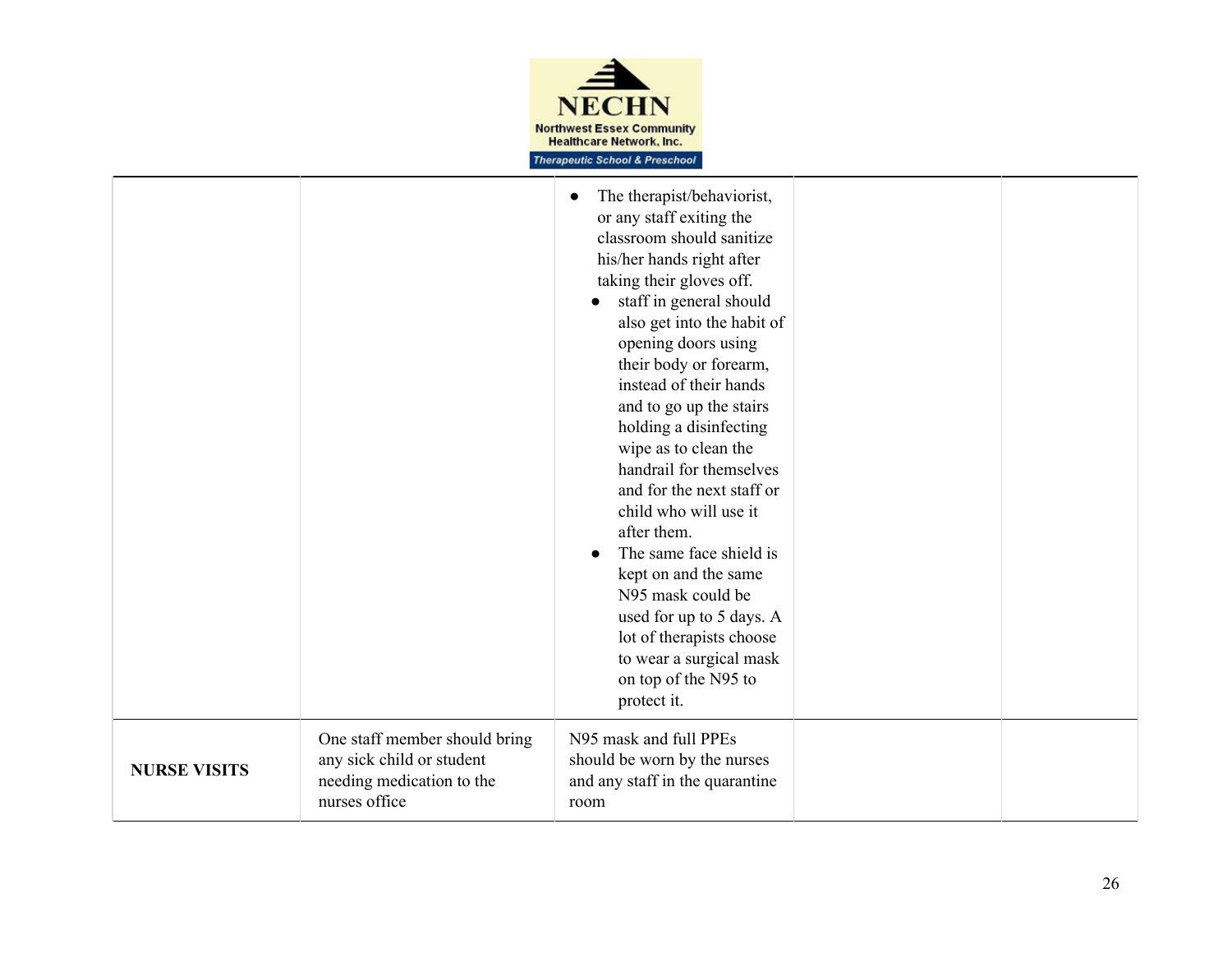| | | | | |
|---|---|---|---|---|
| | | • The therapist/behaviorist, or any staff exiting the classroom should sanitize his/her hands right after taking their gloves off.<br>  ◦ staff in general should also get into the habit of opening doors using their body or forearm, instead of their hands and to go up the stairs holding a disinfecting wipe as to clean the handrail for themselves and for the next staff or child who will use it after them.<br>  ◦ The same face shield is kept on and the same N95 mask could be used for up to 5 days. A lot of therapists choose to wear a surgical mask on top of the N95 to protect it. | | |
| **NURSE VISITS** | One staff member should bring any sick child or student needing medication to the nurses office | N95 mask and full PPEs should be worn by the nurses and any staff in the quarantine room | | |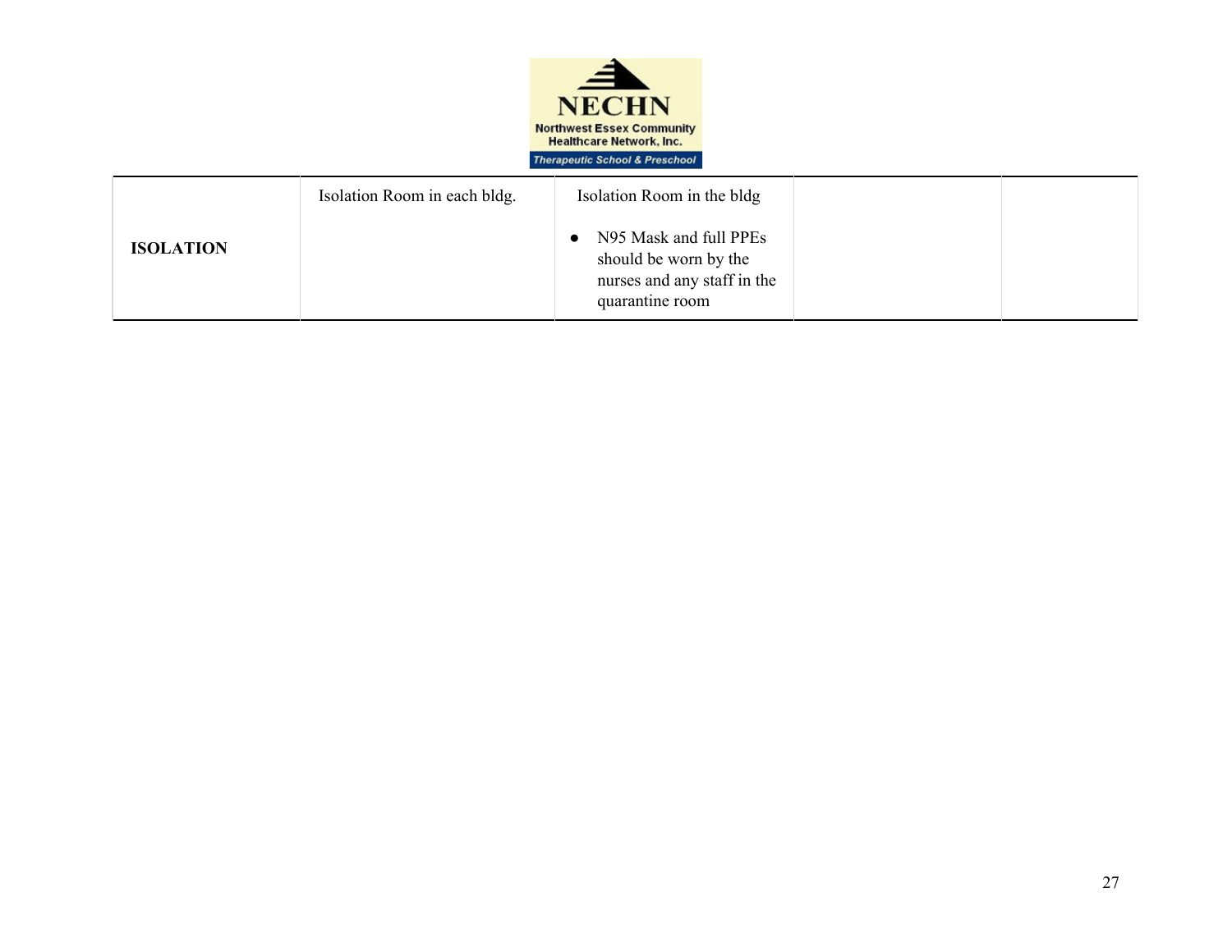| | | | | |
|---|---|---|---|---|
| **ISOLATION** | Isolation Room in each bldg. | Isolation Room in the bldg<br>• N95 Mask and full PPEs should be worn by the nurses and any staff in the quarantine room | | |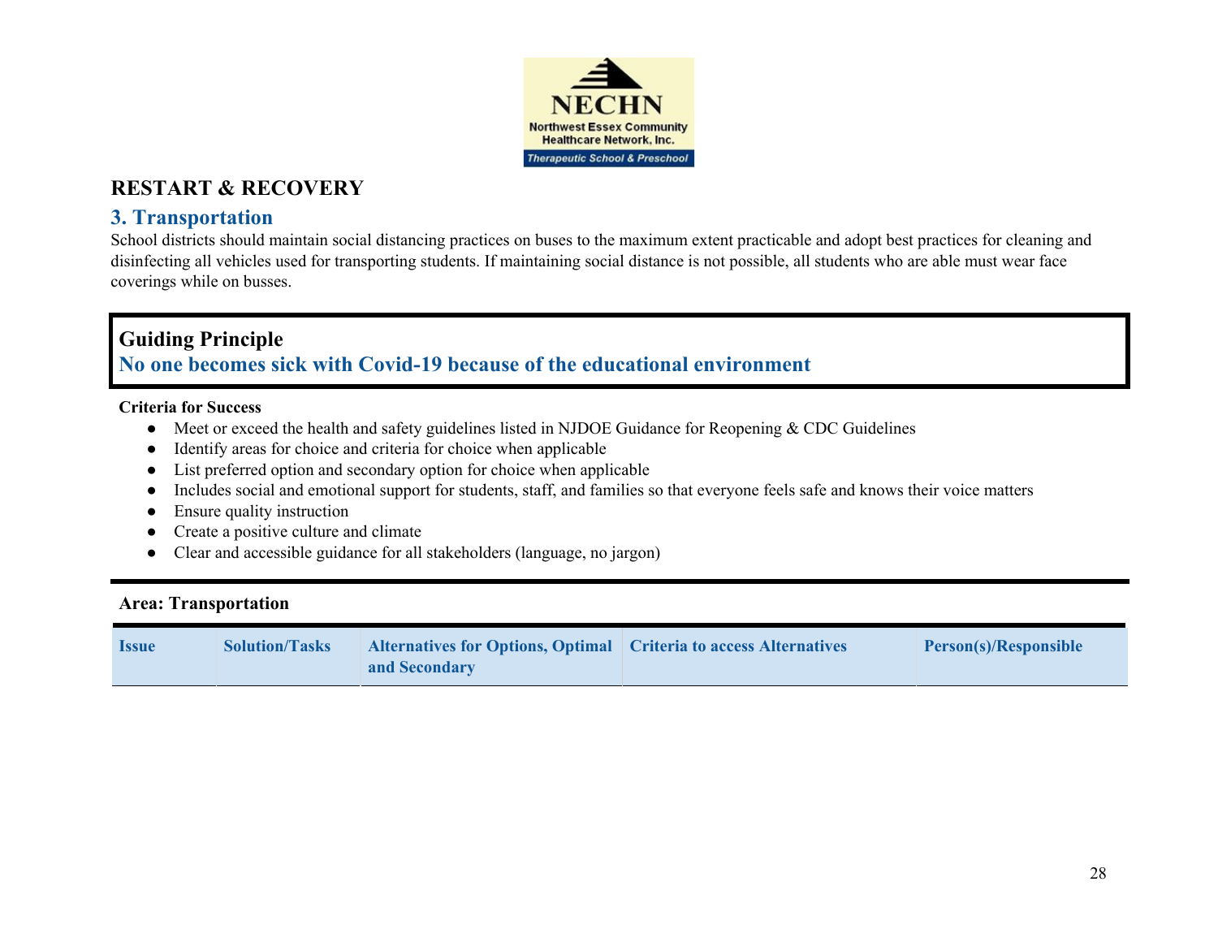NECHN

Northwest Essex Community Healthcare Network, Inc.

Therapeutic School & Preschool

## RESTART & RECOVERY

### 3. Transportation

School districts should maintain social distancing practices on buses to the maximum extent practicable and adopt best practices for cleaning and disinfecting all vehicles used for transporting students. If maintaining social distance is not possible, all students who are able must wear face coverings while on busses.

**Guiding Principle**

**No one becomes sick with Covid-19 because of the educational environment**

**Criteria for Success**

- Meet or exceed the health and safety guidelines listed in NJDOE Guidance for Reopening & CDC Guidelines
- Identify areas for choice and criteria for choice when applicable
- List preferred option and secondary option for choice when applicable
- Includes social and emotional support for students, staff, and families so that everyone feels safe and knows their voice matters
- Ensure quality instruction
- Create a positive culture and climate
- Clear and accessible guidance for all stakeholders (language, no jargon)

**Area: Transportation**

| Issue | Solution/Tasks | Alternatives for Options, Optimal and Secondary | Criteria to access Alternatives | Person(s)/Responsible |
| --- | --- | --- | --- | --- |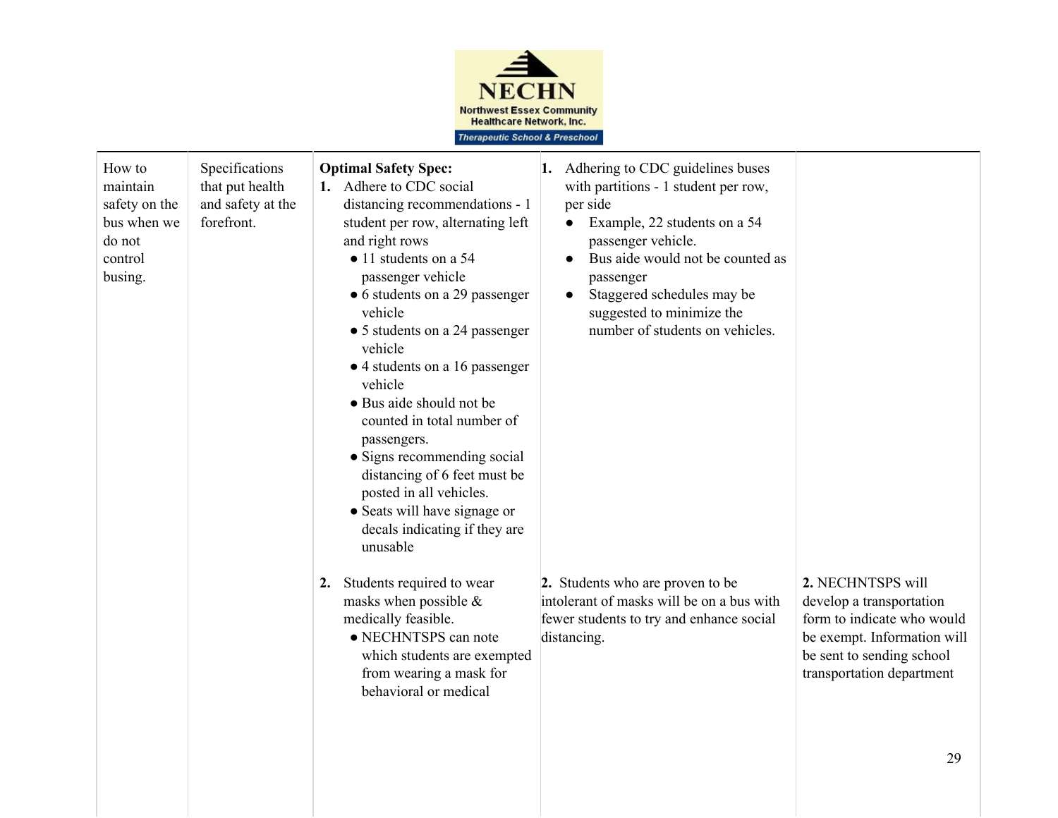| How to maintain safety on the bus when we do not control busing. | Specifications that put health and safety at the forefront. | **Optimal Safety Spec:**<br>**1.** Adhere to CDC social distancing recommendations - 1 student per row, alternating left and right rows<br>• 11 students on a 54 passenger vehicle<br>• 6 students on a 29 passenger vehicle<br>• 5 students on a 24 passenger vehicle<br>• 4 students on a 16 passenger vehicle<br>• Bus aide should not be counted in total number of passengers.<br>• Signs recommending social distancing of 6 feet must be posted in all vehicles.<br>• Seats will have signage or decals indicating if they are unusable | **1.** Adhering to CDC guidelines buses with partitions - 1 student per row, per side<br>• Example, 22 students on a 54 passenger vehicle.<br>• Bus aide would not be counted as passenger<br>• Staggered schedules may be suggested to minimize the number of students on vehicles. | |
|---|---|---|---|---|
| | | **2.** Students required to wear masks when possible & medically feasible.<br>• NECHNTSPS can note which students are exempted from wearing a mask for behavioral or medical | **2.** Students who are proven to be intolerant of masks will be on a bus with fewer students to try and enhance social distancing. | **2.** NECHNTSPS will develop a transportation form to indicate who would be exempt. Information will be sent to sending school transportation department |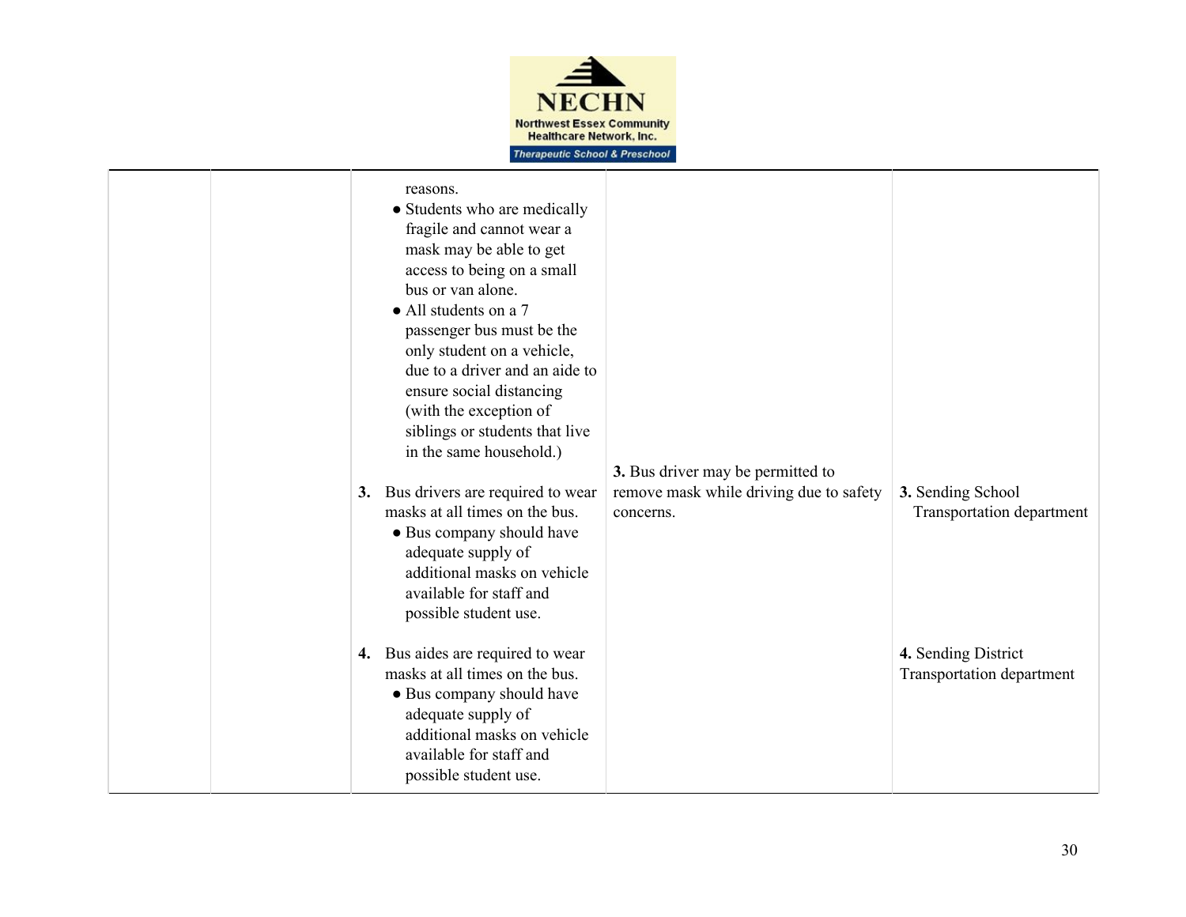| | | | | |
|---|---|---|---|---|
| | | reasons.<br>• Students who are medically fragile and cannot wear a mask may be able to get access to being on a small bus or van alone.<br>• All students on a 7 passenger bus must be the only student on a vehicle, due to a driver and an aide to ensure social distancing (with the exception of siblings or students that live in the same household.)<br><br>**3.** Bus drivers are required to wear masks at all times on the bus.<br>• Bus company should have adequate supply of additional masks on vehicle available for staff and possible student use.<br><br>**4.** Bus aides are required to wear masks at all times on the bus.<br>• Bus company should have adequate supply of additional masks on vehicle available for staff and possible student use. | **3.** Bus driver may be permitted to remove mask while driving due to safety concerns. | **3.** Sending School Transportation department<br><br>**4.** Sending District Transportation department |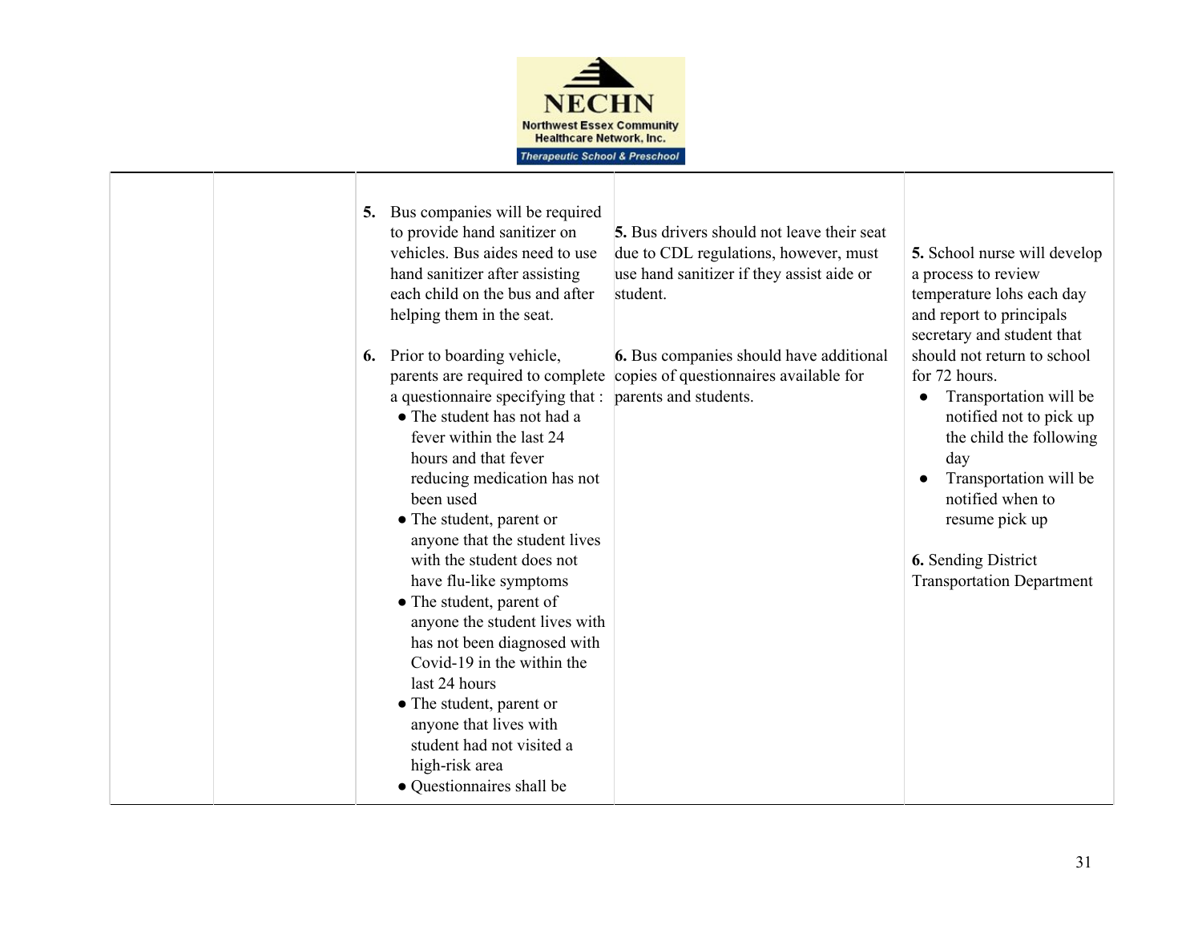| | | | | |
|---|---|---|---|---|
| | | **5.** Bus companies will be required to provide hand sanitizer on vehicles. Bus aides need to use hand sanitizer after assisting each child on the bus and after helping them in the seat.<br><br>**6.** Prior to boarding vehicle, parents are required to complete a questionnaire specifying that :<br>• The student has not had a fever within the last 24 hours and that fever reducing medication has not been used<br>• The student, parent or anyone that the student lives with the student does not have flu-like symptoms<br>• The student, parent of anyone the student lives with has not been diagnosed with Covid-19 in the within the last 24 hours<br>• The student, parent or anyone that lives with student had not visited a high-risk area<br>• Questionnaires shall be | **5.** Bus drivers should not leave their seat due to CDL regulations, however, must use hand sanitizer if they assist aide or student.<br><br>**6.** Bus companies should have additional copies of questionnaires available for parents and students. | **5.** School nurse will develop a process to review temperature lohs each day and report to principals secretary and student that should not return to school for 72 hours.<br>• Transportation will be notified not to pick up the child the following day<br>• Transportation will be notified when to resume pick up<br><br>**6.** Sending District Transportation Department |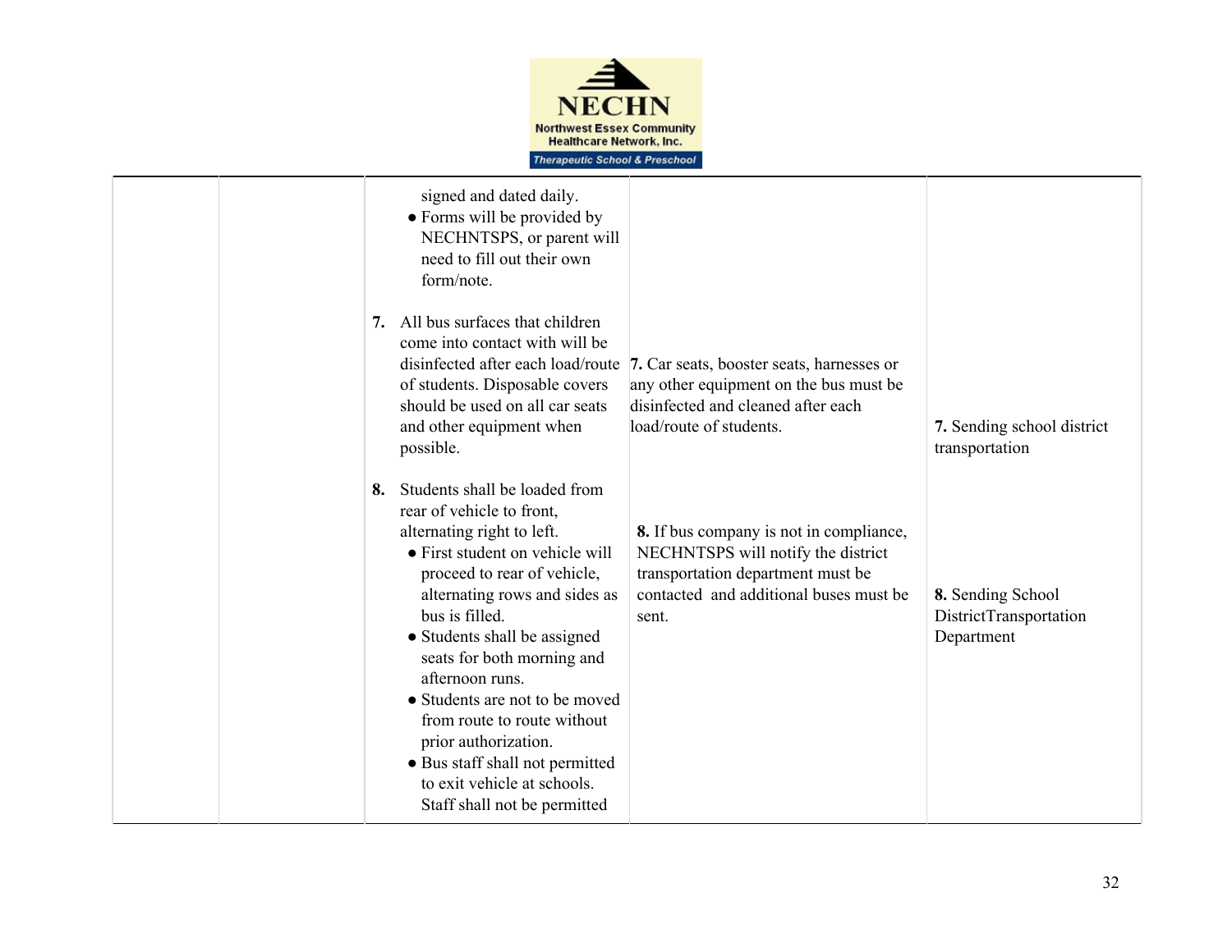| | | | | |
|---|---|---|---|---|
| | | signed and dated daily.<br>• Forms will be provided by NECHNTSPS, or parent will need to fill out their own form/note.<br><br>**7.** All bus surfaces that children come into contact with will be disinfected after each load/route of students. Disposable covers should be used on all car seats and other equipment when possible. | **7.** Car seats, booster seats, harnesses or any other equipment on the bus must be disinfected and cleaned after each load/route of students. | **7.** Sending school district transportation |
| | | **8.** Students shall be loaded from rear of vehicle to front, alternating right to left.<br>• First student on vehicle will proceed to rear of vehicle, alternating rows and sides as bus is filled.<br>• Students shall be assigned seats for both morning and afternoon runs.<br>• Students are not to be moved from route to route without prior authorization.<br>• Bus staff shall not permitted to exit vehicle at schools. Staff shall not be permitted | **8.** If bus company is not in compliance, NECHNTSPS will notify the district transportation department must be contacted and additional buses must be sent. | **8.** Sending School DistrictTransportation Department |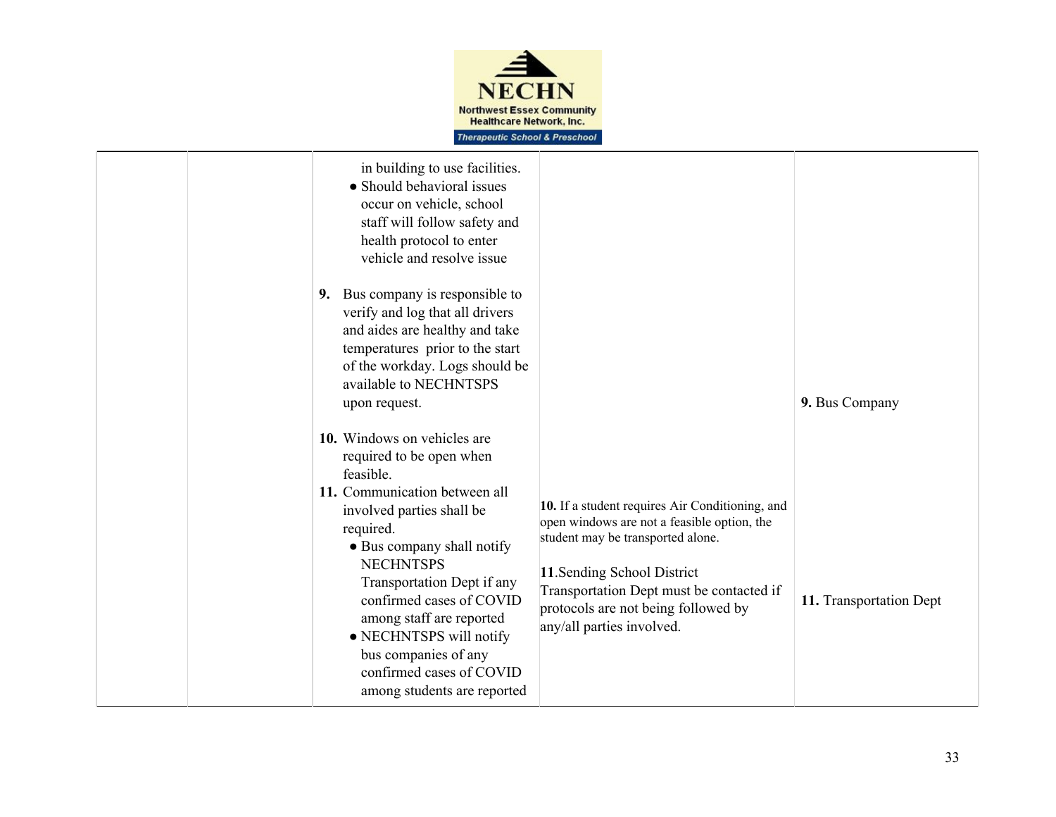| | | | | |
|---|---|---|---|---|
| | | in building to use facilities.<br>● Should behavioral issues occur on vehicle, school staff will follow safety and health protocol to enter vehicle and resolve issue<br><br>**9.** Bus company is responsible to verify and log that all drivers and aides are healthy and take temperatures prior to the start of the workday. Logs should be available to NECHNTSPS upon request.<br><br>**10.** Windows on vehicles are required to be open when feasible.<br>**11.** Communication between all involved parties shall be required.<br>● Bus company shall notify NECHNTSPS Transportation Dept if any confirmed cases of COVID among staff are reported<br>● NECHNTSPS will notify bus companies of any confirmed cases of COVID among students are reported | **10.** If a student requires Air Conditioning, and open windows are not a feasible option, the student may be transported alone.<br><br>**11**.Sending School District Transportation Dept must be contacted if protocols are not being followed by any/all parties involved. | **9.** Bus Company<br><br>**11.** Transportation Dept |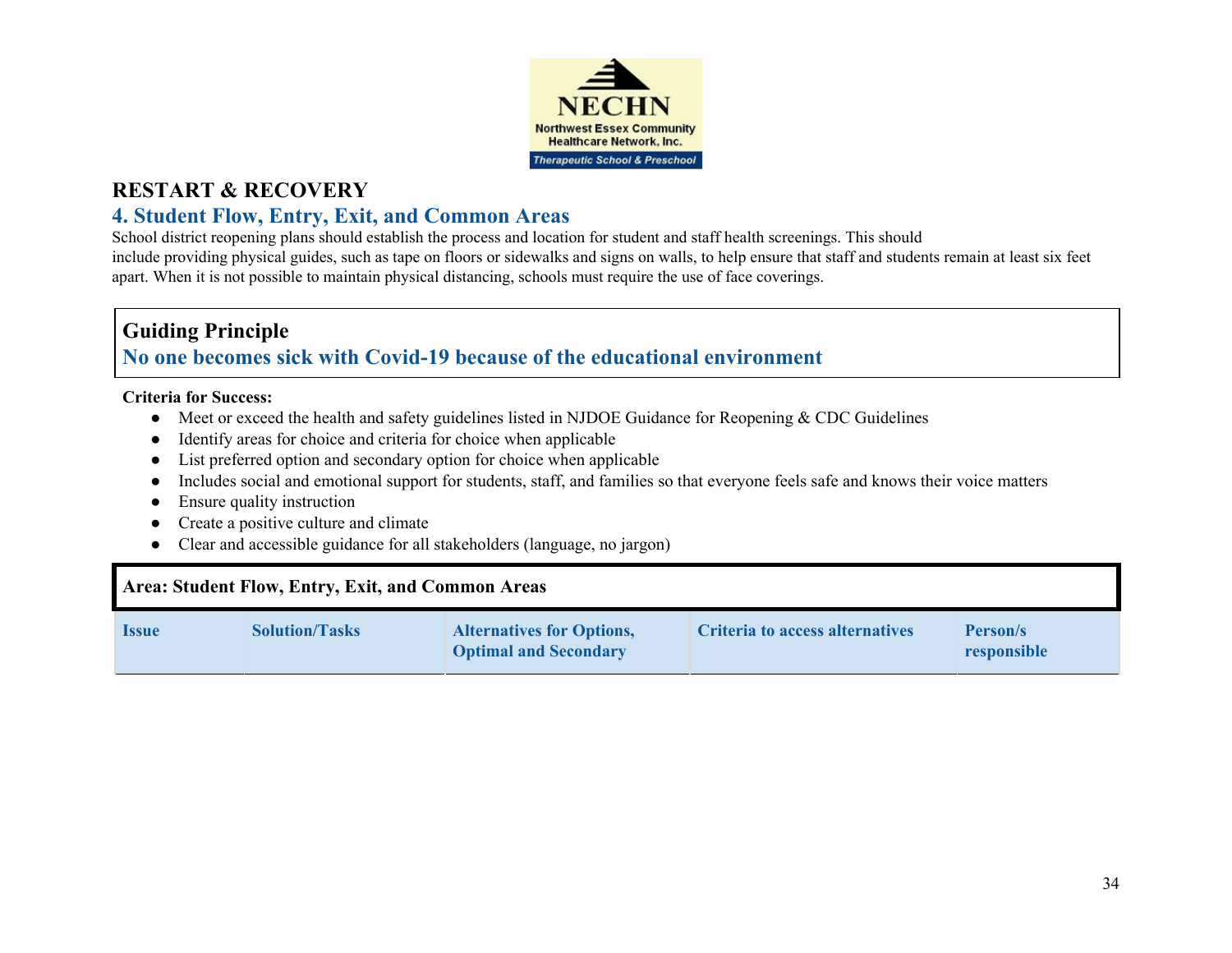NECHN
Northwest Essex Community Healthcare Network, Inc.
Therapeutic School & Preschool

## RESTART & RECOVERY

### 4. Student Flow, Entry, Exit, and Common Areas

School district reopening plans should establish the process and location for student and staff health screenings. This should include providing physical guides, such as tape on floors or sidewalks and signs on walls, to help ensure that staff and students remain at least six feet apart. When it is not possible to maintain physical distancing, schools must require the use of face coverings.

**Guiding Principle**

**No one becomes sick with Covid-19 because of the educational environment**

**Criteria for Success:**

- Meet or exceed the health and safety guidelines listed in NJDOE Guidance for Reopening & CDC Guidelines
- Identify areas for choice and criteria for choice when applicable
- List preferred option and secondary option for choice when applicable
- Includes social and emotional support for students, staff, and families so that everyone feels safe and knows their voice matters
- Ensure quality instruction
- Create a positive culture and climate
- Clear and accessible guidance for all stakeholders (language, no jargon)

**Area: Student Flow, Entry, Exit, and Common Areas**

| Issue | Solution/Tasks | Alternatives for Options, Optimal and Secondary | Criteria to access alternatives | Person/s responsible |
|---|---|---|---|---|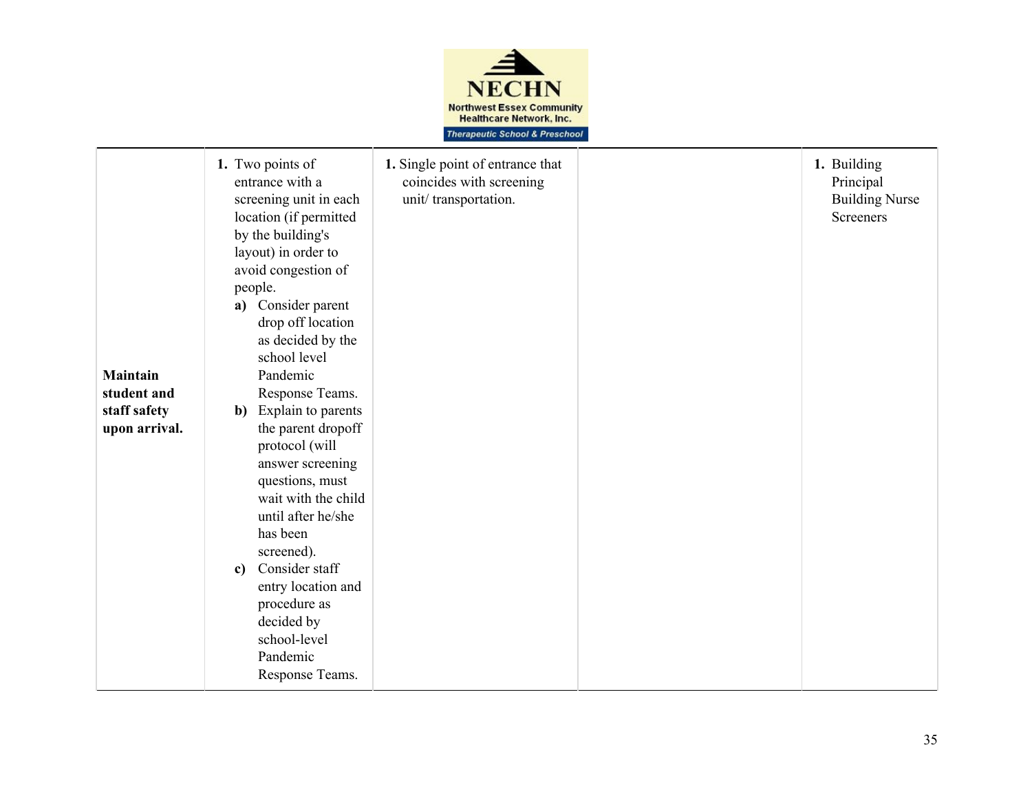| | | | | |
|---|---|---|---|---|
| **Maintain student and staff safety upon arrival.** | **1.** Two points of entrance with a screening unit in each location (if permitted by the building's layout) in order to avoid congestion of people.<br>**a)** Consider parent drop off location as decided by the school level Pandemic Response Teams.<br>**b)** Explain to parents the parent dropoff protocol (will answer screening questions, must wait with the child until after he/she has been screened).<br>**c)** Consider staff entry location and procedure as decided by school-level Pandemic Response Teams. | **1.** Single point of entrance that coincides with screening unit/ transportation. | | **1.** Building Principal Building Nurse Screeners |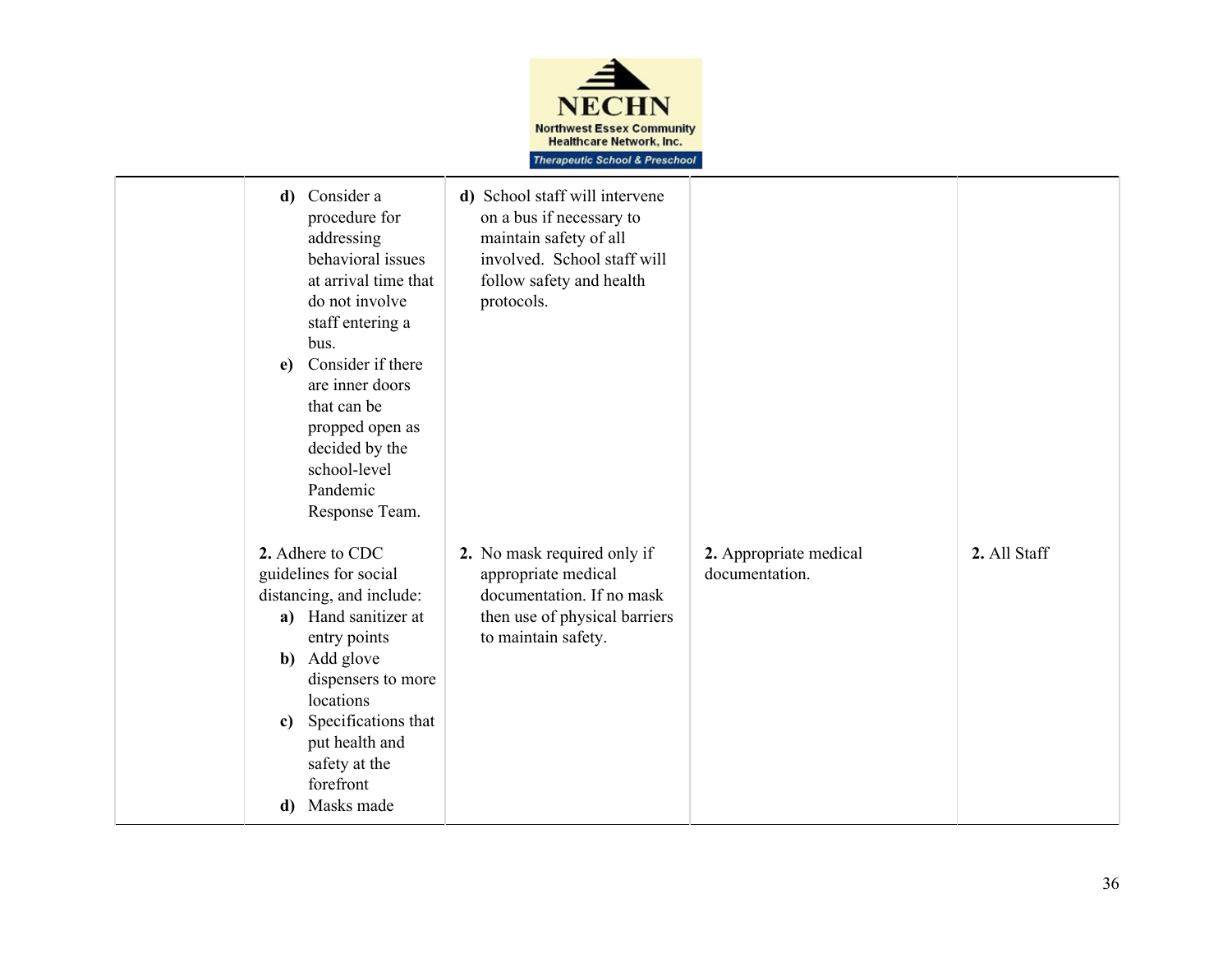| | | | | |
|---|---|---|---|---|
| | **d)** Consider a procedure for addressing behavioral issues at arrival time that do not involve staff entering a bus.<br>**e)** Consider if there are inner doors that can be propped open as decided by the school-level Pandemic Response Team. | **d)** School staff will intervene on a bus if necessary to maintain safety of all involved. School staff will follow safety and health protocols. | | |
| | **2.** Adhere to CDC guidelines for social distancing, and include:<br>**a)** Hand sanitizer at entry points<br>**b)** Add glove dispensers to more locations<br>**c)** Specifications that put health and safety at the forefront<br>**d)** Masks made | **2.** No mask required only if appropriate medical documentation. If no mask then use of physical barriers to maintain safety. | **2.** Appropriate medical documentation. | **2.** All Staff |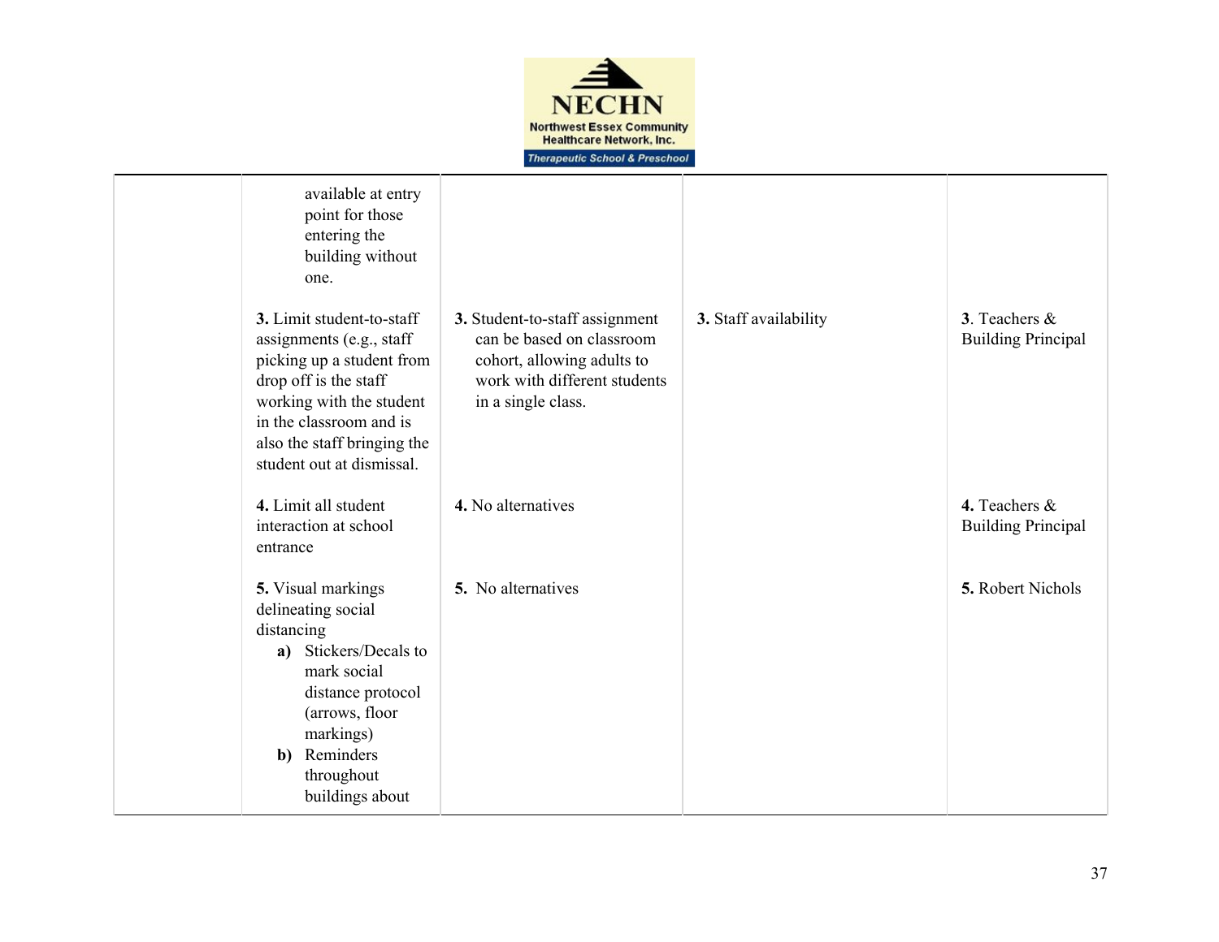|  |  |  |  |  |
|---|---|---|---|---|
|  | available at entry point for those entering the building without one. |  |  |  |
|  | **3.** Limit student-to-staff assignments (e.g., staff picking up a student from drop off is the staff working with the student in the classroom and is also the staff bringing the student out at dismissal. | **3.** Student-to-staff assignment can be based on classroom cohort, allowing adults to work with different students in a single class. | **3.** Staff availability | **3**. Teachers & Building Principal |
|  | **4.** Limit all student interaction at school entrance | **4.** No alternatives |  | **4.** Teachers & Building Principal |
|  | **5.** Visual markings delineating social distancing<br>**a)** Stickers/Decals to mark social distance protocol (arrows, floor markings)<br>**b)** Reminders throughout buildings about | **5.** No alternatives |  | **5.** Robert Nichols |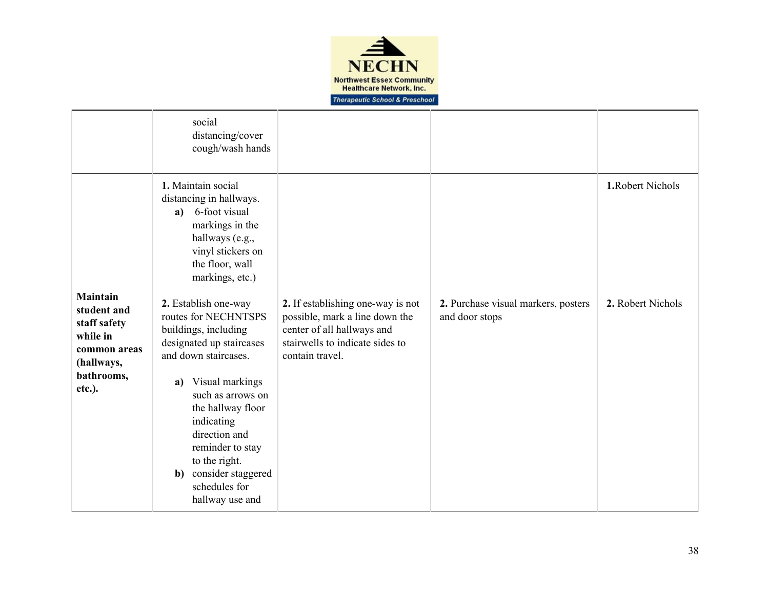| | | | | |
|---|---|---|---|---|
| | social distancing/cover cough/wash hands | | | |
| **Maintain student and staff safety while in common areas (hallways, bathrooms, etc.).** | **1.** Maintain social distancing in hallways.<br>**a)** 6-foot visual markings in the hallways (e.g., vinyl stickers on the floor, wall markings, etc.)<br><br>**2.** Establish one-way routes for NECHNTSPS buildings, including designated up staircases and down staircases.<br>**a)** Visual markings such as arrows on the hallway floor indicating direction and reminder to stay to the right.<br>**b)** consider staggered schedules for hallway use and | **2.** If establishing one-way is not possible, mark a line down the center of all hallways and stairwells to indicate sides to contain travel. | **2.** Purchase visual markers, posters and door stops | **1.**Robert Nichols<br><br>**2.** Robert Nichols |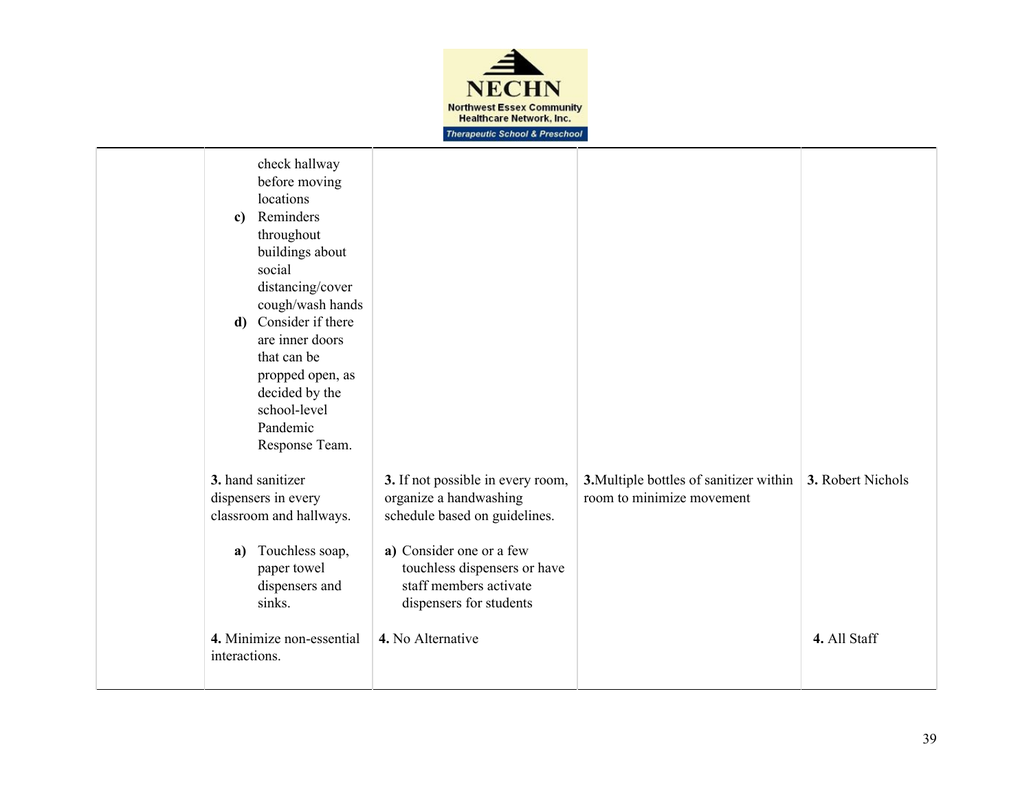| | | | | |
|---|---|---|---|---|
| | check hallway before moving locations<br>**c)** Reminders throughout buildings about social distancing/cover cough/wash hands<br>**d)** Consider if there are inner doors that can be propped open, as decided by the school-level Pandemic Response Team. | | | |
| | **3.** hand sanitizer dispensers in every classroom and hallways.<br>**a)** Touchless soap, paper towel dispensers and sinks. | **3.** If not possible in every room, organize a handwashing schedule based on guidelines.<br>**a)** Consider one or a few touchless dispensers or have staff members activate dispensers for students | **3.**Multiple bottles of sanitizer within room to minimize movement | **3.** Robert Nichols |
| | **4.** Minimize non-essential interactions. | **4.** No Alternative | | **4.** All Staff |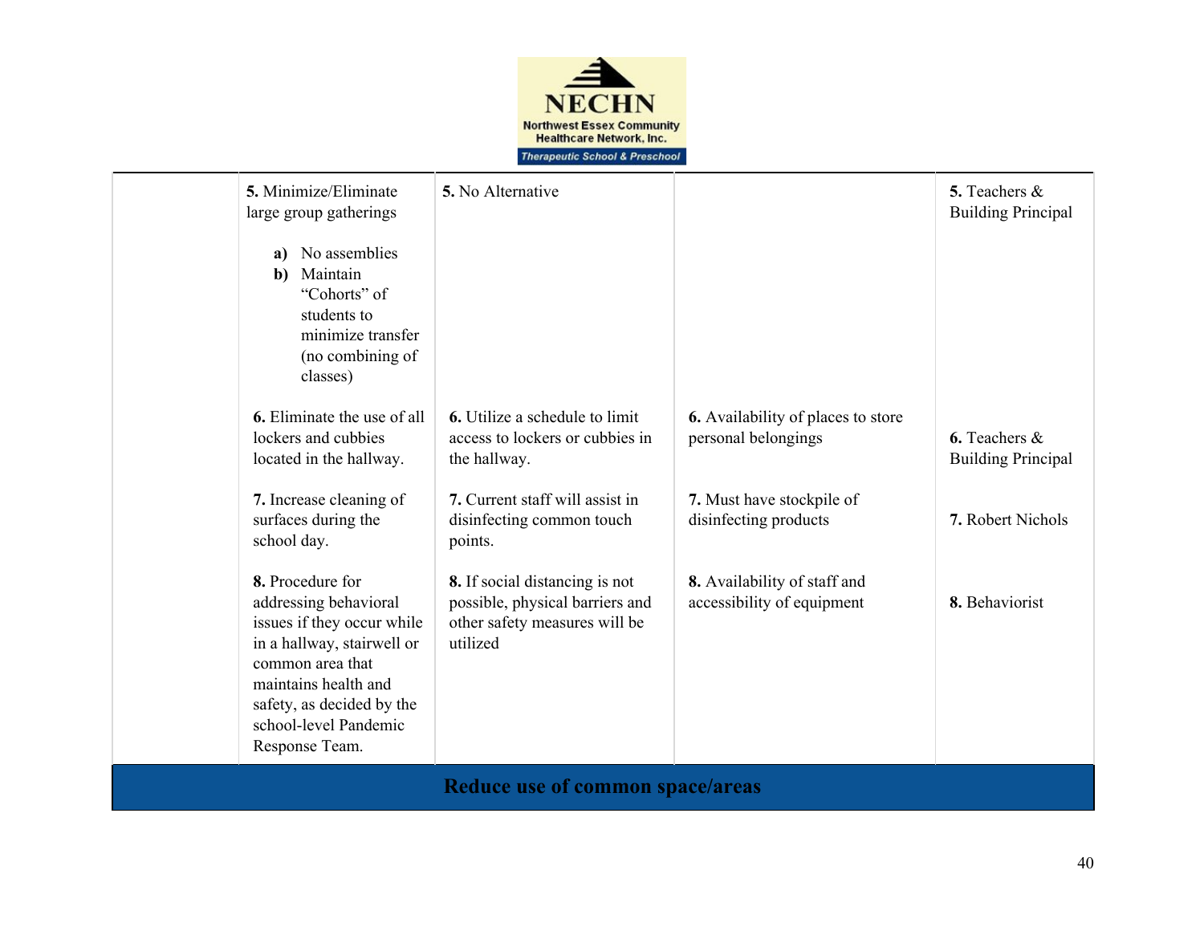**NECHN**
Northwest Essex Community Healthcare Network, Inc.
*Therapeutic School & Preschool*

| | | | | |
|---|---|---|---|---|
| | **5.** Minimize/Eliminate large group gatherings<br><br>**a)** No assemblies<br>**b)** Maintain "Cohorts" of students to minimize transfer (no combining of classes) | **5.** No Alternative | | **5.** Teachers & Building Principal |
| | **6.** Eliminate the use of all lockers and cubbies located in the hallway. | **6.** Utilize a schedule to limit access to lockers or cubbies in the hallway. | **6.** Availability of places to store personal belongings | **6.** Teachers & Building Principal |
| | **7.** Increase cleaning of surfaces during the school day. | **7.** Current staff will assist in disinfecting common touch points. | **7.** Must have stockpile of disinfecting products | **7.** Robert Nichols |
| | **8.** Procedure for addressing behavioral issues if they occur while in a hallway, stairwell or common area that maintains health and safety, as decided by the school-level Pandemic Response Team. | **8.** If social distancing is not possible, physical barriers and other safety measures will be utilized | **8.** Availability of staff and accessibility of equipment | **8.** Behaviorist |
| **Reduce use of common space/areas** | | | | |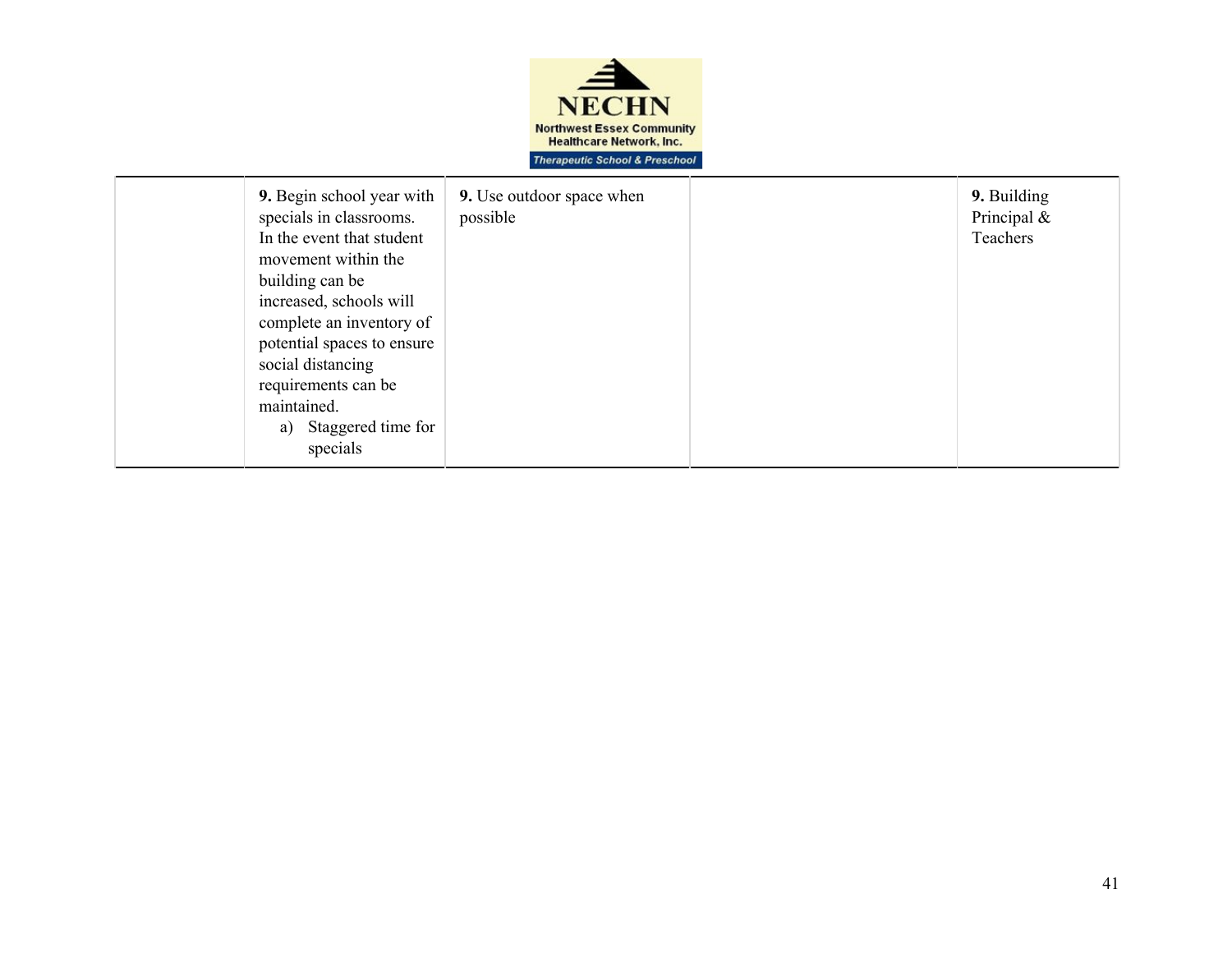| | | | | |
|---|---|---|---|---|
| | **9.** Begin school year with specials in classrooms. In the event that student movement within the building can be increased, schools will complete an inventory of potential spaces to ensure social distancing requirements can be maintained.<br>a) Staggered time for specials | **9.** Use outdoor space when possible | | **9.** Building Principal & Teachers |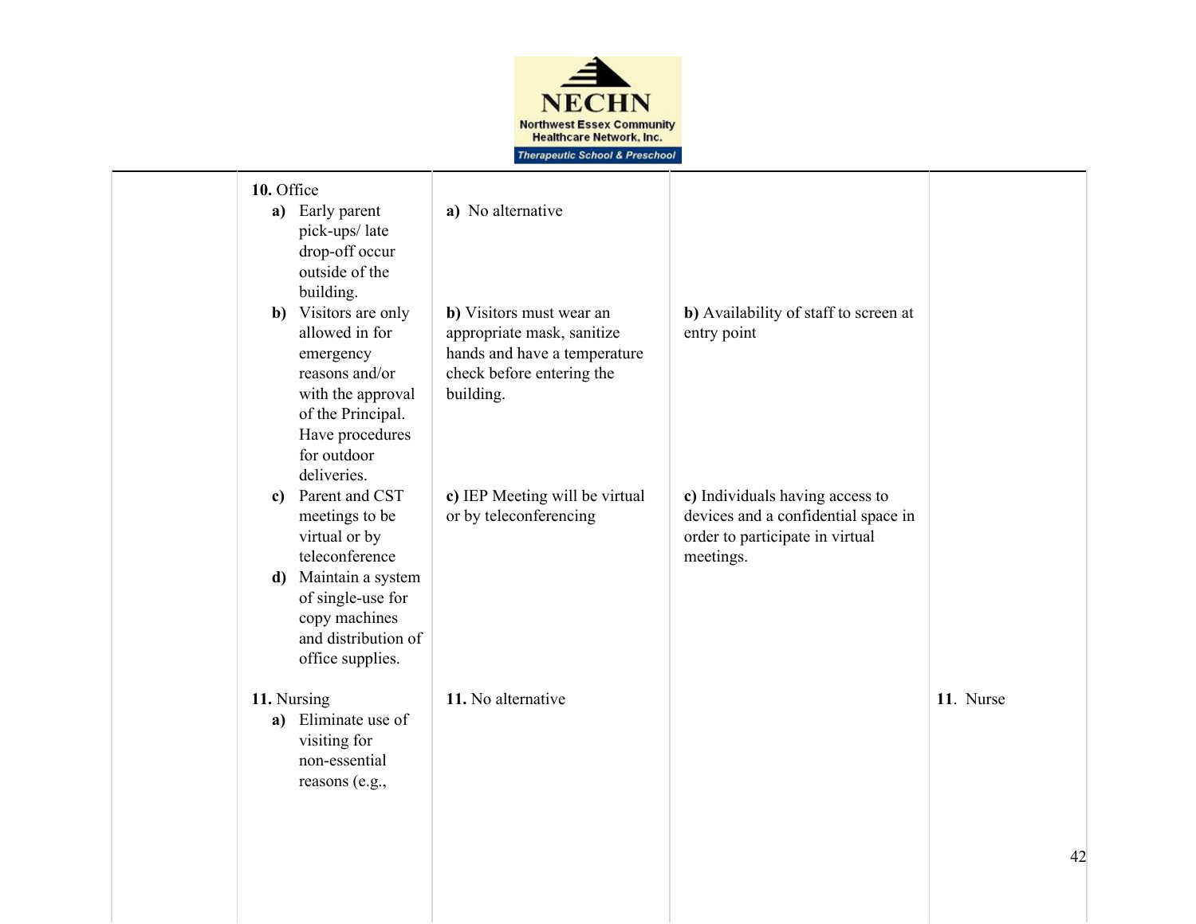| | | | | |
|---|---|---|---|---|
| | **10.** Office<br>**a)** Early parent pick-ups/ late drop-off occur outside of the building.<br>**b)** Visitors are only allowed in for emergency reasons and/or with the approval of the Principal. Have procedures for outdoor deliveries.<br>**c)** Parent and CST meetings to be virtual or by teleconference<br>**d)** Maintain a system of single-use for copy machines and distribution of office supplies. | **a)** No alternative<br><br>**b)** Visitors must wear an appropriate mask, sanitize hands and have a temperature check before entering the building.<br><br>**c)** IEP Meeting will be virtual or by teleconferencing | **b)** Availability of staff to screen at entry point<br><br>**c)** Individuals having access to devices and a confidential space in order to participate in virtual meetings. | |
| | **11.** Nursing<br>**a)** Eliminate use of visiting for non-essential reasons (e.g., | **11.** No alternative | | **11**. Nurse |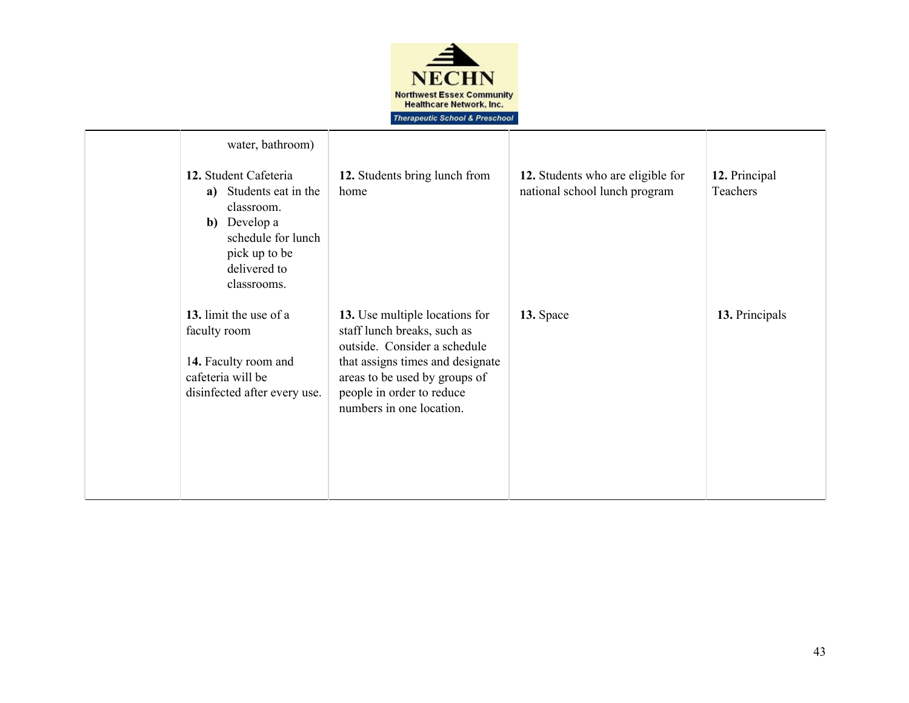| | | | | |
|---|---|---|---|---|
| | water, bathroom)<br><br>**12.** Student Cafeteria<br>**a)** Students eat in the classroom.<br>**b)** Develop a schedule for lunch pick up to be delivered to classrooms. | **12.** Students bring lunch from home | **12.** Students who are eligible for national school lunch program | **12.** Principal Teachers |
| | **13.** limit the use of a faculty room<br><br>1**4.** Faculty room and cafeteria will be disinfected after every use. | **13.** Use multiple locations for staff lunch breaks, such as outside. Consider a schedule that assigns times and designate areas to be used by groups of people in order to reduce numbers in one location. | **13.** Space | **13.** Principals |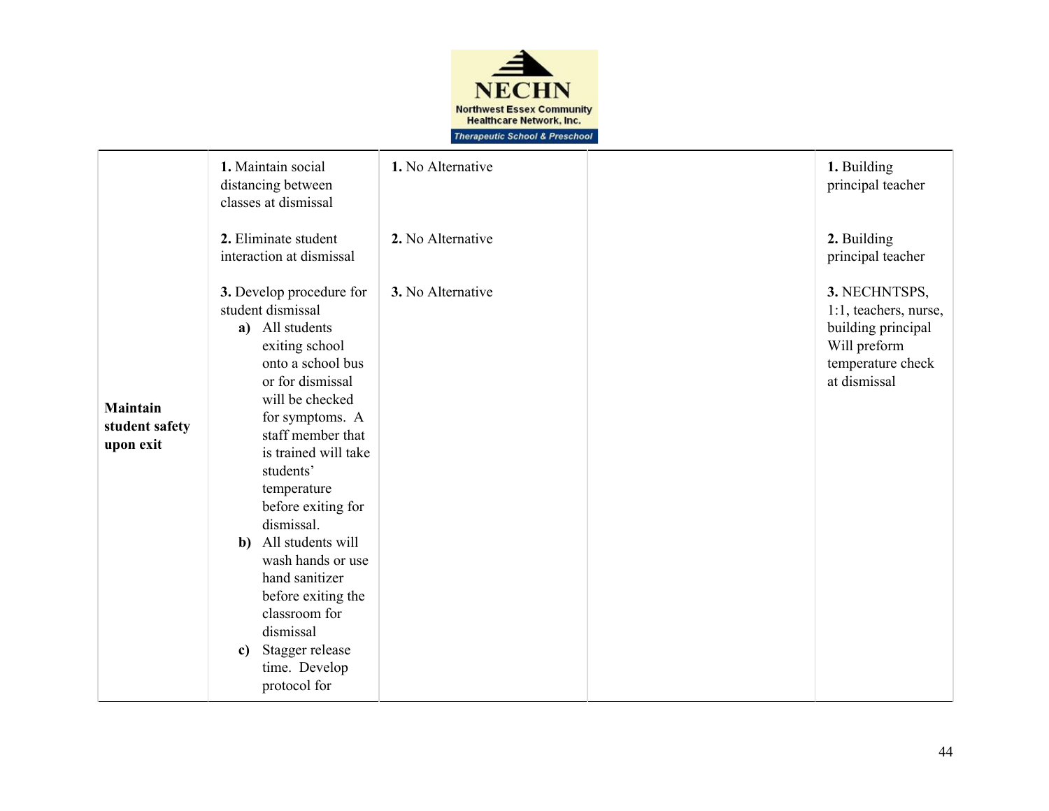| Maintain student safety upon exit | **1.** Maintain social distancing between classes at dismissal<br><br>**2.** Eliminate student interaction at dismissal<br><br>**3.** Develop procedure for student dismissal<br>**a)** All students exiting school onto a school bus or for dismissal will be checked for symptoms. A staff member that is trained will take students' temperature before exiting for dismissal.<br>**b)** All students will wash hands or use hand sanitizer before exiting the classroom for dismissal<br>**c)** Stagger release time. Develop protocol for | **1.** No Alternative<br><br>**2.** No Alternative<br><br>**3.** No Alternative | | **1.** Building principal teacher<br><br>**2.** Building principal teacher<br><br>**3.** NECHNTSPS, 1:1, teachers, nurse, building principal Will preform temperature check at dismissal |
|---|---|---|---|---|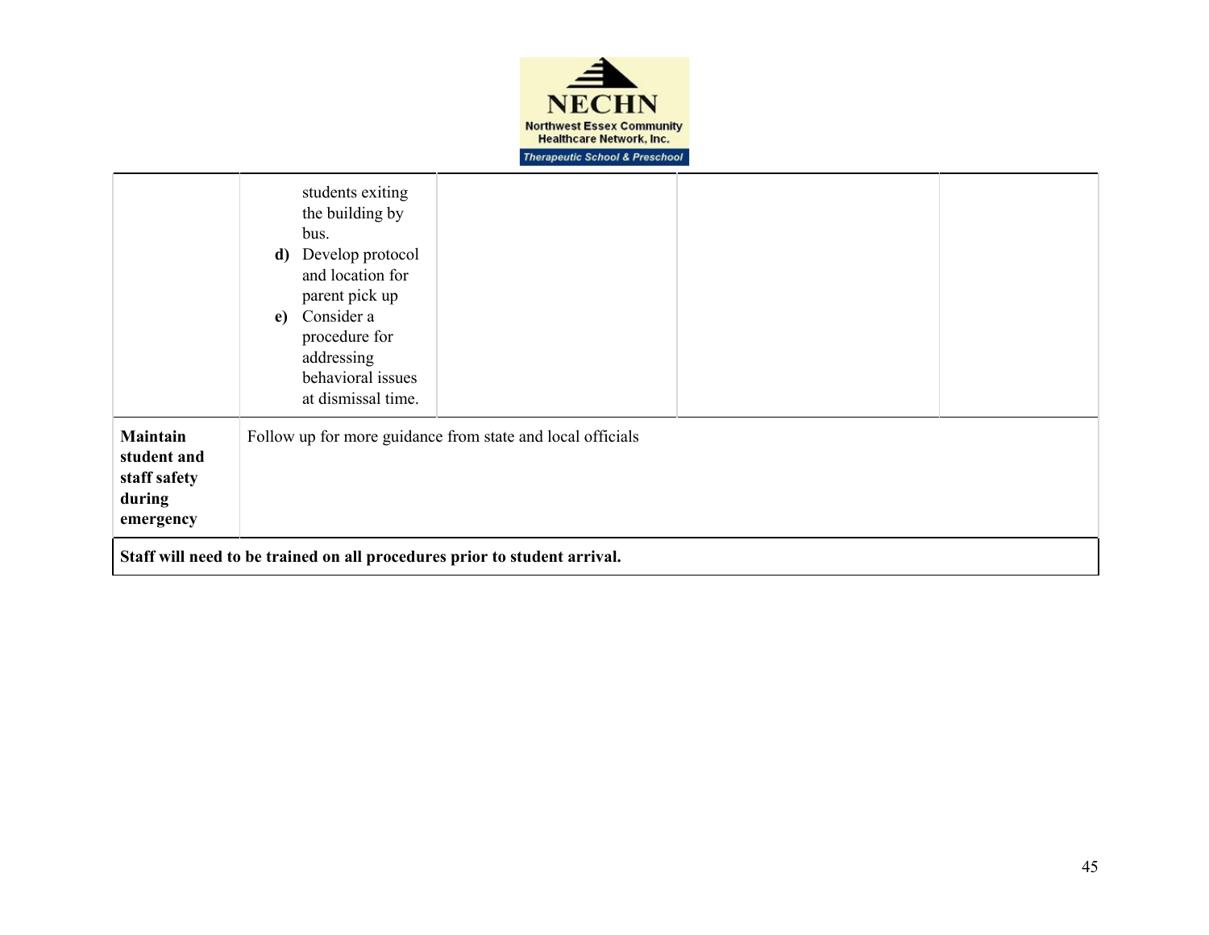| | | | | |
|---|---|---|---|---|
| | students exiting the building by bus.<br>**d)** Develop protocol and location for parent pick up<br>**e)** Consider a procedure for addressing behavioral issues at dismissal time. | | | |
| **Maintain student and staff safety during emergency** | Follow up for more guidance from state and local officials | | | |
| **Staff will need to be trained on all procedures prior to student arrival.** | | | | |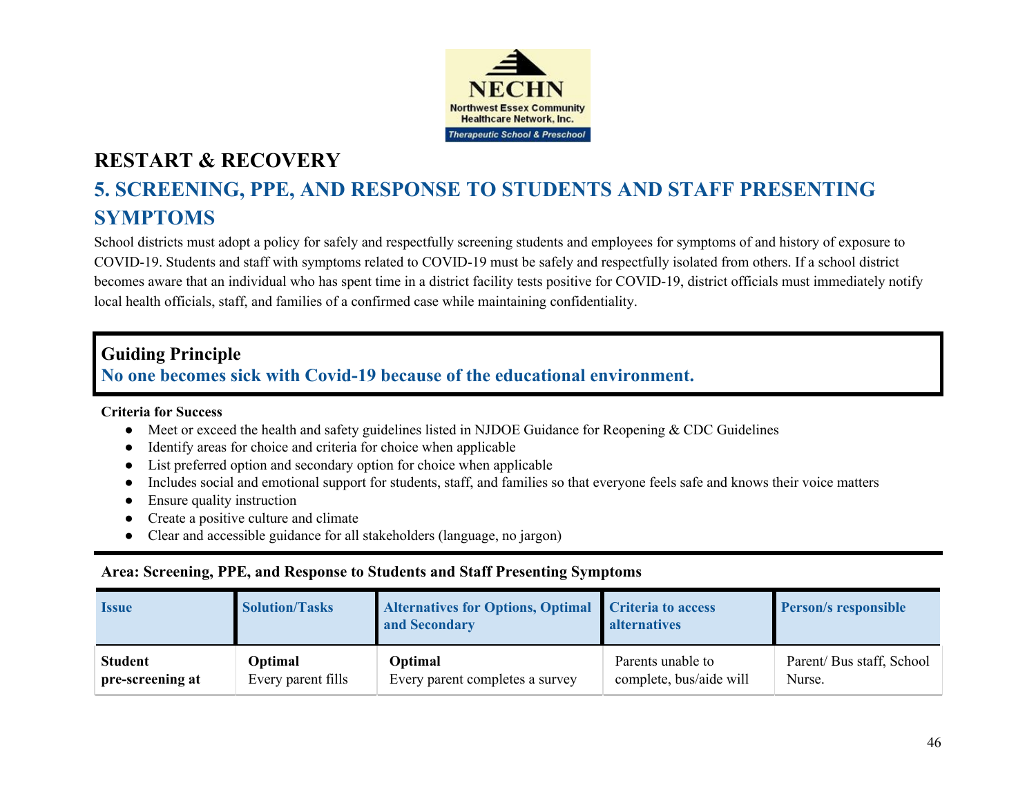NECHN
Northwest Essex Community Healthcare Network, Inc.
Therapeutic School & Preschool

# RESTART & RECOVERY

## 5. SCREENING, PPE, AND RESPONSE TO STUDENTS AND STAFF PRESENTING SYMPTOMS

School districts must adopt a policy for safely and respectfully screening students and employees for symptoms of and history of exposure to COVID-19. Students and staff with symptoms related to COVID-19 must be safely and respectfully isolated from others. If a school district becomes aware that an individual who has spent time in a district facility tests positive for COVID-19, district officials must immediately notify local health officials, staff, and families of a confirmed case while maintaining confidentiality.

**Guiding Principle**
**No one becomes sick with Covid-19 because of the educational environment.**

**Criteria for Success**

- Meet or exceed the health and safety guidelines listed in NJDOE Guidance for Reopening & CDC Guidelines
- Identify areas for choice and criteria for choice when applicable
- List preferred option and secondary option for choice when applicable
- Includes social and emotional support for students, staff, and families so that everyone feels safe and knows their voice matters
- Ensure quality instruction
- Create a positive culture and climate
- Clear and accessible guidance for all stakeholders (language, no jargon)

**Area: Screening, PPE, and Response to Students and Staff Presenting Symptoms**

| Issue | Solution/Tasks | Alternatives for Options, Optimal and Secondary | Criteria to access alternatives | Person/s responsible |
|---|---|---|---|---|
| **Student pre-screening at** | **Optimal** Every parent fills | **Optimal** Every parent completes a survey | Parents unable to complete, bus/aide will | Parent/ Bus staff, School Nurse. |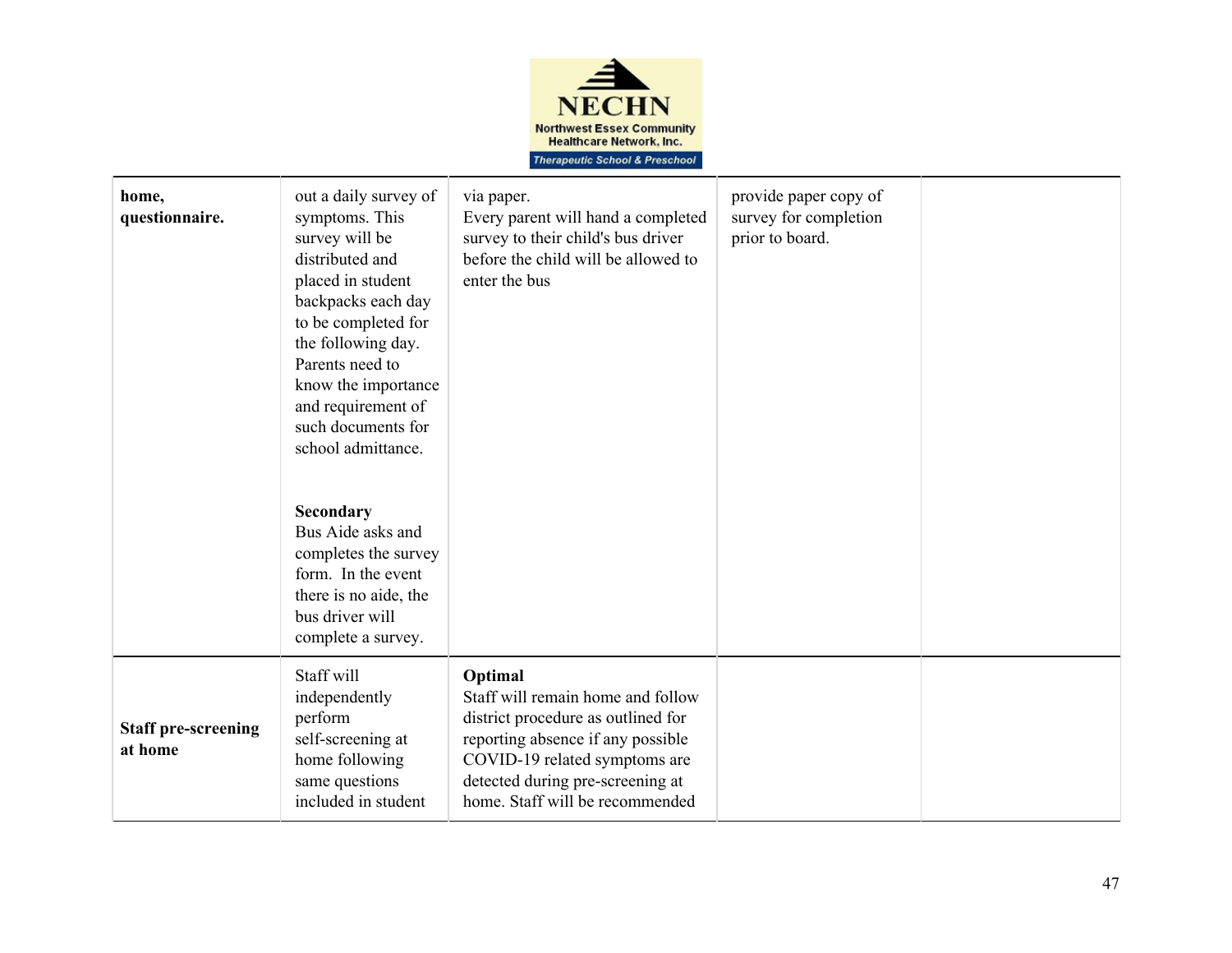| | | | | |
|---|---|---|---|---|
| **home, questionnaire.** | out a daily survey of symptoms. This survey will be distributed and placed in student backpacks each day to be completed for the following day. Parents need to know the importance and requirement of such documents for school admittance.<br><br>**Secondary**<br>Bus Aide asks and completes the survey form. In the event there is no aide, the bus driver will complete a survey. | via paper.<br>Every parent will hand a completed survey to their child's bus driver before the child will be allowed to enter the bus | provide paper copy of survey for completion prior to board. | |
| **Staff pre-screening at home** | Staff will independently perform self-screening at home following same questions included in student | **Optimal**<br>Staff will remain home and follow district procedure as outlined for reporting absence if any possible COVID-19 related symptoms are detected during pre-screening at home. Staff will be recommended | | |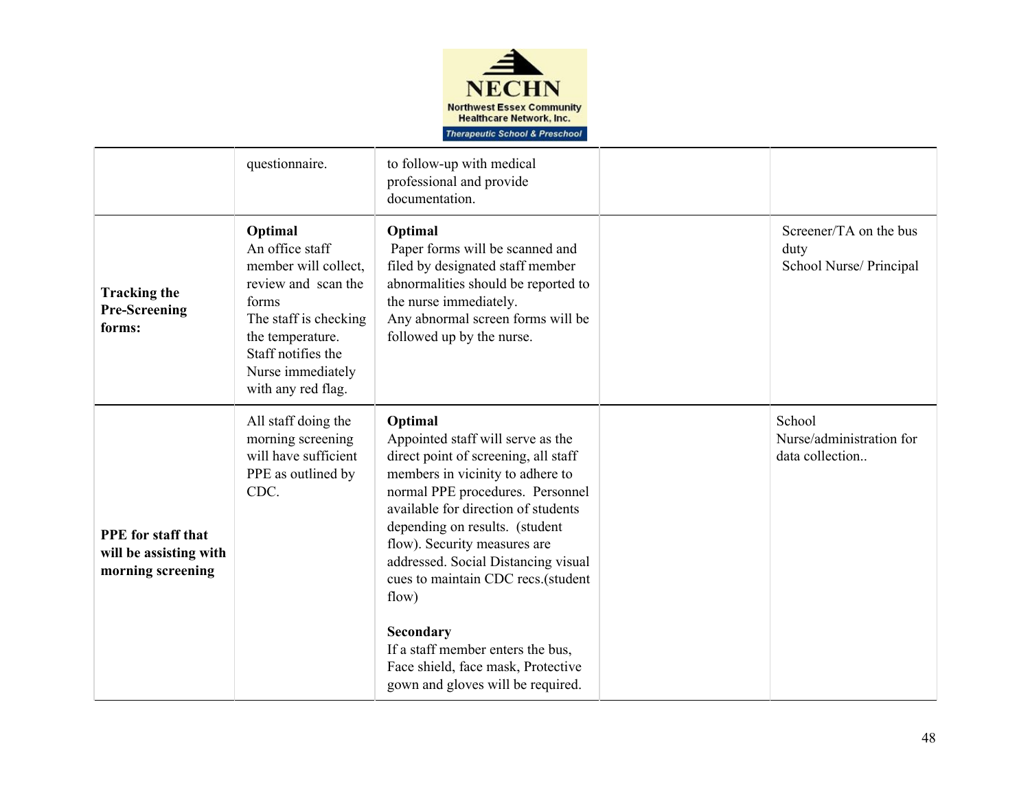| | | | | |
|---|---|---|---|---|
| | questionnaire. | to follow-up with medical professional and provide documentation. | | |
| **Tracking the Pre-Screening forms:** | **Optimal**<br>An office staff member will collect, review and scan the forms<br>The staff is checking the temperature.<br>Staff notifies the Nurse immediately with any red flag. | **Optimal**<br>Paper forms will be scanned and filed by designated staff member abnormalities should be reported to the nurse immediately.<br>Any abnormal screen forms will be followed up by the nurse. | | Screener/TA on the bus duty<br>School Nurse/ Principal |
| **PPE for staff that will be assisting with morning screening** | All staff doing the morning screening will have sufficient PPE as outlined by CDC. | **Optimal**<br>Appointed staff will serve as the direct point of screening, all staff members in vicinity to adhere to normal PPE procedures. Personnel available for direction of students depending on results. (student flow). Security measures are addressed. Social Distancing visual cues to maintain CDC recs.(student flow)<br><br>**Secondary**<br>If a staff member enters the bus, Face shield, face mask, Protective gown and gloves will be required. | | School Nurse/administration for data collection.. |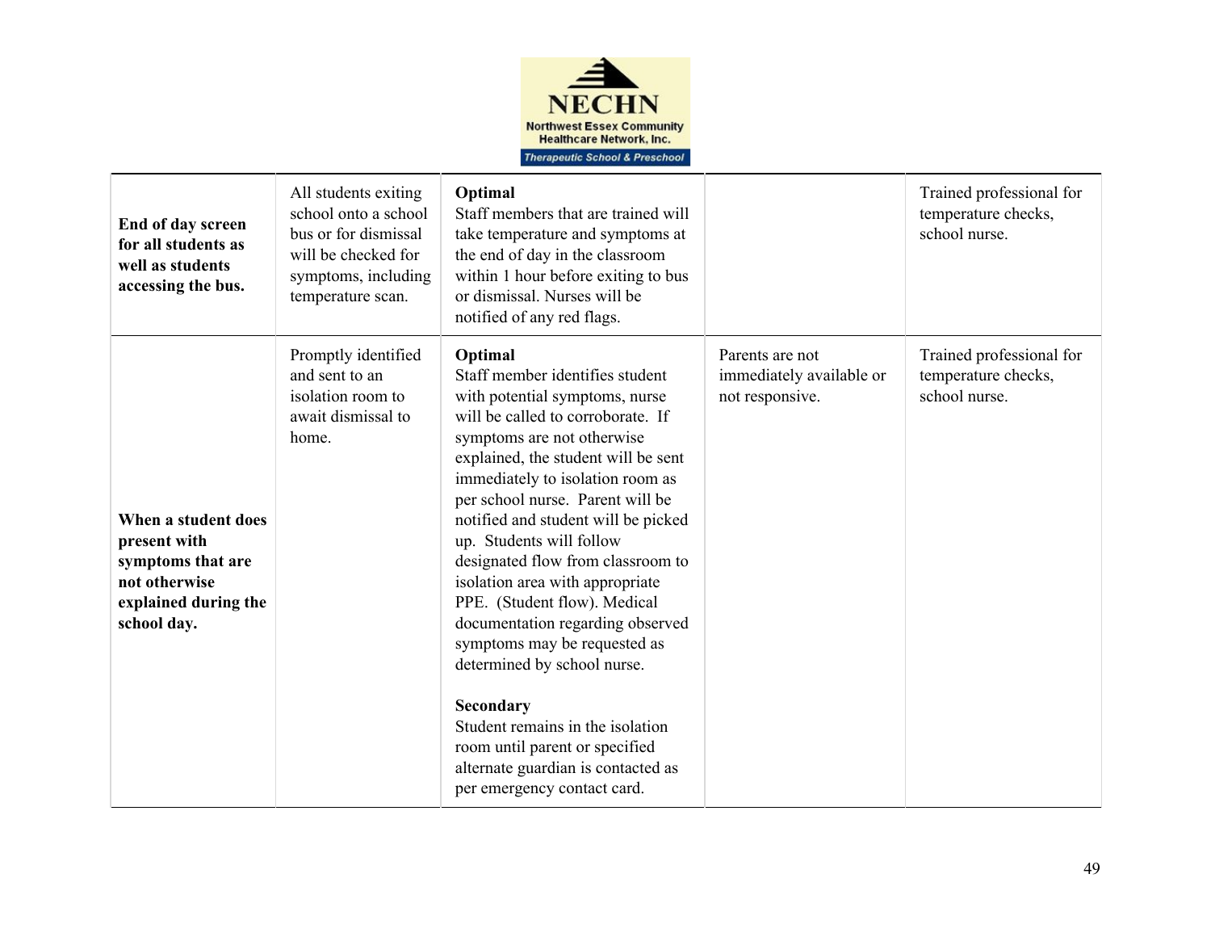NECHN
Northwest Essex Community Healthcare Network, Inc.
*Therapeutic School & Preschool*

| | | | | |
|---|---|---|---|---|
| **End of day screen for all students as well as students accessing the bus.** | All students exiting school onto a school bus or for dismissal will be checked for symptoms, including temperature scan. | **Optimal**<br>Staff members that are trained will take temperature and symptoms at the end of day in the classroom within 1 hour before exiting to bus or dismissal. Nurses will be notified of any red flags. | | Trained professional for temperature checks, school nurse. |
| **When a student does present with symptoms that are not otherwise explained during the school day.** | Promptly identified and sent to an isolation room to await dismissal to home. | **Optimal**<br>Staff member identifies student with potential symptoms, nurse will be called to corroborate. If symptoms are not otherwise explained, the student will be sent immediately to isolation room as per school nurse. Parent will be notified and student will be picked up. Students will follow designated flow from classroom to isolation area with appropriate PPE. (Student flow). Medical documentation regarding observed symptoms may be requested as determined by school nurse.<br><br>**Secondary**<br>Student remains in the isolation room until parent or specified alternate guardian is contacted as per emergency contact card. | Parents are not immediately available or not responsive. | Trained professional for temperature checks, school nurse. |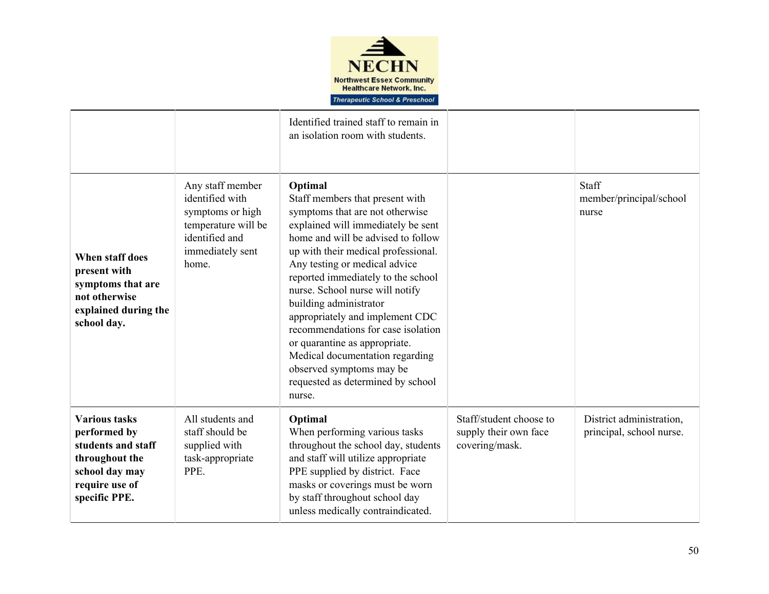| | | | | |
|---|---|---|---|---|
| | | Identified trained staff to remain in an isolation room with students. | | |
| **When staff does present with symptoms that are not otherwise explained during the school day.** | Any staff member identified with symptoms or high temperature will be identified and immediately sent home. | **Optimal**<br>Staff members that present with symptoms that are not otherwise explained will immediately be sent home and will be advised to follow up with their medical professional. Any testing or medical advice reported immediately to the school nurse. School nurse will notify building administrator appropriately and implement CDC recommendations for case isolation or quarantine as appropriate. Medical documentation regarding observed symptoms may be requested as determined by school nurse. | | Staff member/principal/school nurse |
| **Various tasks performed by students and staff throughout the school day may require use of specific PPE.** | All students and staff should be supplied with task-appropriate PPE. | **Optimal**<br>When performing various tasks throughout the school day, students and staff will utilize appropriate PPE supplied by district. Face masks or coverings must be worn by staff throughout school day unless medically contraindicated. | Staff/student choose to supply their own face covering/mask. | District administration, principal, school nurse. |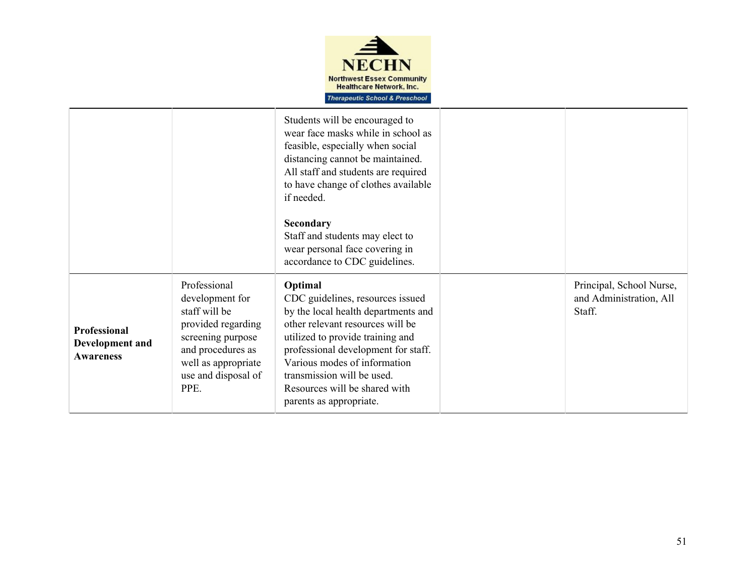| | | | | |
|---|---|---|---|---|
| | | Students will be encouraged to wear face masks while in school as feasible, especially when social distancing cannot be maintained. All staff and students are required to have change of clothes available if needed.<br><br>**Secondary**<br>Staff and students may elect to wear personal face covering in accordance to CDC guidelines. | | |
| **Professional Development and Awareness** | Professional development for staff will be provided regarding screening purpose and procedures as well as appropriate use and disposal of PPE. | **Optimal**<br>CDC guidelines, resources issued by the local health departments and other relevant resources will be utilized to provide training and professional development for staff. Various modes of information transmission will be used. Resources will be shared with parents as appropriate. | | Principal, School Nurse, and Administration, All Staff. |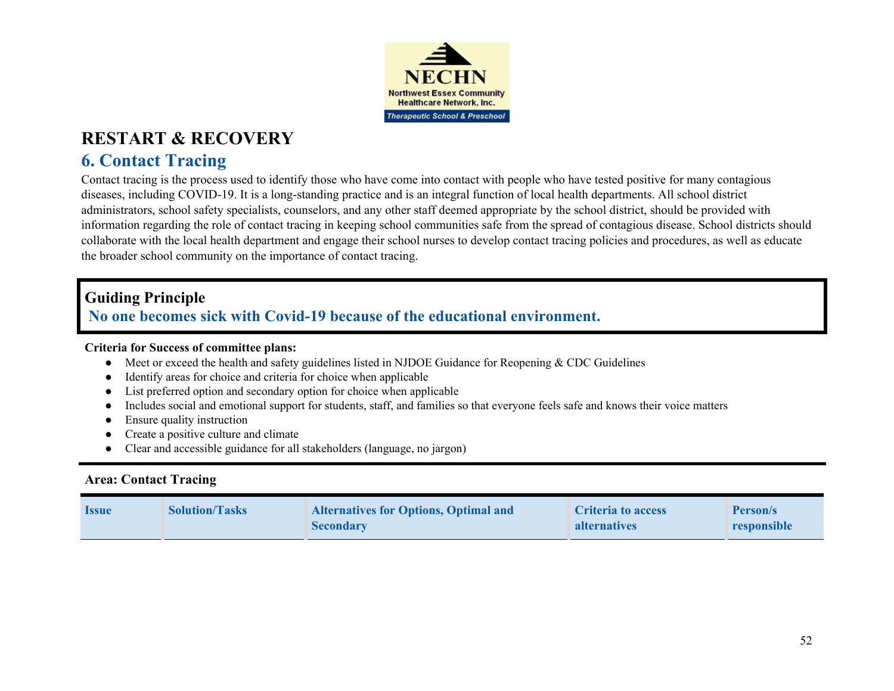NECHN

Northwest Essex Community Healthcare Network, Inc.

Therapeutic School & Preschool

# RESTART & RECOVERY

## 6. Contact Tracing

Contact tracing is the process used to identify those who have come into contact with people who have tested positive for many contagious diseases, including COVID-19. It is a long-standing practice and is an integral function of local health departments. All school district administrators, school safety specialists, counselors, and any other staff deemed appropriate by the school district, should be provided with information regarding the role of contact tracing in keeping school communities safe from the spread of contagious disease. School districts should collaborate with the local health department and engage their school nurses to develop contact tracing policies and procedures, as well as educate the broader school community on the importance of contact tracing.

**Guiding Principle**

**No one becomes sick with Covid-19 because of the educational environment.**

**Criteria for Success of committee plans:**

- Meet or exceed the health and safety guidelines listed in NJDOE Guidance for Reopening & CDC Guidelines
- Identify areas for choice and criteria for choice when applicable
- List preferred option and secondary option for choice when applicable
- Includes social and emotional support for students, staff, and families so that everyone feels safe and knows their voice matters
- Ensure quality instruction
- Create a positive culture and climate
- Clear and accessible guidance for all stakeholders (language, no jargon)

**Area: Contact Tracing**

| Issue | Solution/Tasks | Alternatives for Options, Optimal and Secondary | Criteria to access alternatives | Person/s responsible |
|---|---|---|---|---|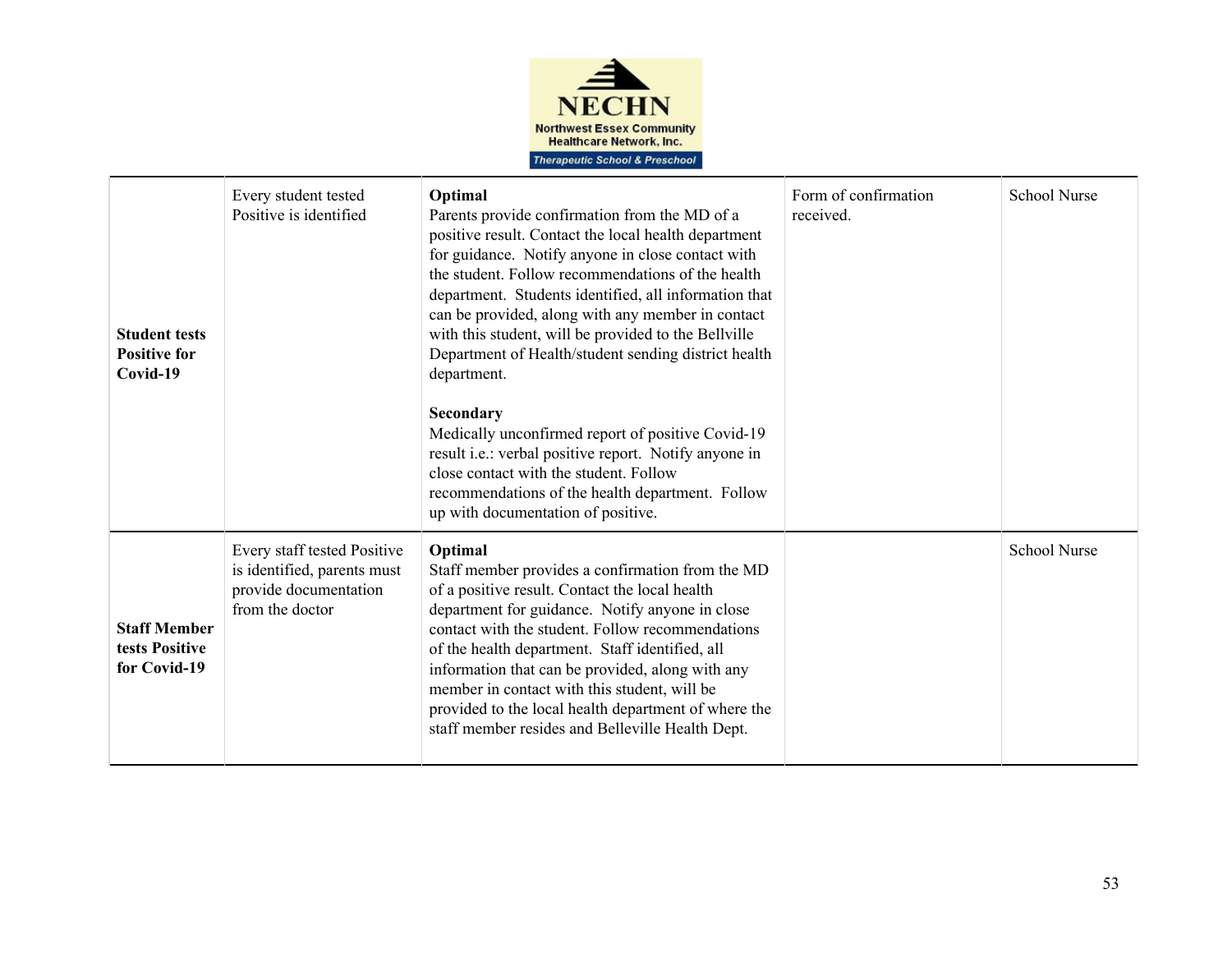| | | | | |
|---|---|---|---|---|
| **Student tests Positive for Covid-19** | Every student tested Positive is identified | **Optimal**<br>Parents provide confirmation from the MD of a positive result. Contact the local health department for guidance. Notify anyone in close contact with the student. Follow recommendations of the health department. Students identified, all information that can be provided, along with any member in contact with this student, will be provided to the Bellville Department of Health/student sending district health department.<br><br>**Secondary**<br>Medically unconfirmed report of positive Covid-19 result i.e.: verbal positive report. Notify anyone in close contact with the student. Follow recommendations of the health department. Follow up with documentation of positive. | Form of confirmation received. | School Nurse |
| **Staff Member tests Positive for Covid-19** | Every staff tested Positive is identified, parents must provide documentation from the doctor | **Optimal**<br>Staff member provides a confirmation from the MD of a positive result. Contact the local health department for guidance. Notify anyone in close contact with the student. Follow recommendations of the health department. Staff identified, all information that can be provided, along with any member in contact with this student, will be provided to the local health department of where the staff member resides and Belleville Health Dept. | | School Nurse |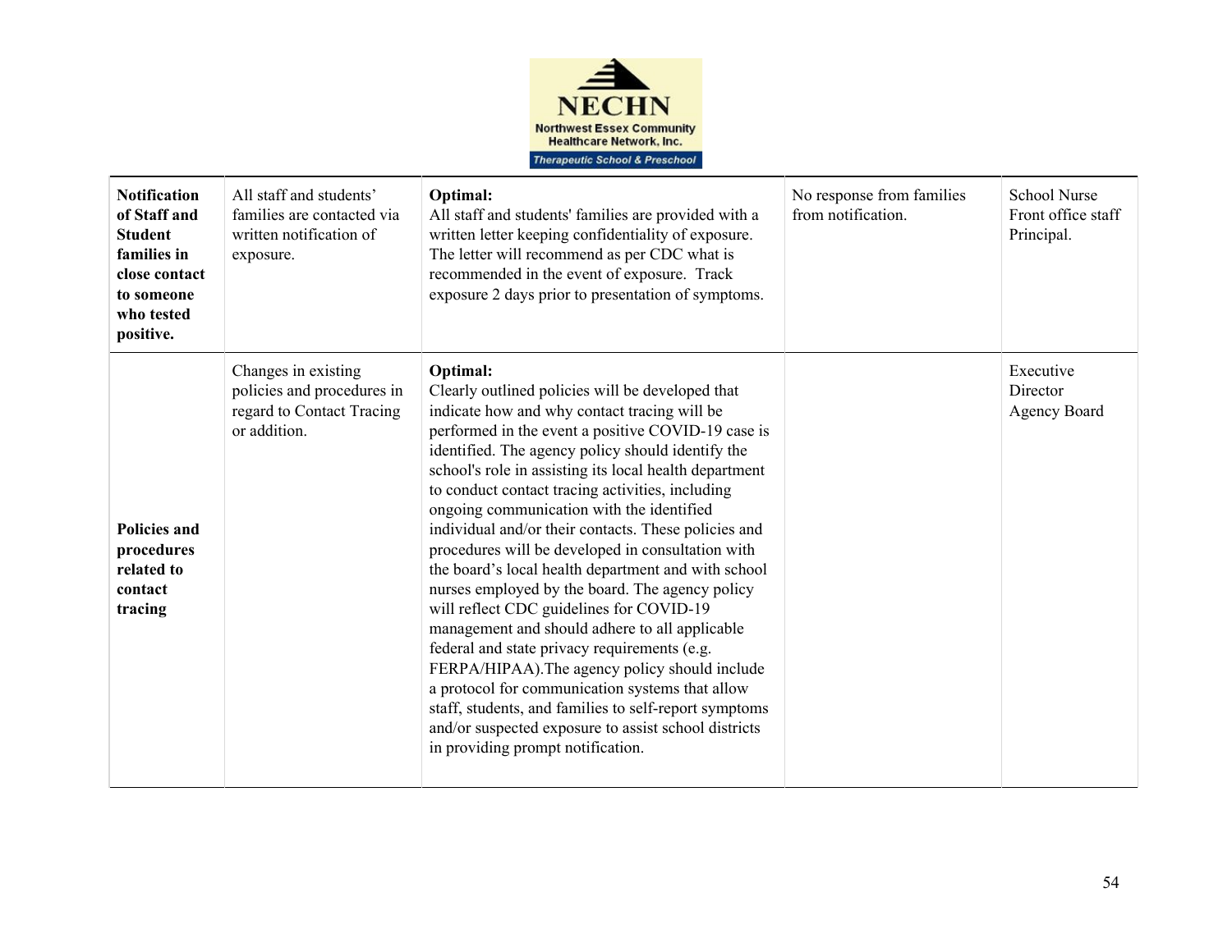| | | | | |
|---|---|---|---|---|
| **Notification of Staff and Student families in close contact to someone who tested positive.** | All staff and students' families are contacted via written notification of exposure. | **Optimal:** All staff and students' families are provided with a written letter keeping confidentiality of exposure. The letter will recommend as per CDC what is recommended in the event of exposure. Track exposure 2 days prior to presentation of symptoms. | No response from families from notification. | School Nurse Front office staff Principal. |
| **Policies and procedures related to contact tracing** | Changes in existing policies and procedures in regard to Contact Tracing or addition. | **Optimal:** Clearly outlined policies will be developed that indicate how and why contact tracing will be performed in the event a positive COVID-19 case is identified. The agency policy should identify the school's role in assisting its local health department to conduct contact tracing activities, including ongoing communication with the identified individual and/or their contacts. These policies and procedures will be developed in consultation with the board's local health department and with school nurses employed by the board. The agency policy will reflect CDC guidelines for COVID-19 management and should adhere to all applicable federal and state privacy requirements (e.g. FERPA/HIPAA).The agency policy should include a protocol for communication systems that allow staff, students, and families to self-report symptoms and/or suspected exposure to assist school districts in providing prompt notification. | | Executive Director Agency Board |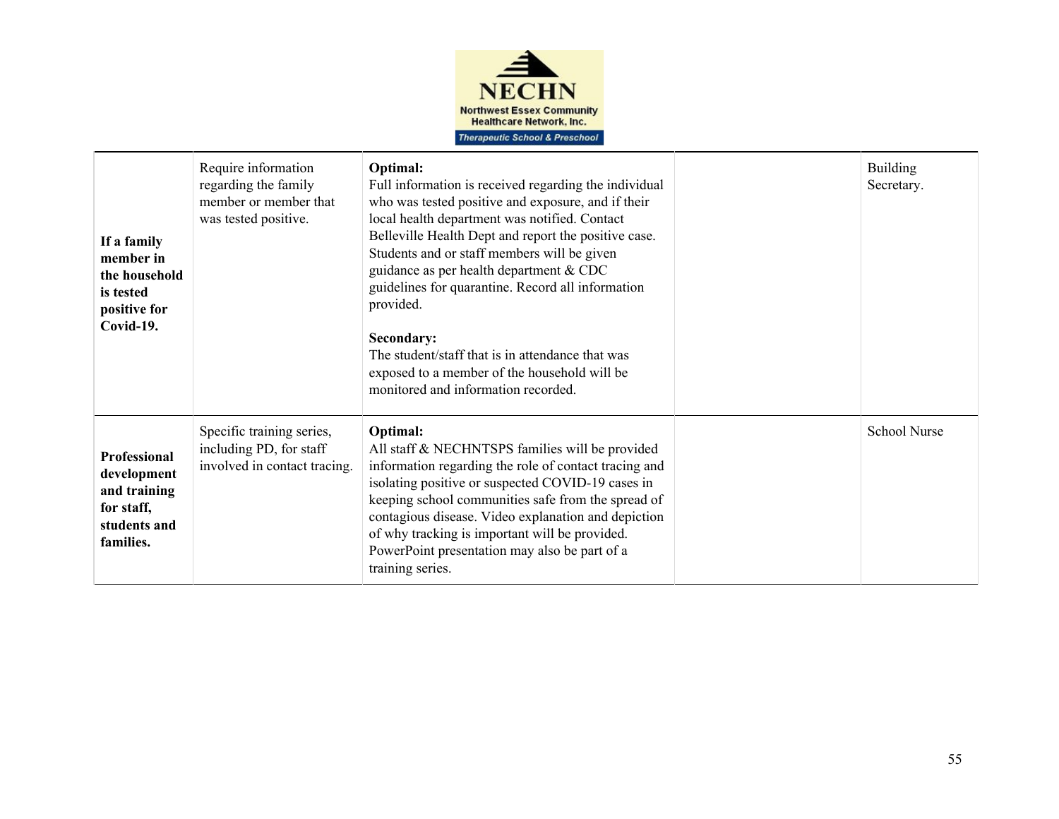| | | | | |
|---|---|---|---|---|
| **If a family member in the household is tested positive for Covid-19.** | Require information regarding the family member or member that was tested positive. | **Optimal:**<br>Full information is received regarding the individual who was tested positive and exposure, and if their local health department was notified. Contact Belleville Health Dept and report the positive case. Students and or staff members will be given guidance as per health department & CDC guidelines for quarantine. Record all information provided.<br><br>**Secondary:**<br>The student/staff that is in attendance that was exposed to a member of the household will be monitored and information recorded. | | Building Secretary. |
| **Professional development and training for staff, students and families.** | Specific training series, including PD, for staff involved in contact tracing. | **Optimal:**<br>All staff & NECHNTSPS families will be provided information regarding the role of contact tracing and isolating positive or suspected COVID-19 cases in keeping school communities safe from the spread of contagious disease. Video explanation and depiction of why tracking is important will be provided. PowerPoint presentation may also be part of a training series. | | School Nurse |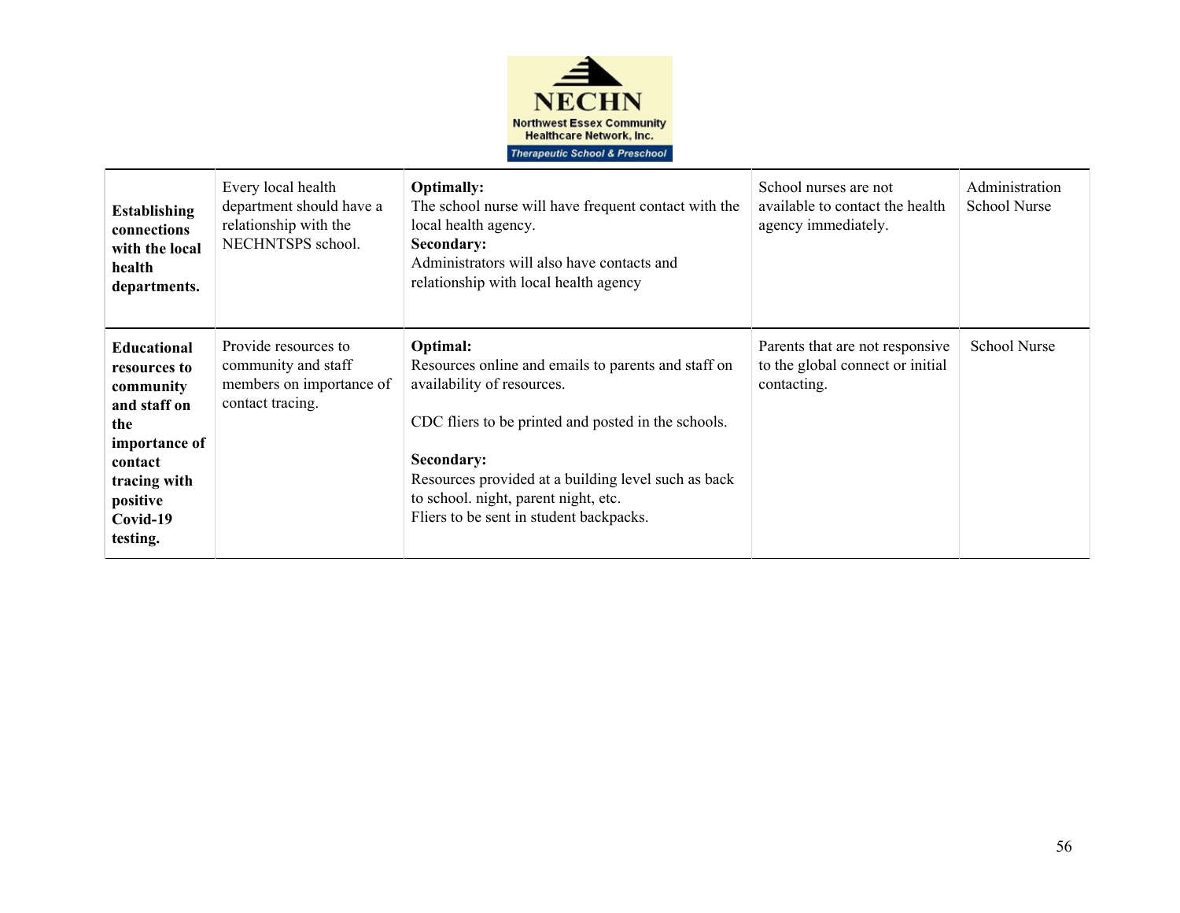| | | | | |
|---|---|---|---|---|
| **Establishing connections with the local health departments.** | Every local health department should have a relationship with the NECHNTSPS school. | **Optimally:**<br>The school nurse will have frequent contact with the local health agency.<br>**Secondary:**<br>Administrators will also have contacts and relationship with local health agency | School nurses are not available to contact the health agency immediately. | Administration<br>School Nurse |
| **Educational resources to community and staff on the importance of contact tracing with positive Covid-19 testing.** | Provide resources to community and staff members on importance of contact tracing. | **Optimal:**<br>Resources online and emails to parents and staff on availability of resources.<br><br>CDC fliers to be printed and posted in the schools.<br><br>**Secondary:**<br>Resources provided at a building level such as back to school. night, parent night, etc.<br>Fliers to be sent in student backpacks. | Parents that are not responsive to the global connect or initial contacting. | School Nurse |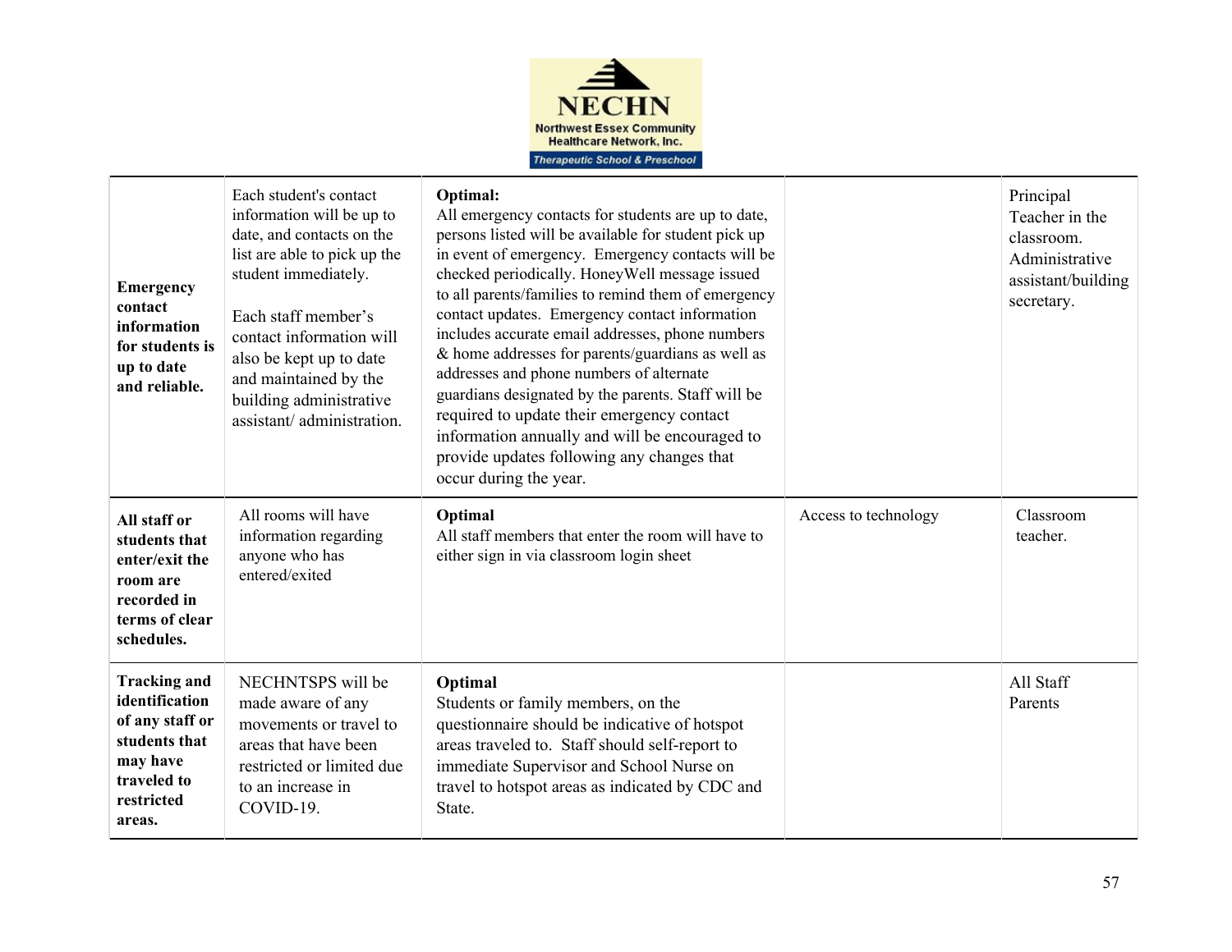| **Emergency contact information for students is up to date and reliable.** | Each student's contact information will be up to date, and contacts on the list are able to pick up the student immediately.<br><br>Each staff member's contact information will also be kept up to date and maintained by the building administrative assistant/ administration. | **Optimal:**<br>All emergency contacts for students are up to date, persons listed will be available for student pick up in event of emergency. Emergency contacts will be checked periodically. HoneyWell message issued to all parents/families to remind them of emergency contact updates. Emergency contact information includes accurate email addresses, phone numbers & home addresses for parents/guardians as well as addresses and phone numbers of alternate guardians designated by the parents. Staff will be required to update their emergency contact information annually and will be encouraged to provide updates following any changes that occur during the year. | | Principal<br>Teacher in the classroom.<br>Administrative assistant/building secretary. |
|---|---|---|---|---|
| **All staff or students that enter/exit the room are recorded in terms of clear schedules.** | All rooms will have information regarding anyone who has entered/exited | **Optimal**<br>All staff members that enter the room will have to either sign in via classroom login sheet | Access to technology | Classroom teacher. |
| **Tracking and identification of any staff or students that may have traveled to restricted areas.** | NECHNTSPS will be made aware of any movements or travel to areas that have been restricted or limited due to an increase in COVID-19. | **Optimal**<br>Students or family members, on the questionnaire should be indicative of hotspot areas traveled to. Staff should self-report to immediate Supervisor and School Nurse on travel to hotspot areas as indicated by CDC and State. | | All Staff<br>Parents |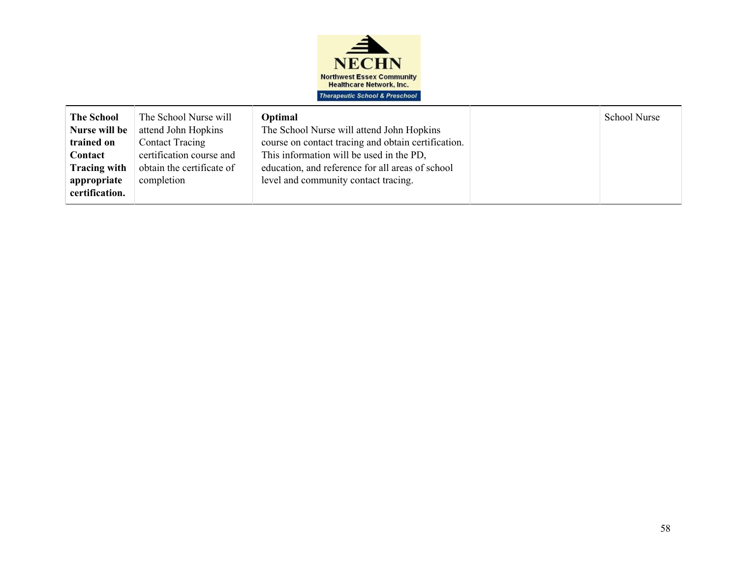| | | | | |
|---|---|---|---|---|
| **The School Nurse will be trained on Contact Tracing with appropriate certification.** | The School Nurse will attend John Hopkins Contact Tracing certification course and obtain the certificate of completion | **Optimal** The School Nurse will attend John Hopkins course on contact tracing and obtain certification. This information will be used in the PD, education, and reference for all areas of school level and community contact tracing. | | School Nurse |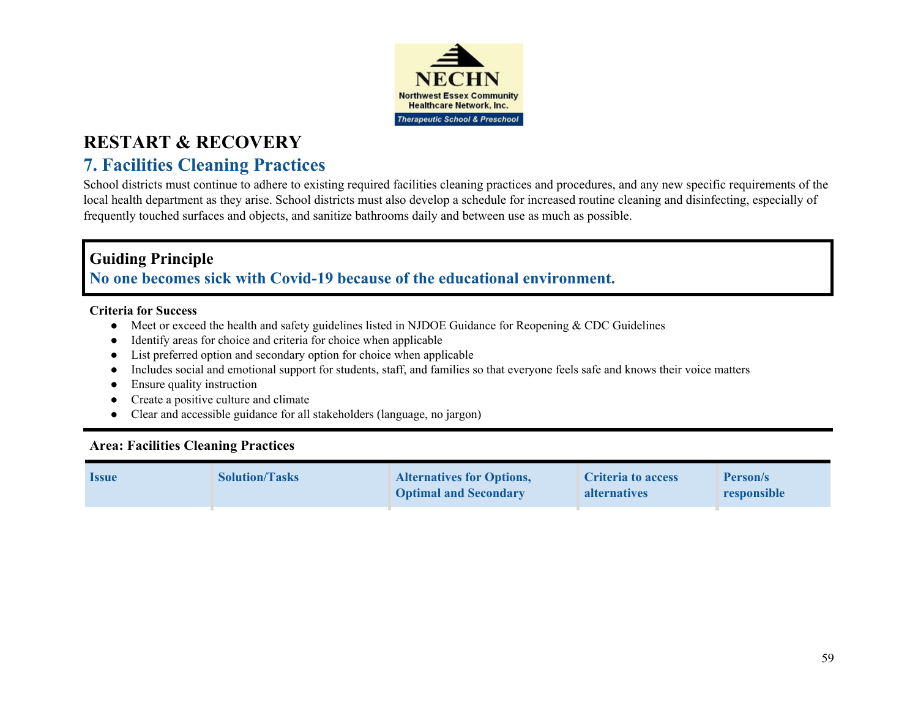# RESTART & RECOVERY

## 7. Facilities Cleaning Practices

School districts must continue to adhere to existing required facilities cleaning practices and procedures, and any new specific requirements of the local health department as they arise. School districts must also develop a schedule for increased routine cleaning and disinfecting, especially of frequently touched surfaces and objects, and sanitize bathrooms daily and between use as much as possible.

**Guiding Principle**

**No one becomes sick with Covid-19 because of the educational environment.**

**Criteria for Success**

- Meet or exceed the health and safety guidelines listed in NJDOE Guidance for Reopening & CDC Guidelines
- Identify areas for choice and criteria for choice when applicable
- List preferred option and secondary option for choice when applicable
- Includes social and emotional support for students, staff, and families so that everyone feels safe and knows their voice matters
- Ensure quality instruction
- Create a positive culture and climate
- Clear and accessible guidance for all stakeholders (language, no jargon)

**Area: Facilities Cleaning Practices**

| Issue | Solution/Tasks | Alternatives for Options, Optimal and Secondary | Criteria to access alternatives | Person/s responsible |
|---|---|---|---|---|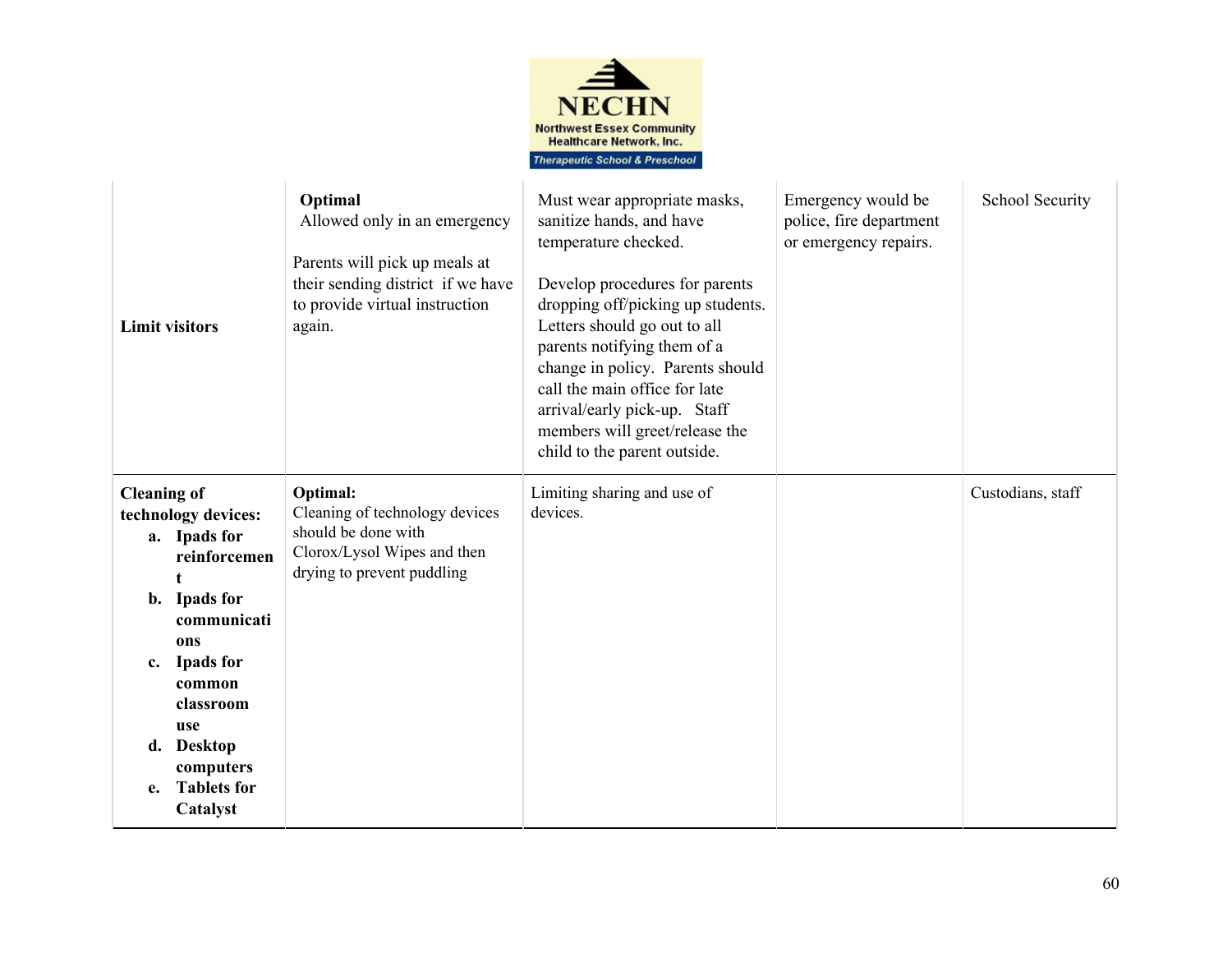| | | | | |
|---|---|---|---|---|
| **Limit visitors** | **Optimal** Allowed only in an emergency<br><br>Parents will pick up meals at their sending district if we have to provide virtual instruction again. | Must wear appropriate masks, sanitize hands, and have temperature checked.<br><br>Develop procedures for parents dropping off/picking up students. Letters should go out to all parents notifying them of a change in policy. Parents should call the main office for late arrival/early pick-up. Staff members will greet/release the child to the parent outside. | Emergency would be police, fire department or emergency repairs. | School Security |
| **Cleaning of technology devices:**<br>**a. Ipads for reinforcement**<br>**b. Ipads for communications**<br>**c. Ipads for common classroom use**<br>**d. Desktop computers**<br>**e. Tablets for Catalyst** | **Optimal:**<br>Cleaning of technology devices should be done with Clorox/Lysol Wipes and then drying to prevent puddling | Limiting sharing and use of devices. | | Custodians, staff |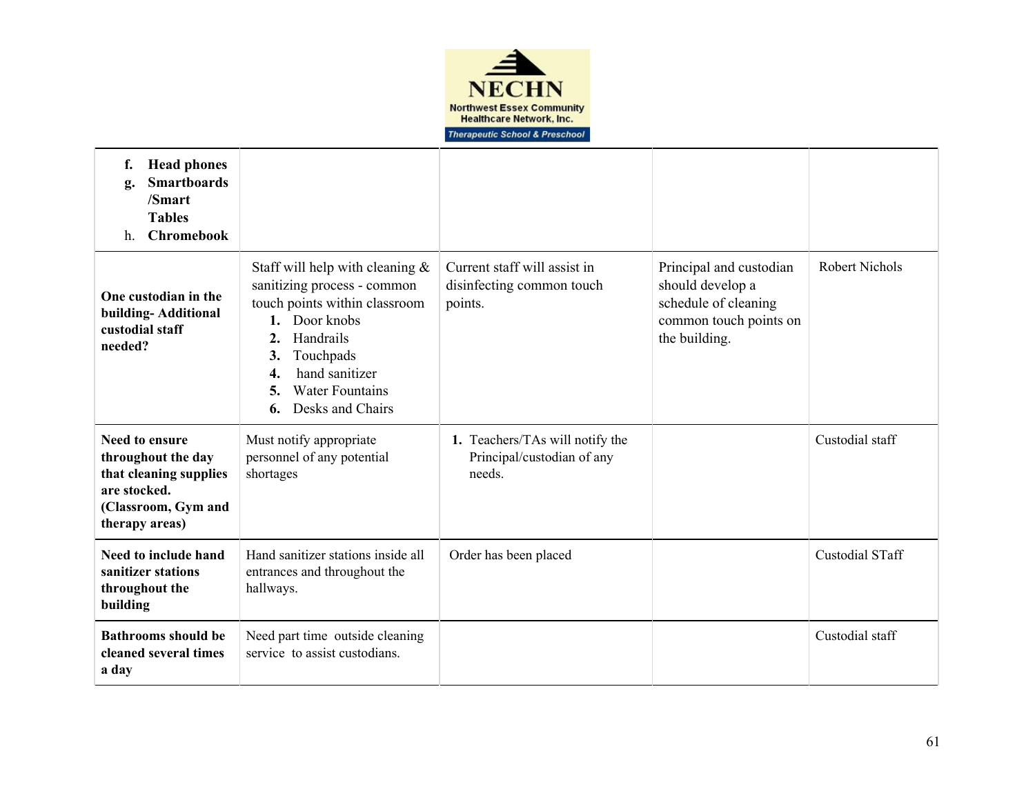| | | | | |
|---|---|---|---|---|
| f. **Head phones**<br>g. **Smartboards /Smart Tables**<br>h. **Chromebook** | | | | |
| **One custodian in the building- Additional custodial staff needed?** | Staff will help with cleaning & sanitizing process - common touch points within classroom<br>1. Door knobs<br>2. Handrails<br>3. Touchpads<br>4. hand sanitizer<br>5. Water Fountains<br>6. Desks and Chairs | Current staff will assist in disinfecting common touch points. | Principal and custodian should develop a schedule of cleaning common touch points on the building. | Robert Nichols |
| **Need to ensure throughout the day that cleaning supplies are stocked. (Classroom, Gym and therapy areas)** | Must notify appropriate personnel of any potential shortages | 1. Teachers/TAs will notify the Principal/custodian of any needs. | | Custodial staff |
| **Need to include hand sanitizer stations throughout the building** | Hand sanitizer stations inside all entrances and throughout the hallways. | Order has been placed | | Custodial STaff |
| **Bathrooms should be cleaned several times a day** | Need part time outside cleaning service to assist custodians. | | | Custodial staff |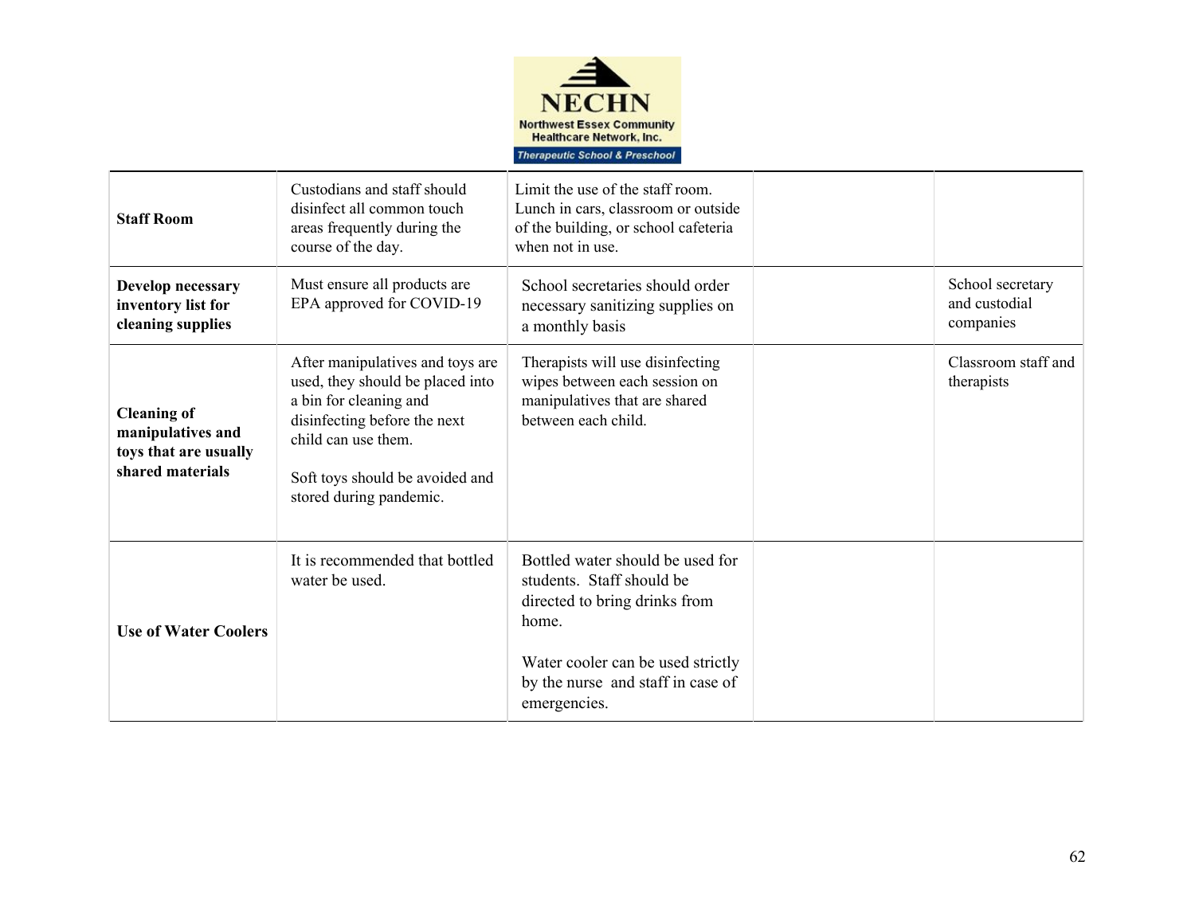**NECHN**
**Northwest Essex Community Healthcare Network, Inc.**
*Therapeutic School & Preschool*

| | | | | |
|---|---|---|---|---|
| **Staff Room** | Custodians and staff should disinfect all common touch areas frequently during the course of the day. | Limit the use of the staff room. Lunch in cars, classroom or outside of the building, or school cafeteria when not in use. | | |
| **Develop necessary inventory list for cleaning supplies** | Must ensure all products are EPA approved for COVID-19 | School secretaries should order necessary sanitizing supplies on a monthly basis | | School secretary and custodial companies |
| **Cleaning of manipulatives and toys that are usually shared materials** | After manipulatives and toys are used, they should be placed into a bin for cleaning and disinfecting before the next child can use them.<br><br>Soft toys should be avoided and stored during pandemic. | Therapists will use disinfecting wipes between each session on manipulatives that are shared between each child. | | Classroom staff and therapists |
| **Use of Water Coolers** | It is recommended that bottled water be used. | Bottled water should be used for students. Staff should be directed to bring drinks from home.<br><br>Water cooler can be used strictly by the nurse and staff in case of emergencies. | | |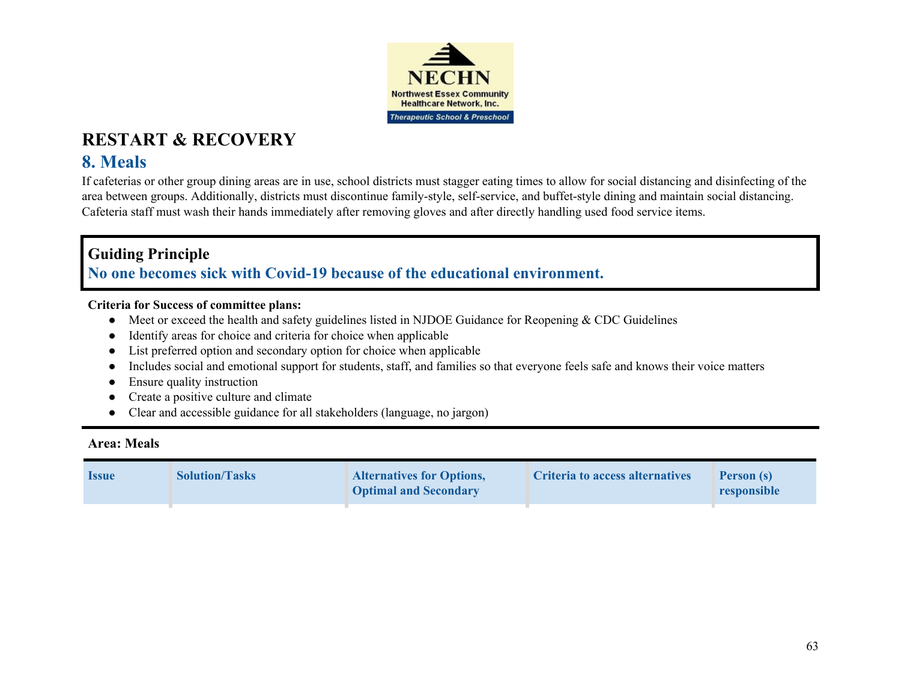NECHN
Northwest Essex Community Healthcare Network, Inc.
Therapeutic School & Preschool

# RESTART & RECOVERY

## 8. Meals

If cafeterias or other group dining areas are in use, school districts must stagger eating times to allow for social distancing and disinfecting of the area between groups. Additionally, districts must discontinue family-style, self-service, and buffet-style dining and maintain social distancing. Cafeteria staff must wash their hands immediately after removing gloves and after directly handling used food service items.

**Guiding Principle**
**No one becomes sick with Covid-19 because of the educational environment.**

**Criteria for Success of committee plans:**

- Meet or exceed the health and safety guidelines listed in NJDOE Guidance for Reopening & CDC Guidelines
- Identify areas for choice and criteria for choice when applicable
- List preferred option and secondary option for choice when applicable
- Includes social and emotional support for students, staff, and families so that everyone feels safe and knows their voice matters
- Ensure quality instruction
- Create a positive culture and climate
- Clear and accessible guidance for all stakeholders (language, no jargon)

**Area: Meals**

| Issue | Solution/Tasks | Alternatives for Options, Optimal and Secondary | Criteria to access alternatives | Person (s) responsible |
|---|---|---|---|---|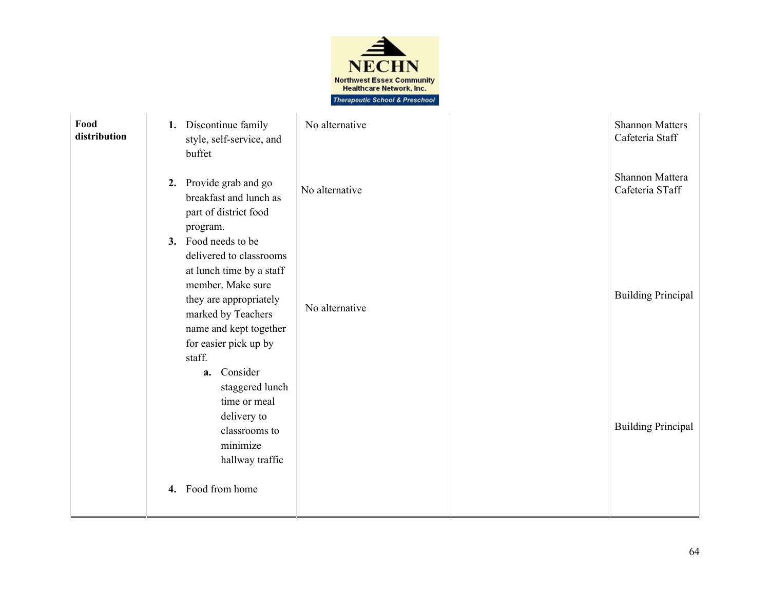| Food distribution | 1. Discontinue family style, self-service, and buffet | No alternative | | Shannon Matters Cafeteria Staff |
|---|---|---|---|---|
| | 2. Provide grab and go breakfast and lunch as part of district food program. | No alternative | | Shannon Mattera Cafeteria STaff |
| | 3. Food needs to be delivered to classrooms at lunch time by a staff member. Make sure they are appropriately marked by Teachers name and kept together for easier pick up by staff. | No alternative | | Building Principal |
| | a. Consider staggered lunch time or meal delivery to classrooms to minimize hallway traffic | | | Building Principal |
| | 4. Food from home | | | |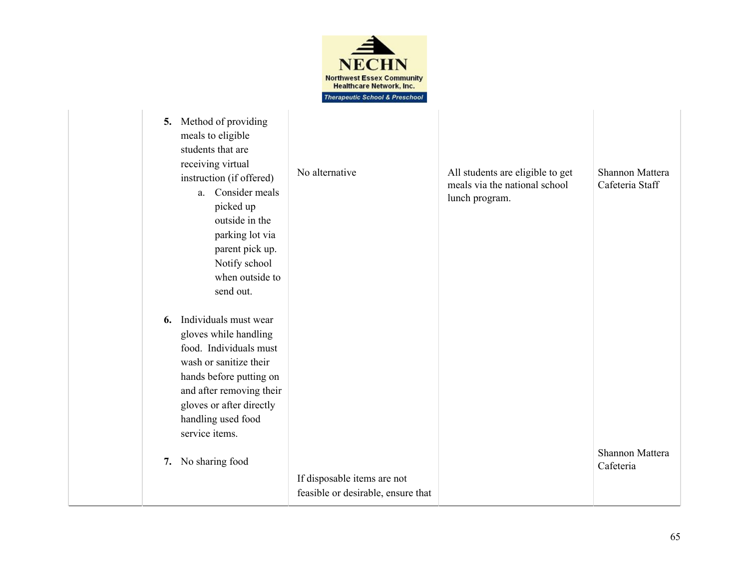| | | | | |
|---|---|---|---|---|
| | 5. Method of providing meals to eligible students that are receiving virtual instruction (if offered)<br>a. Consider meals picked up outside in the parking lot via parent pick up. Notify school when outside to send out. | No alternative | All students are eligible to get meals via the national school lunch program. | Shannon Mattera Cafeteria Staff |
| | 6. Individuals must wear gloves while handling food. Individuals must wash or sanitize their hands before putting on and after removing their gloves or after directly handling used food service items. | | | |
| | 7. No sharing food | If disposable items are not feasible or desirable, ensure that | | Shannon Mattera Cafeteria |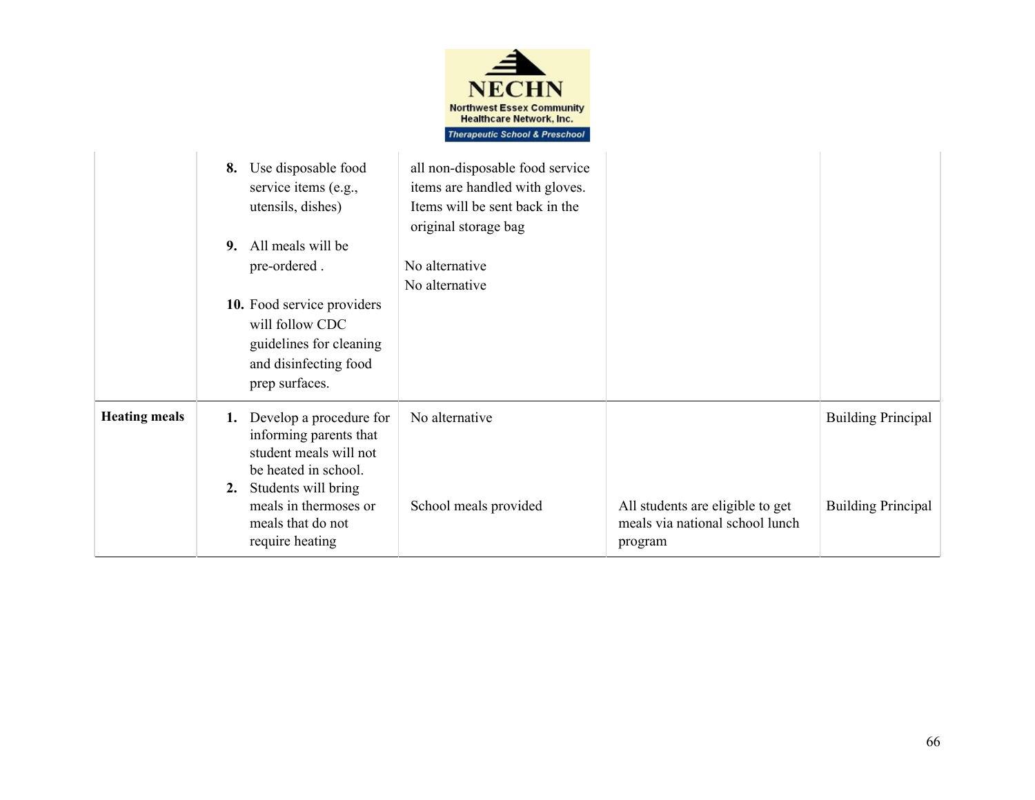| | | | | |
|---|---|---|---|---|
| | **8.** Use disposable food service items (e.g., utensils, dishes)<br><br>**9.** All meals will be pre-ordered .<br><br>**10.** Food service providers will follow CDC guidelines for cleaning and disinfecting food prep surfaces. | all non-disposable food service items are handled with gloves. Items will be sent back in the original storage bag<br><br>No alternative<br>No alternative | | |
| **Heating meals** | **1.** Develop a procedure for informing parents that student meals will not be heated in school. | No alternative | | Building Principal |
| | **2.** Students will bring meals in thermoses or meals that do not require heating | School meals provided | All students are eligible to get meals via national school lunch program | Building Principal |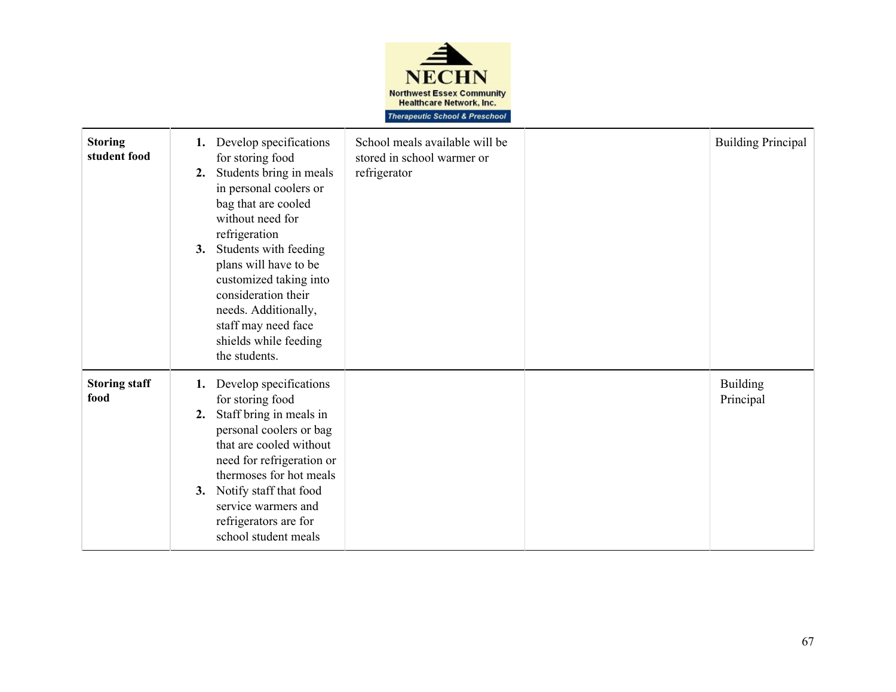| Storing student food | 1. Develop specifications for storing food<br>2. Students bring in meals in personal coolers or bag that are cooled without need for refrigeration<br>3. Students with feeding plans will have to be customized taking into consideration their needs. Additionally, staff may need face shields while feeding the students. | School meals available will be stored in school warmer or refrigerator | | Building Principal |
|---|---|---|---|---|
| **Storing staff food** | 1. Develop specifications for storing food<br>2. Staff bring in meals in personal coolers or bag that are cooled without need for refrigeration or thermoses for hot meals<br>3. Notify staff that food service warmers and refrigerators are for school student meals | | | Building Principal |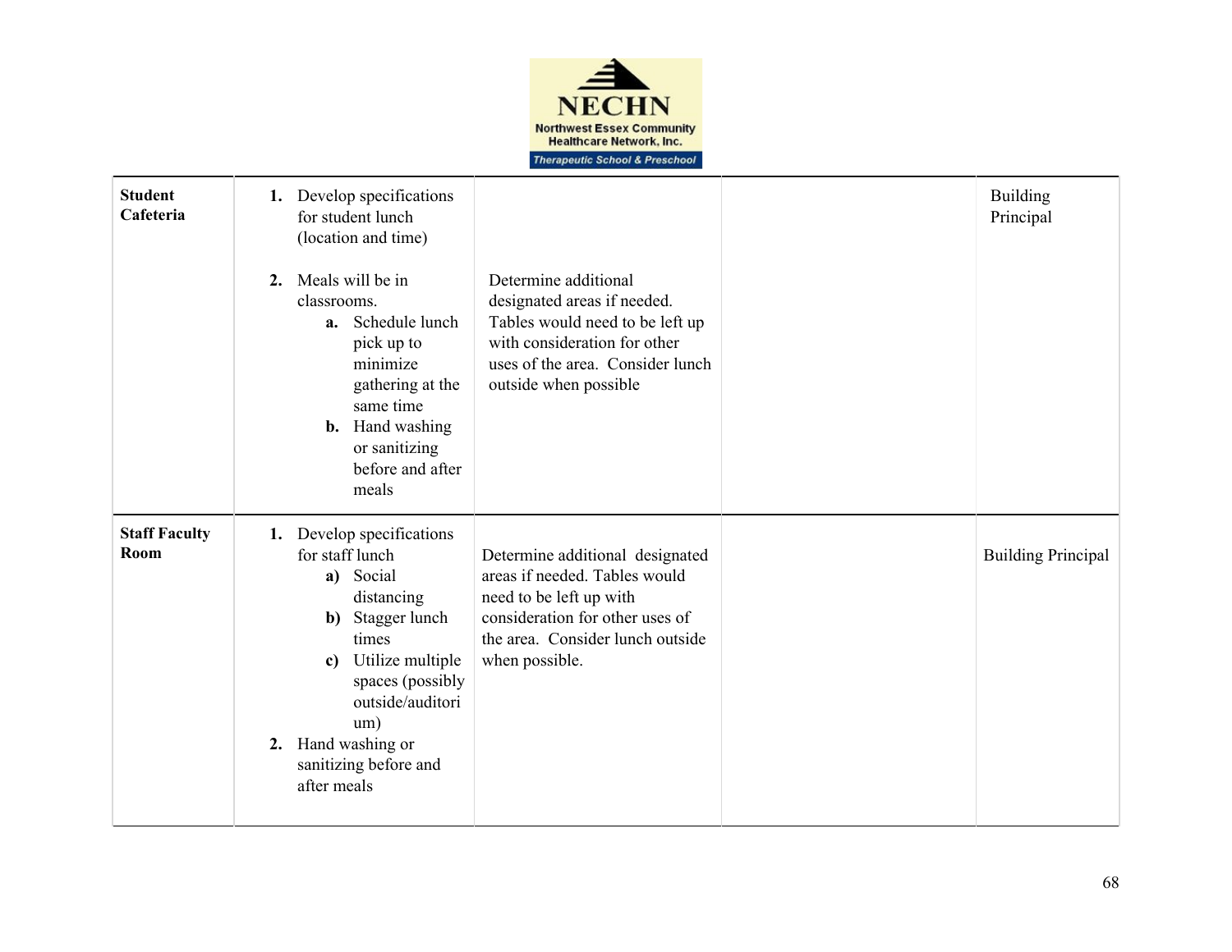| | | | | |
|---|---|---|---|---|
| **Student Cafeteria** | **1.** Develop specifications for student lunch (location and time)<br><br>**2.** Meals will be in classrooms.<br>**a.** Schedule lunch pick up to minimize gathering at the same time<br>**b.** Hand washing or sanitizing before and after meals | Determine additional designated areas if needed. Tables would need to be left up with consideration for other uses of the area. Consider lunch outside when possible | | Building Principal |
| **Staff Faculty Room** | **1.** Develop specifications for staff lunch<br>**a)** Social distancing<br>**b)** Stagger lunch times<br>**c)** Utilize multiple spaces (possibly outside/auditorium)<br>**2.** Hand washing or sanitizing before and after meals | Determine additional designated areas if needed. Tables would need to be left up with consideration for other uses of the area. Consider lunch outside when possible. | | Building Principal |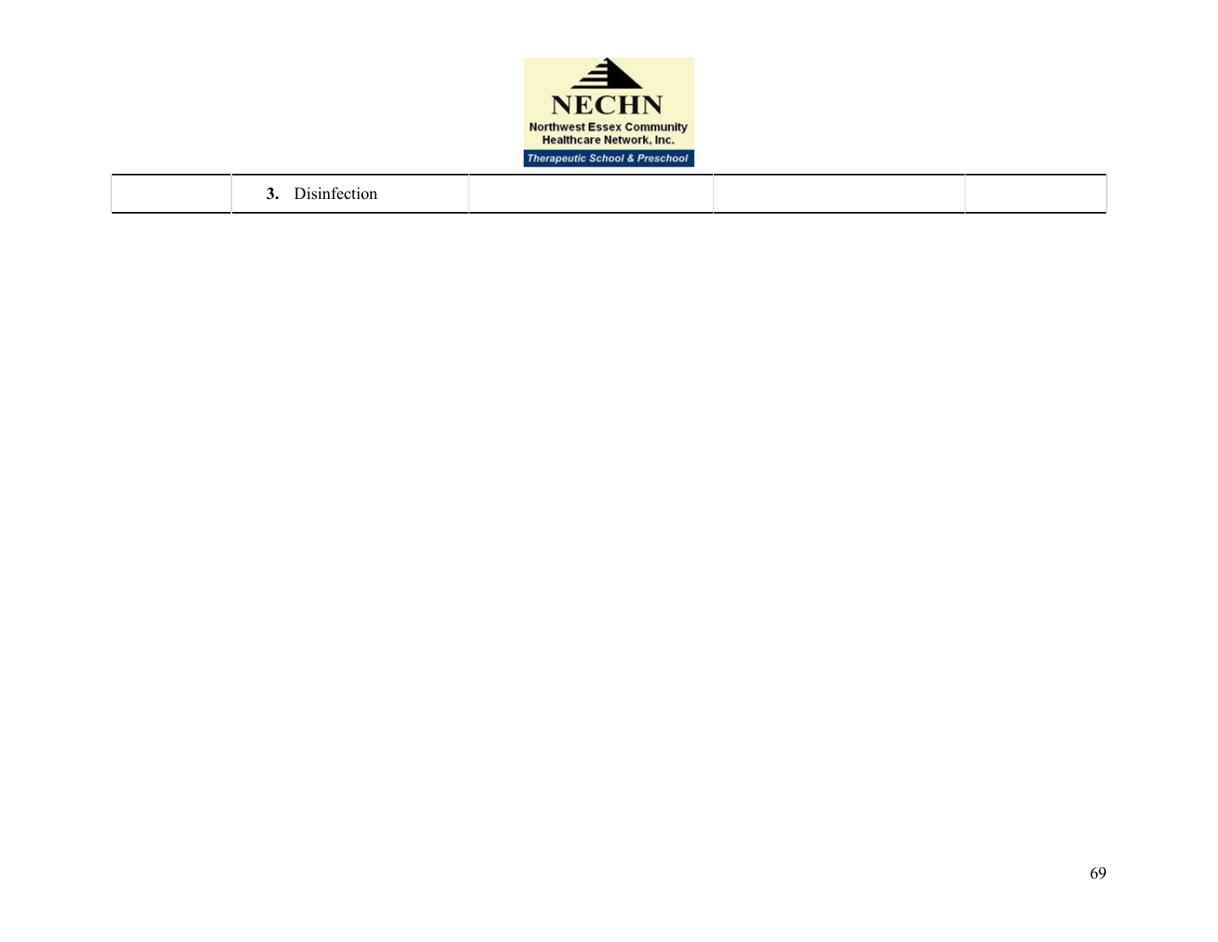| | **3.** Disinfection | | | |
|---|---|---|---|---|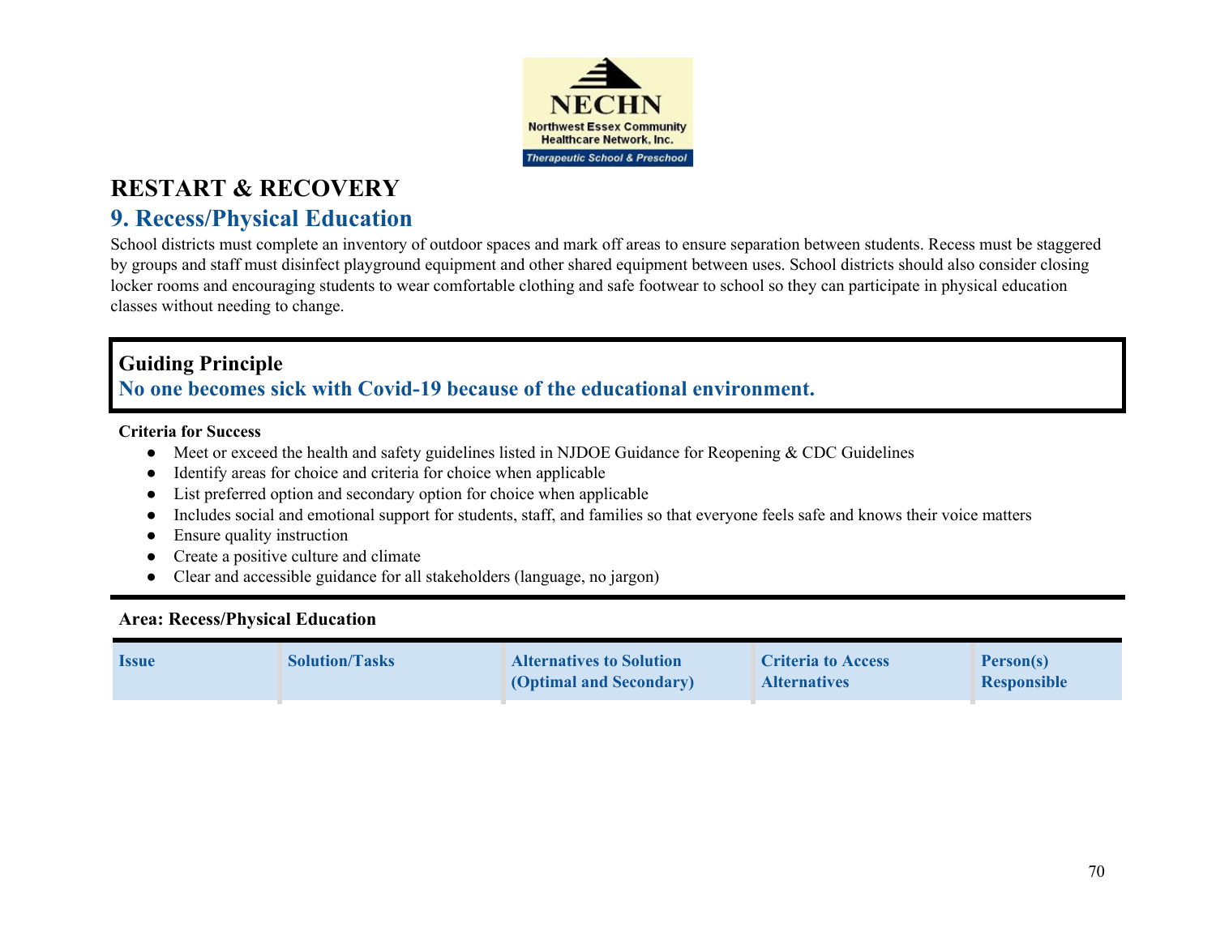# RESTART & RECOVERY

## 9. Recess/Physical Education

School districts must complete an inventory of outdoor spaces and mark off areas to ensure separation between students. Recess must be staggered by groups and staff must disinfect playground equipment and other shared equipment between uses. School districts should also consider closing locker rooms and encouraging students to wear comfortable clothing and safe footwear to school so they can participate in physical education classes without needing to change.

**Guiding Principle**

**No one becomes sick with Covid-19 because of the educational environment.**

**Criteria for Success**

- Meet or exceed the health and safety guidelines listed in NJDOE Guidance for Reopening & CDC Guidelines
- Identify areas for choice and criteria for choice when applicable
- List preferred option and secondary option for choice when applicable
- Includes social and emotional support for students, staff, and families so that everyone feels safe and knows their voice matters
- Ensure quality instruction
- Create a positive culture and climate
- Clear and accessible guidance for all stakeholders (language, no jargon)

**Area: Recess/Physical Education**

| Issue | Solution/Tasks | Alternatives to Solution (Optimal and Secondary) | Criteria to Access Alternatives | Person(s) Responsible |
|---|---|---|---|---|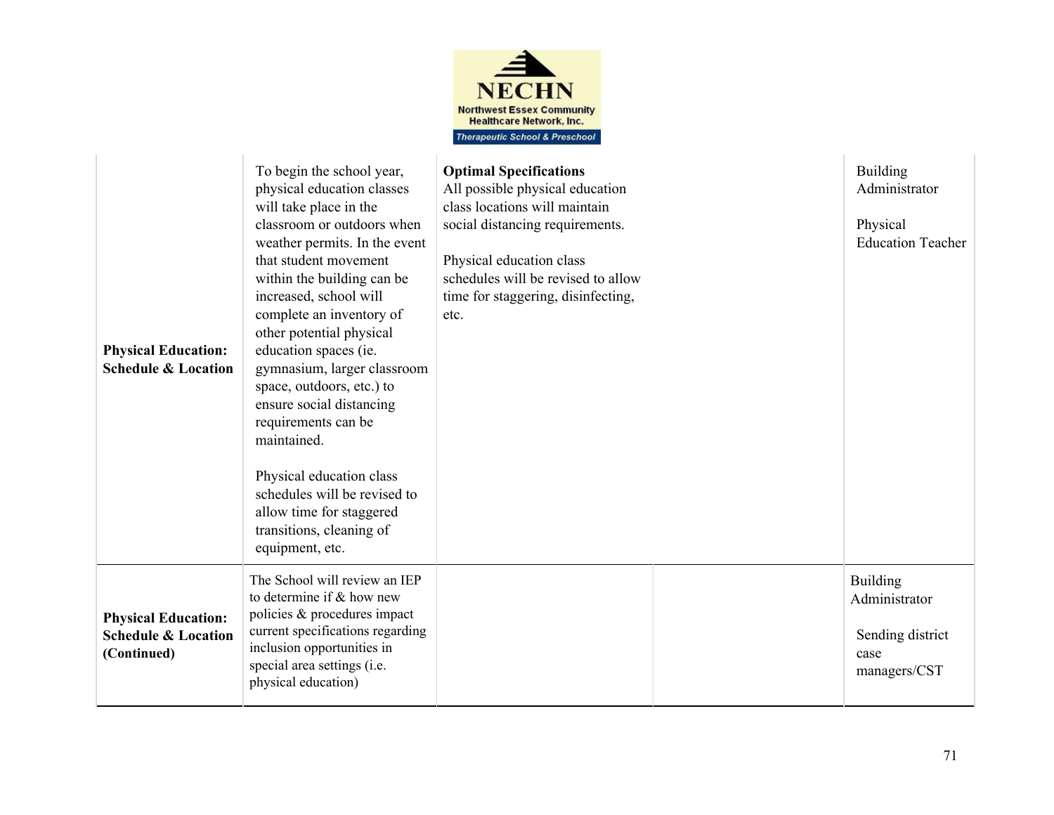| | | | | |
|---|---|---|---|---|
| **Physical Education: Schedule & Location** | To begin the school year, physical education classes will take place in the classroom or outdoors when weather permits. In the event that student movement within the building can be increased, school will complete an inventory of other potential physical education spaces (ie. gymnasium, larger classroom space, outdoors, etc.) to ensure social distancing requirements can be maintained.<br><br>Physical education class schedules will be revised to allow time for staggered transitions, cleaning of equipment, etc. | **Optimal Specifications**<br>All possible physical education class locations will maintain social distancing requirements.<br><br>Physical education class schedules will be revised to allow time for staggering, disinfecting, etc. | | Building Administrator<br><br>Physical Education Teacher |
| **Physical Education: Schedule & Location (Continued)** | The School will review an IEP to determine if & how new policies & procedures impact current specifications regarding inclusion opportunities in special area settings (i.e. physical education) | | | Building Administrator<br><br>Sending district case managers/CST |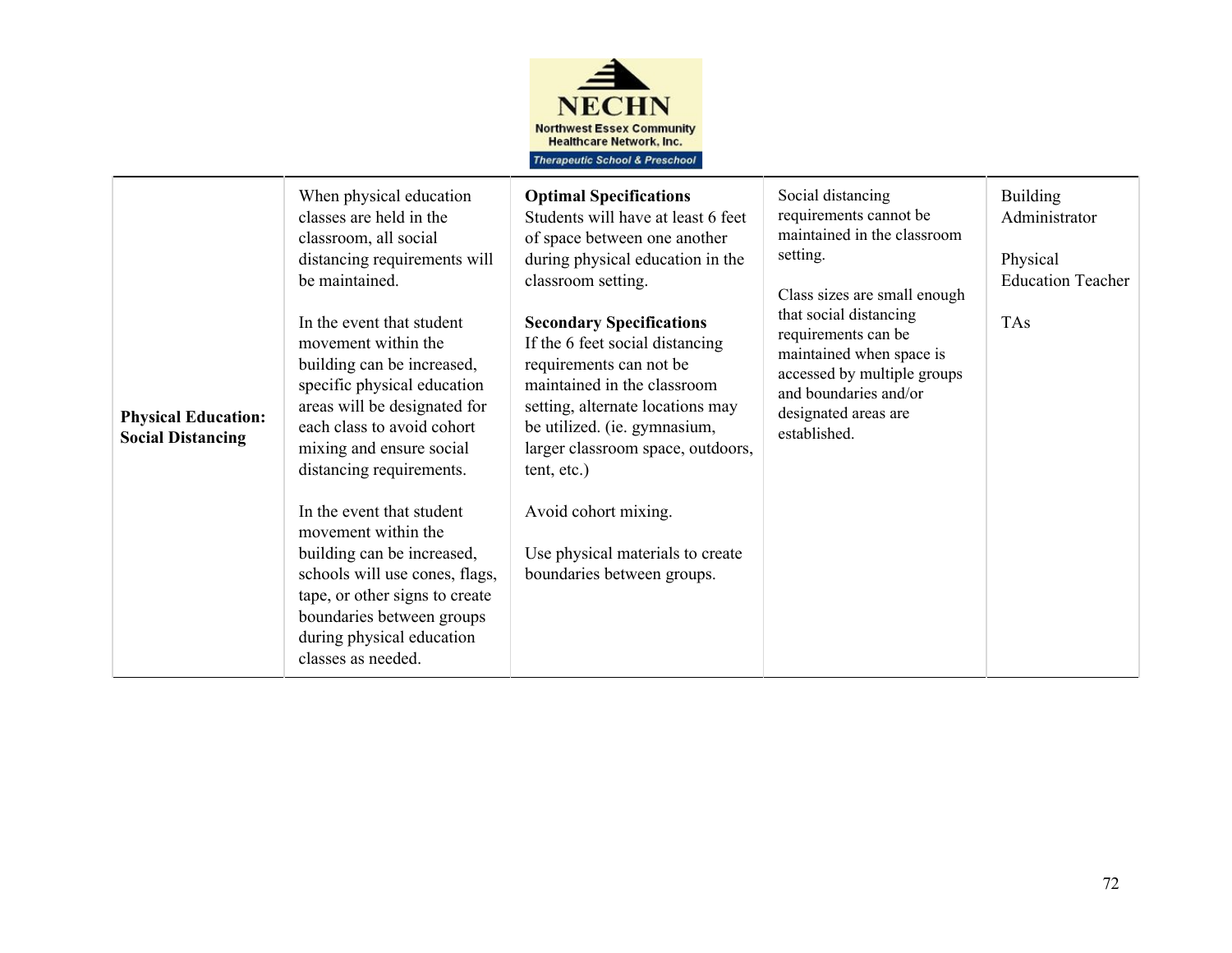| | | | | |
|---|---|---|---|---|
| **Physical Education: Social Distancing** | When physical education classes are held in the classroom, all social distancing requirements will be maintained.<br><br>In the event that student movement within the building can be increased, specific physical education areas will be designated for each class to avoid cohort mixing and ensure social distancing requirements.<br><br>In the event that student movement within the building can be increased, schools will use cones, flags, tape, or other signs to create boundaries between groups during physical education classes as needed. | **Optimal Specifications**<br>Students will have at least 6 feet of space between one another during physical education in the classroom setting.<br><br>**Secondary Specifications**<br>If the 6 feet social distancing requirements can not be maintained in the classroom setting, alternate locations may be utilized. (ie. gymnasium, larger classroom space, outdoors, tent, etc.)<br><br>Avoid cohort mixing.<br><br>Use physical materials to create boundaries between groups. | Social distancing requirements cannot be maintained in the classroom setting.<br><br>Class sizes are small enough that social distancing requirements can be maintained when space is accessed by multiple groups and boundaries and/or designated areas are established. | Building Administrator<br><br>Physical Education Teacher<br><br>TAs |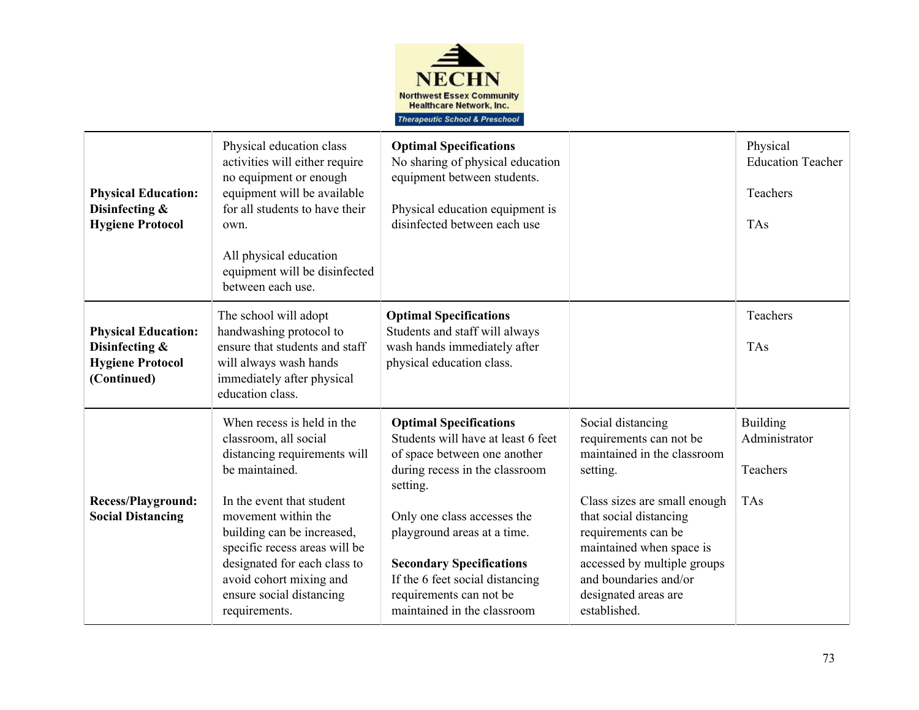| | | | | |
|---|---|---|---|---|
| **Physical Education: Disinfecting & Hygiene Protocol** | Physical education class activities will either require no equipment or enough equipment will be available for all students to have their own.<br><br>All physical education equipment will be disinfected between each use. | **Optimal Specifications**<br>No sharing of physical education equipment between students.<br><br>Physical education equipment is disinfected between each use | | Physical Education Teacher<br><br>Teachers<br><br>TAs |
| **Physical Education: Disinfecting & Hygiene Protocol (Continued)** | The school will adopt handwashing protocol to ensure that students and staff will always wash hands immediately after physical education class. | **Optimal Specifications**<br>Students and staff will always wash hands immediately after physical education class. | | Teachers<br><br>TAs |
| **Recess/Playground: Social Distancing** | When recess is held in the classroom, all social distancing requirements will be maintained.<br><br>In the event that student movement within the building can be increased, specific recess areas will be designated for each class to avoid cohort mixing and ensure social distancing requirements. | **Optimal Specifications**<br>Students will have at least 6 feet of space between one another during recess in the classroom setting.<br><br>Only one class accesses the playground areas at a time.<br><br>**Secondary Specifications**<br>If the 6 feet social distancing requirements can not be maintained in the classroom | Social distancing requirements can not be maintained in the classroom setting.<br><br>Class sizes are small enough that social distancing requirements can be maintained when space is accessed by multiple groups and boundaries and/or designated areas are established. | Building Administrator<br><br>Teachers<br><br>TAs |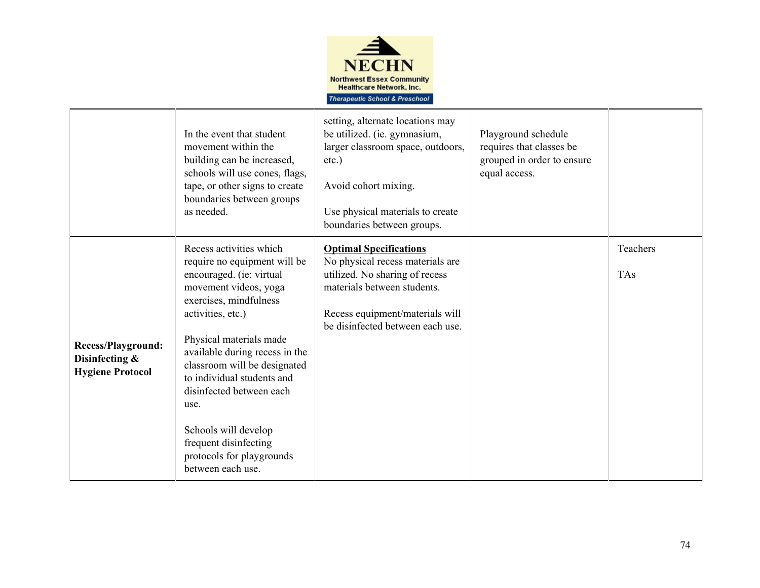| | | | | |
|---|---|---|---|---|
| | In the event that student movement within the building can be increased, schools will use cones, flags, tape, or other signs to create boundaries between groups as needed. | setting, alternate locations may be utilized. (ie. gymnasium, larger classroom space, outdoors, etc.)<br><br>Avoid cohort mixing.<br><br>Use physical materials to create boundaries between groups. | Playground schedule requires that classes be grouped in order to ensure equal access. | |
| **Recess/Playground: Disinfecting & Hygiene Protocol** | Recess activities which require no equipment will be encouraged. (ie: virtual movement videos, yoga exercises, mindfulness activities, etc.)<br><br>Physical materials made available during recess in the classroom will be designated to individual students and disinfected between each use.<br><br>Schools will develop frequent disinfecting protocols for playgrounds between each use. | **Optimal Specifications**<br>No physical recess materials are utilized. No sharing of recess materials between students.<br><br>Recess equipment/materials will be disinfected between each use. | | Teachers<br><br>TAs |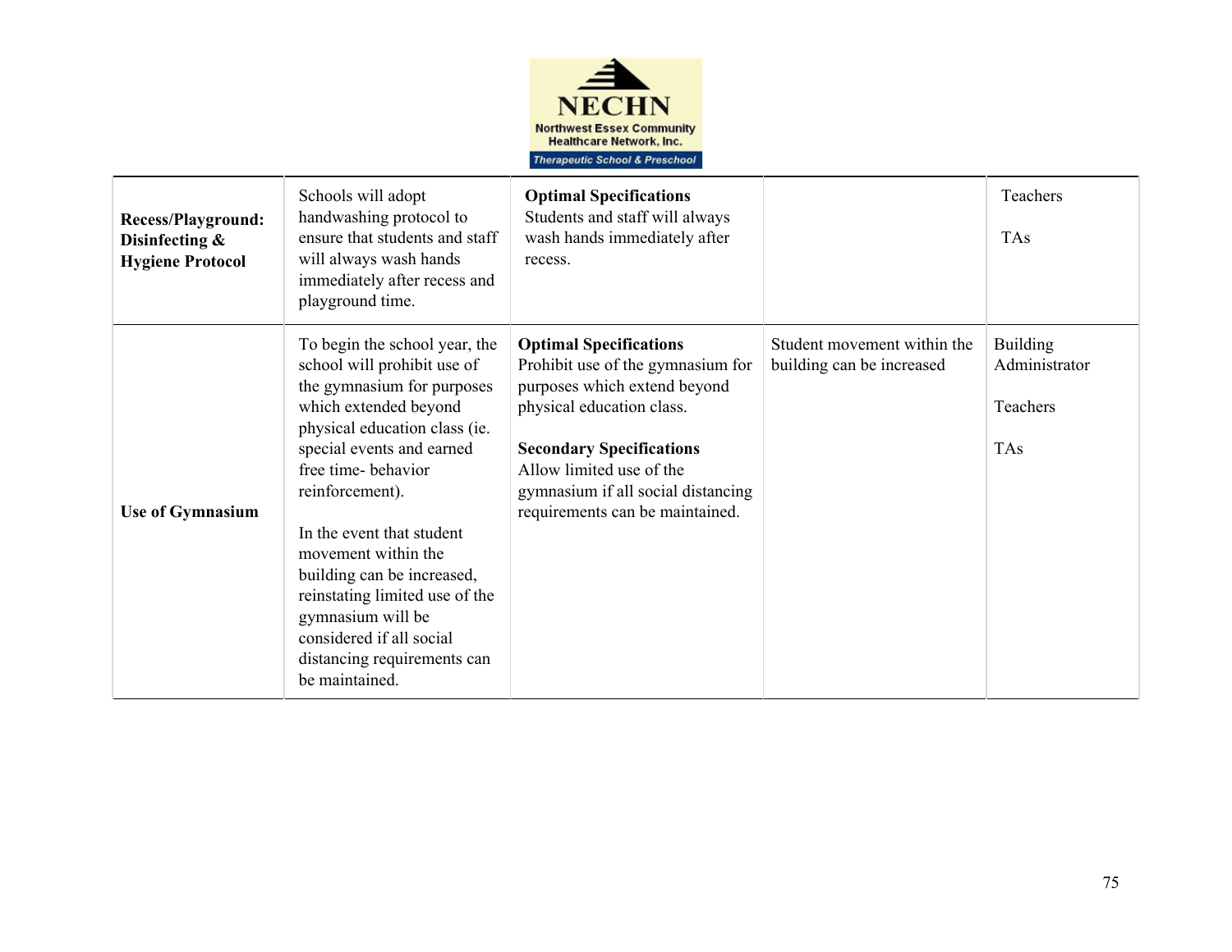**NECHN**
Northwest Essex Community Healthcare Network, Inc.
*Therapeutic School & Preschool*

| | | | | |
|---|---|---|---|---|
| **Recess/Playground: Disinfecting & Hygiene Protocol** | Schools will adopt handwashing protocol to ensure that students and staff will always wash hands immediately after recess and playground time. | **Optimal Specifications**<br>Students and staff will always wash hands immediately after recess. | | Teachers<br><br>TAs |
| **Use of Gymnasium** | To begin the school year, the school will prohibit use of the gymnasium for purposes which extended beyond physical education class (ie. special events and earned free time- behavior reinforcement).<br><br>In the event that student movement within the building can be increased, reinstating limited use of the gymnasium will be considered if all social distancing requirements can be maintained. | **Optimal Specifications**<br>Prohibit use of the gymnasium for purposes which extend beyond physical education class.<br><br>**Secondary Specifications**<br>Allow limited use of the gymnasium if all social distancing requirements can be maintained. | Student movement within the building can be increased | Building Administrator<br><br>Teachers<br><br>TAs |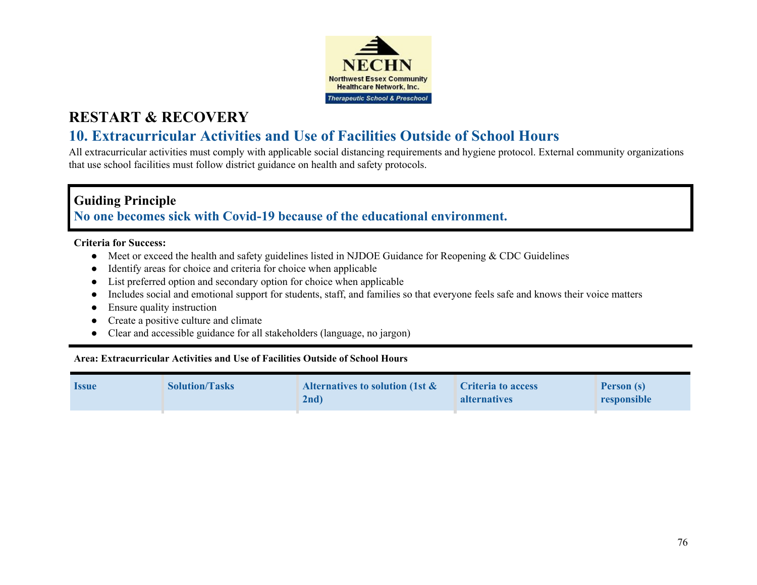# RESTART & RECOVERY

## 10. Extracurricular Activities and Use of Facilities Outside of School Hours

All extracurricular activities must comply with applicable social distancing requirements and hygiene protocol. External community organizations that use school facilities must follow district guidance on health and safety protocols.

### Guiding Principle

**No one becomes sick with Covid-19 because of the educational environment.**

**Criteria for Success:**

- Meet or exceed the health and safety guidelines listed in NJDOE Guidance for Reopening & CDC Guidelines
- Identify areas for choice and criteria for choice when applicable
- List preferred option and secondary option for choice when applicable
- Includes social and emotional support for students, staff, and families so that everyone feels safe and knows their voice matters
- Ensure quality instruction
- Create a positive culture and climate
- Clear and accessible guidance for all stakeholders (language, no jargon)

**Area: Extracurricular Activities and Use of Facilities Outside of School Hours**

| Issue | Solution/Tasks | Alternatives to solution (1st & 2nd) | Criteria to access alternatives | Person (s) responsible |
|---|---|---|---|---|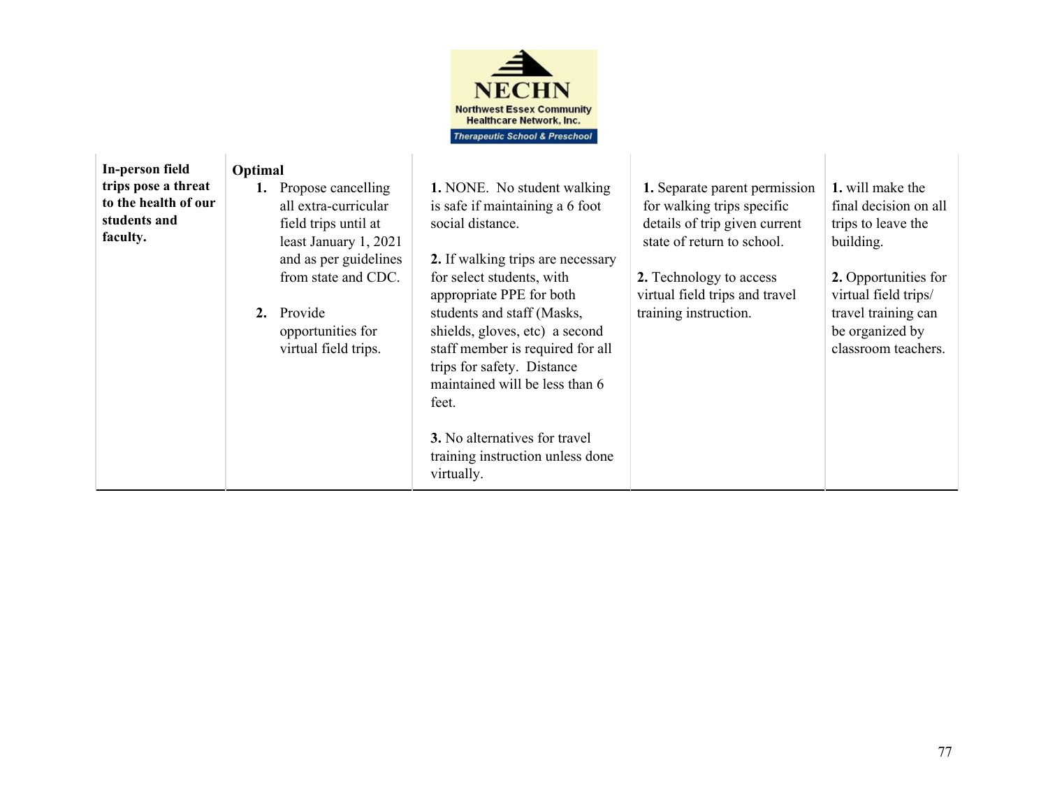NECHN

Northwest Essex Community Healthcare Network, Inc.

*Therapeutic School & Preschool*

| **In-person field trips pose a threat to the health of our students and faculty.** | **Optimal**<br>**1.** Propose cancelling all extra-curricular field trips until at least January 1, 2021 and as per guidelines from state and CDC.<br><br>**2.** Provide opportunities for virtual field trips. | **1.** NONE. No student walking is safe if maintaining a 6 foot social distance.<br><br>**2.** If walking trips are necessary for select students, with appropriate PPE for both students and staff (Masks, shields, gloves, etc) a second staff member is required for all trips for safety. Distance maintained will be less than 6 feet.<br><br>**3.** No alternatives for travel training instruction unless done virtually. | **1.** Separate parent permission for walking trips specific details of trip given current state of return to school.<br><br>**2.** Technology to access virtual field trips and travel training instruction. | **1.** will make the final decision on all trips to leave the building.<br><br>**2.** Opportunities for virtual field trips/ travel training can be organized by classroom teachers. |
|---|---|---|---|---|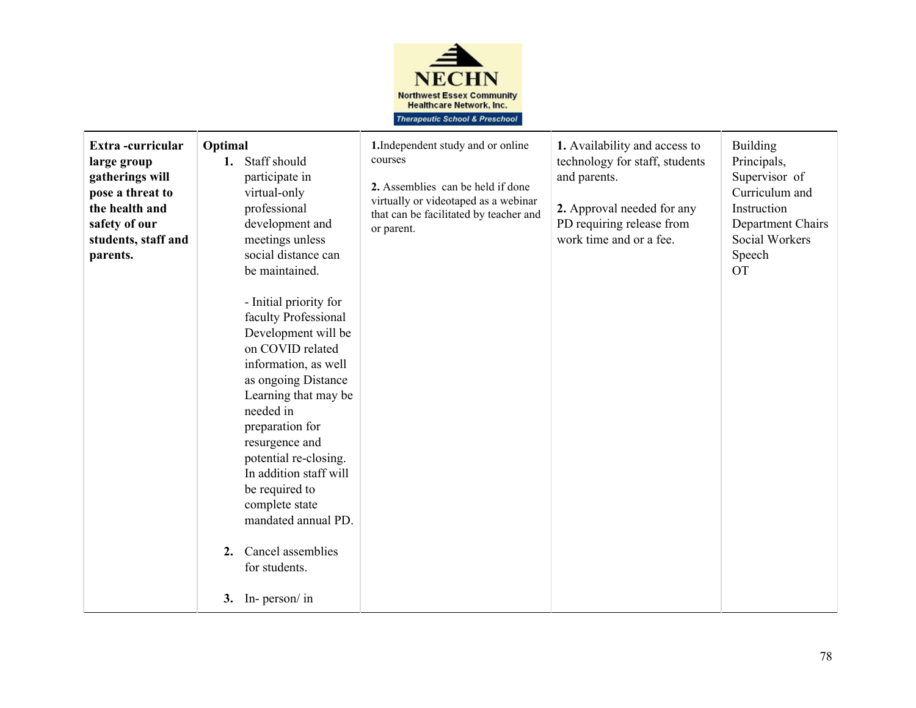**NECHN**
**Northwest Essex Community Healthcare Network, Inc.**
**Therapeutic School & Preschool**

| | | | | |
|---|---|---|---|---|
| **Extra -curricular large group gatherings will pose a threat to the health and safety of our students, staff and parents.** | **Optimal**<br>**1.** Staff should participate in virtual-only professional development and meetings unless social distance can be maintained.<br><br>- Initial priority for faculty Professional Development will be on COVID related information, as well as ongoing Distance Learning that may be needed in preparation for resurgence and potential re-closing. In addition staff will be required to complete state mandated annual PD.<br><br>**2.** Cancel assemblies for students.<br><br>**3.** In- person/ in | **1.**Independent study and or online courses<br><br>**2.** Assemblies can be held if done virtually or videotaped as a webinar that can be facilitated by teacher and or parent. | **1.** Availability and access to technology for staff, students and parents.<br><br>**2.** Approval needed for any PD requiring release from work time and or a fee. | Building Principals, Supervisor of Curriculum and Instruction<br>Department Chairs<br>Social Workers<br>Speech<br>OT |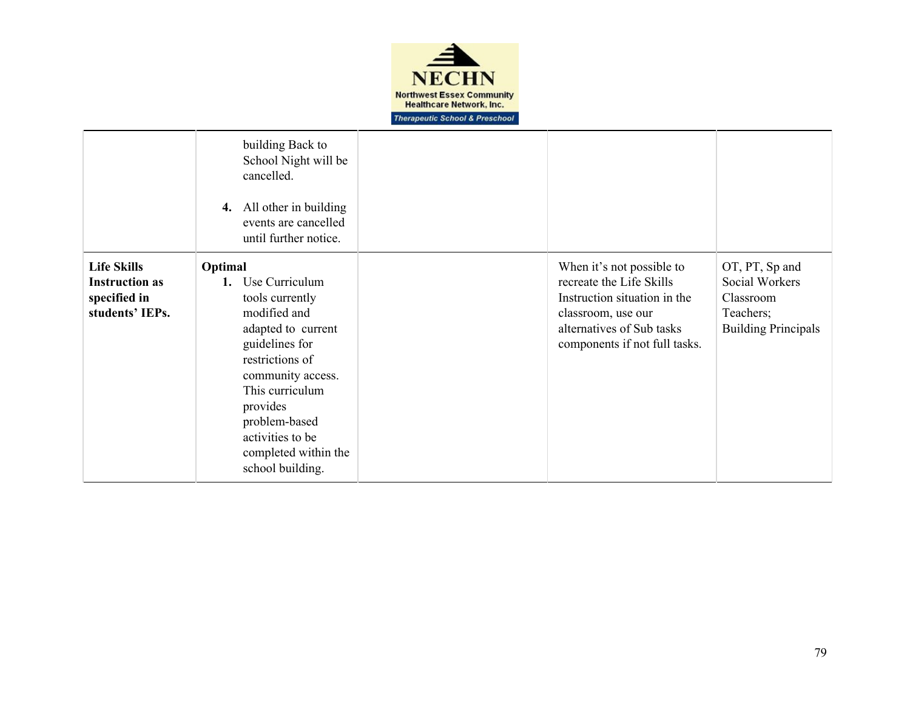|  |  |  |  |  |
|---|---|---|---|---|
|  | building Back to School Night will be cancelled.<br><br>**4.** All other in building events are cancelled until further notice. |  |  |  |
| **Life Skills Instruction as specified in students' IEPs.** | **Optimal**<br>**1.** Use Curriculum tools currently modified and adapted to current guidelines for restrictions of community access. This curriculum provides problem-based activities to be completed within the school building. |  | When it's not possible to recreate the Life Skills Instruction situation in the classroom, use our alternatives of Sub tasks components if not full tasks. | OT, PT, Sp and Social Workers Classroom Teachers; Building Principals |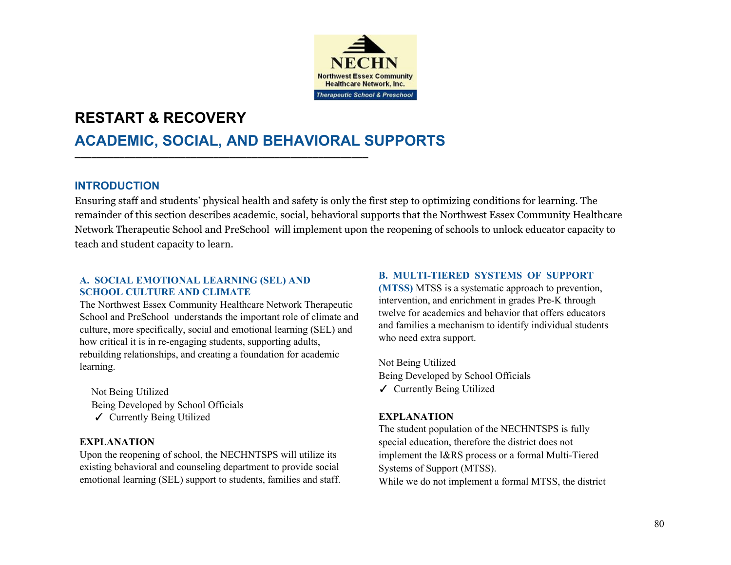# RESTART & RECOVERY

## ACADEMIC, SOCIAL, AND BEHAVIORAL SUPPORTS

### INTRODUCTION

Ensuring staff and students' physical health and safety is only the first step to optimizing conditions for learning. The remainder of this section describes academic, social, behavioral supports that the Northwest Essex Community Healthcare Network Therapeutic School and PreSchool will implement upon the reopening of schools to unlock educator capacity to teach and student capacity to learn.

#### A. SOCIAL EMOTIONAL LEARNING (SEL) AND SCHOOL CULTURE AND CLIMATE

The Northwest Essex Community Healthcare Network Therapeutic School and PreSchool understands the important role of climate and culture, more specifically, social and emotional learning (SEL) and how critical it is in re-engaging students, supporting adults, rebuilding relationships, and creating a foundation for academic learning.

Not Being Utilized
Being Developed by School Officials
✓ Currently Being Utilized

**EXPLANATION**

Upon the reopening of school, the NECHNTSPS will utilize its existing behavioral and counseling department to provide social emotional learning (SEL) support to students, families and staff.

#### B. MULTI-TIERED SYSTEMS OF SUPPORT (MTSS)

MTSS is a systematic approach to prevention, intervention, and enrichment in grades Pre-K through twelve for academics and behavior that offers educators and families a mechanism to identify individual students who need extra support.

Not Being Utilized
Being Developed by School Officials
✓ Currently Being Utilized

**EXPLANATION**

The student population of the NECHNTSPS is fully special education, therefore the district does not implement the I&RS process or a formal Multi-Tiered Systems of Support (MTSS).
While we do not implement a formal MTSS, the district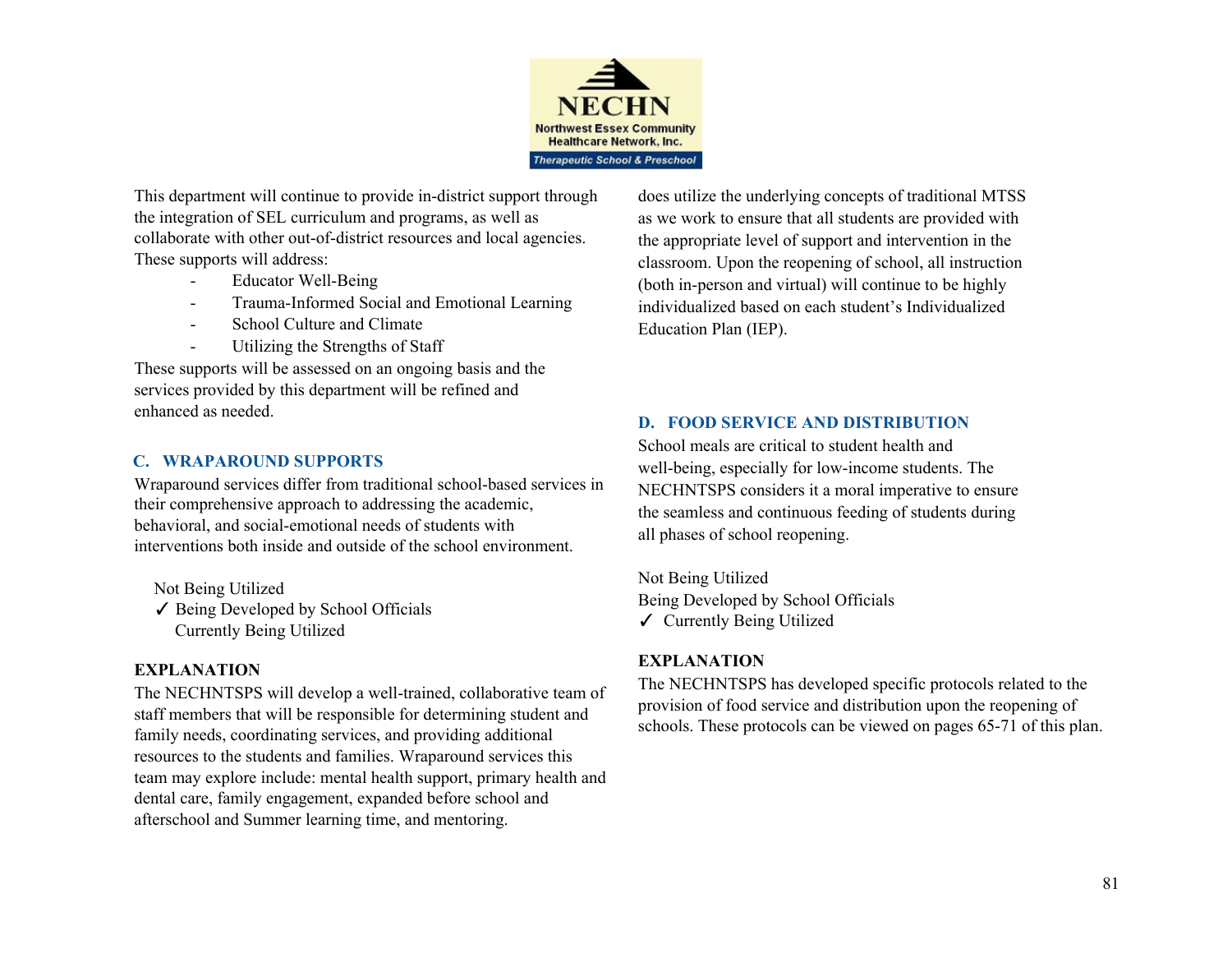This department will continue to provide in-district support through the integration of SEL curriculum and programs, as well as collaborate with other out-of-district resources and local agencies. These supports will address:

- Educator Well-Being
- Trauma-Informed Social and Emotional Learning
- School Culture and Climate
- Utilizing the Strengths of Staff

These supports will be assessed on an ongoing basis and the services provided by this department will be refined and enhanced as needed.

## C. WRAPAROUND SUPPORTS

Wraparound services differ from traditional school-based services in their comprehensive approach to addressing the academic, behavioral, and social-emotional needs of students with interventions both inside and outside of the school environment.

Not Being Utilized
✓ Being Developed by School Officials
Currently Being Utilized

**EXPLANATION**

The NECHNTSPS will develop a well-trained, collaborative team of staff members that will be responsible for determining student and family needs, coordinating services, and providing additional resources to the students and families. Wraparound services this team may explore include: mental health support, primary health and dental care, family engagement, expanded before school and afterschool and Summer learning time, and mentoring.

does utilize the underlying concepts of traditional MTSS as we work to ensure that all students are provided with the appropriate level of support and intervention in the classroom. Upon the reopening of school, all instruction (both in-person and virtual) will continue to be highly individualized based on each student's Individualized Education Plan (IEP).

## D. FOOD SERVICE AND DISTRIBUTION

School meals are critical to student health and well-being, especially for low-income students. The NECHNTSPS considers it a moral imperative to ensure the seamless and continuous feeding of students during all phases of school reopening.

Not Being Utilized
Being Developed by School Officials
✓ Currently Being Utilized

**EXPLANATION**

The NECHNTSPS has developed specific protocols related to the provision of food service and distribution upon the reopening of schools. These protocols can be viewed on pages 65-71 of this plan.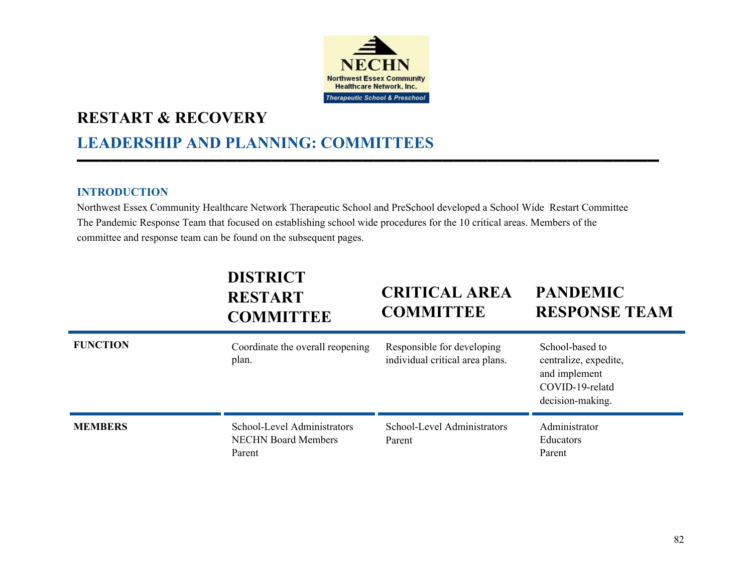NECHN
Northwest Essex Community Healthcare Network, Inc.
Therapeutic School & Preschool

# RESTART & RECOVERY

## LEADERSHIP AND PLANNING: COMMITTEES

### INTRODUCTION

Northwest Essex Community Healthcare Network Therapeutic School and PreSchool developed a School Wide Restart Committee The Pandemic Response Team that focused on establishing school wide procedures for the 10 critical areas. Members of the committee and response team can be found on the subsequent pages.

| | DISTRICT RESTART COMMITTEE | CRITICAL AREA COMMITTEE | PANDEMIC RESPONSE TEAM |
|---|---|---|---|
| **FUNCTION** | Coordinate the overall reopening plan. | Responsible for developing individual critical area plans. | School-based to centralize, expedite, and implement COVID-19-relatd decision-making. |
| **MEMBERS** | School-Level Administrators<br>NECHN Board Members<br>Parent | School-Level Administrators<br>Parent | Administrator<br>Educators<br>Parent |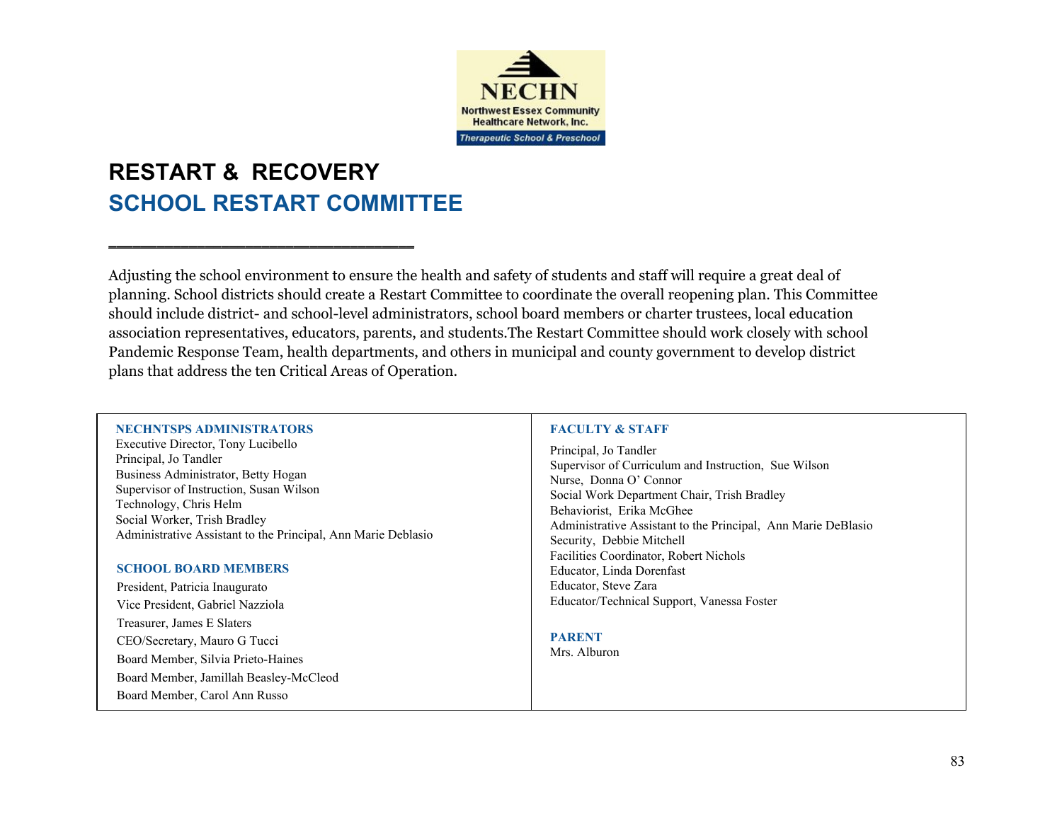NECHN
Northwest Essex Community Healthcare Network, Inc.
Therapeutic School & Preschool

# RESTART & RECOVERY

## SCHOOL RESTART COMMITTEE

Adjusting the school environment to ensure the health and safety of students and staff will require a great deal of planning. School districts should create a Restart Committee to coordinate the overall reopening plan. This Committee should include district- and school-level administrators, school board members or charter trustees, local education association representatives, educators, parents, and students.The Restart Committee should work closely with school Pandemic Response Team, health departments, and others in municipal and county government to develop district plans that address the ten Critical Areas of Operation.

### NECHNTSPS ADMINISTRATORS

Executive Director, Tony Lucibello
Principal, Jo Tandler
Business Administrator, Betty Hogan
Supervisor of Instruction, Susan Wilson
Technology, Chris Helm
Social Worker, Trish Bradley
Administrative Assistant to the Principal, Ann Marie Deblasio

### SCHOOL BOARD MEMBERS

President, Patricia Inaugurato
Vice President, Gabriel Nazziola
Treasurer, James E Slaters
CEO/Secretary, Mauro G Tucci
Board Member, Silvia Prieto-Haines
Board Member, Jamillah Beasley-McCleod
Board Member, Carol Ann Russo

### FACULTY & STAFF

Principal, Jo Tandler
Supervisor of Curriculum and Instruction, Sue Wilson
Nurse, Donna O' Connor
Social Work Department Chair, Trish Bradley
Behaviorist, Erika McGhee
Administrative Assistant to the Principal, Ann Marie DeBlasio
Security, Debbie Mitchell
Facilities Coordinator, Robert Nichols
Educator, Linda Dorenfast
Educator, Steve Zara
Educator/Technical Support, Vanessa Foster

### PARENT

Mrs. Alburon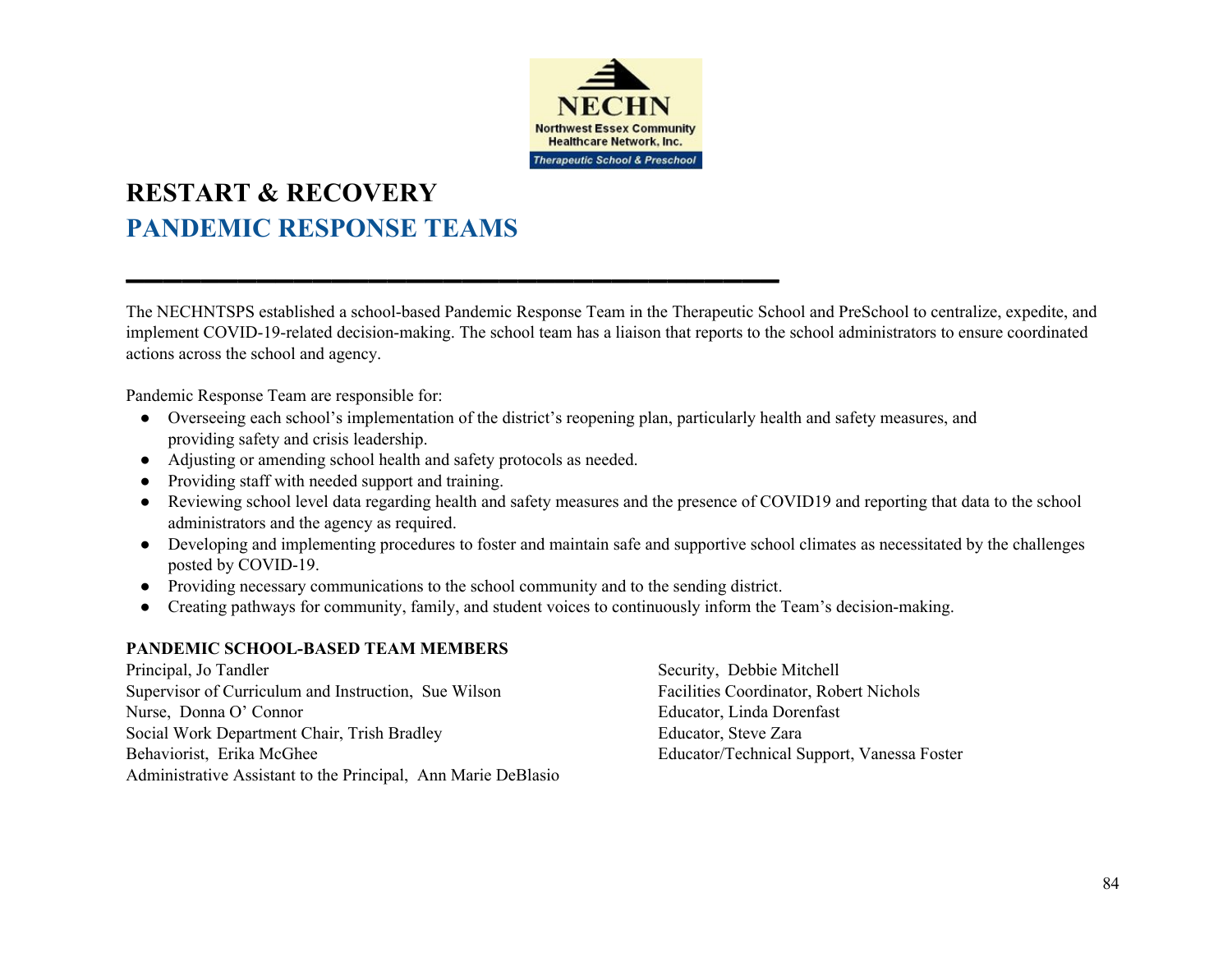# RESTART & RECOVERY

## PANDEMIC RESPONSE TEAMS

The NECHNTSPS established a school-based Pandemic Response Team in the Therapeutic School and PreSchool to centralize, expedite, and implement COVID-19-related decision-making. The school team has a liaison that reports to the school administrators to ensure coordinated actions across the school and agency.

Pandemic Response Team are responsible for:

- Overseeing each school's implementation of the district's reopening plan, particularly health and safety measures, and providing safety and crisis leadership.
- Adjusting or amending school health and safety protocols as needed.
- Providing staff with needed support and training.
- Reviewing school level data regarding health and safety measures and the presence of COVID19 and reporting that data to the school administrators and the agency as required.
- Developing and implementing procedures to foster and maintain safe and supportive school climates as necessitated by the challenges posted by COVID-19.
- Providing necessary communications to the school community and to the sending district.
- Creating pathways for community, family, and student voices to continuously inform the Team's decision-making.

**PANDEMIC SCHOOL-BASED TEAM MEMBERS**

Principal, Jo Tandler
Supervisor of Curriculum and Instruction, Sue Wilson
Nurse, Donna O' Connor
Social Work Department Chair, Trish Bradley
Behaviorist, Erika McGhee
Administrative Assistant to the Principal, Ann Marie DeBlasio
Security, Debbie Mitchell
Facilities Coordinator, Robert Nichols
Educator, Linda Dorenfast
Educator, Steve Zara
Educator/Technical Support, Vanessa Foster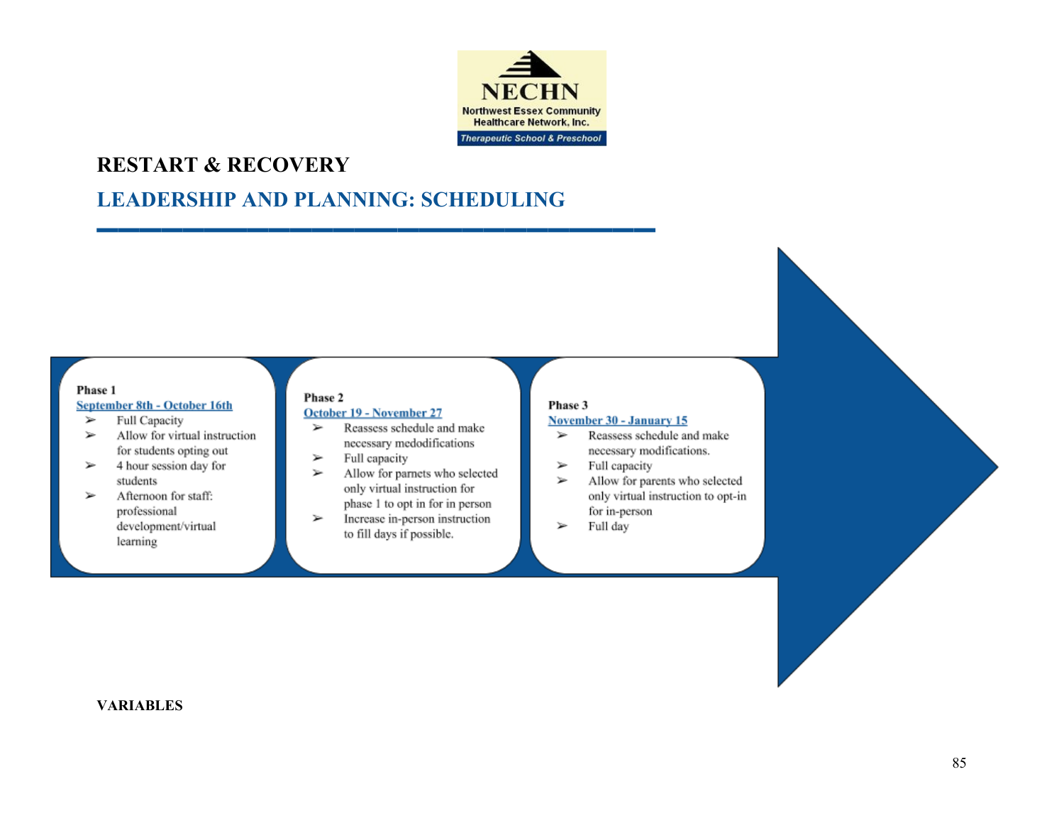NECHN

Northwest Essex Community Healthcare Network, Inc.

Therapeutic School & Preschool

# RESTART & RECOVERY

## LEADERSHIP AND PLANNING: SCHEDULING

**Phase 1**

September 8th - October 16th

- Full Capacity
- Allow for virtual instruction for students opting out
- 4 hour session day for students
- Afternoon for staff: professional development/virtual learning

**Phase 2**

October 19 - November 27

- Reassess schedule and make necessary medodifications
- Full capacity
- Allow for parnets who selected only virtual instruction for phase 1 to opt in for in person
- Increase in-person instruction to fill days if possible.

**Phase 3**

November 30 - January 15

- Reassess schedule and make necessary modifications.
- Full capacity
- Allow for parents who selected only virtual instruction to opt-in for in-person
- Full day

**VARIABLES**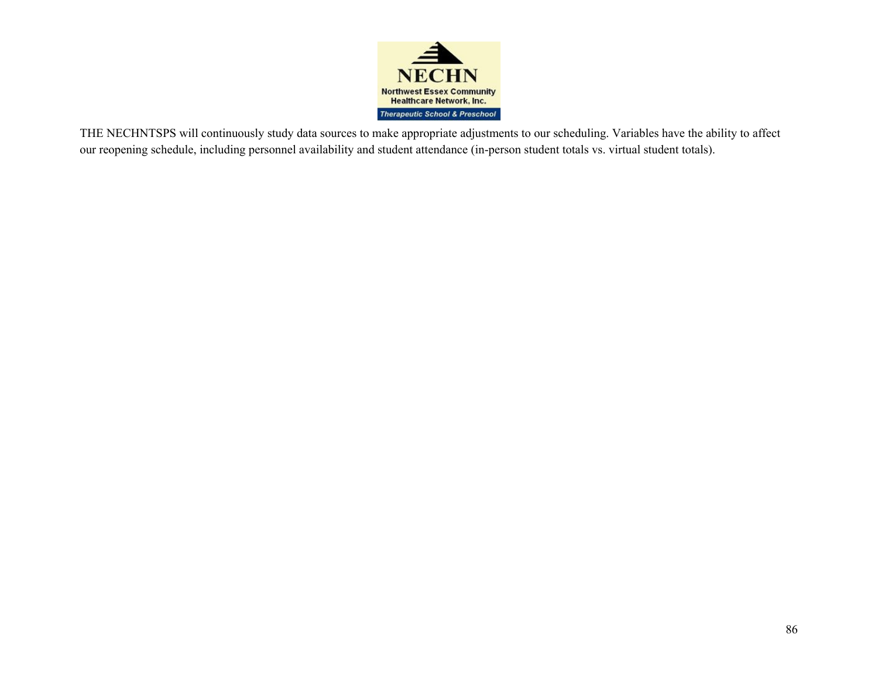THE NECHNTSPS will continuously study data sources to make appropriate adjustments to our scheduling. Variables have the ability to affect our reopening schedule, including personnel availability and student attendance (in-person student totals vs. virtual student totals).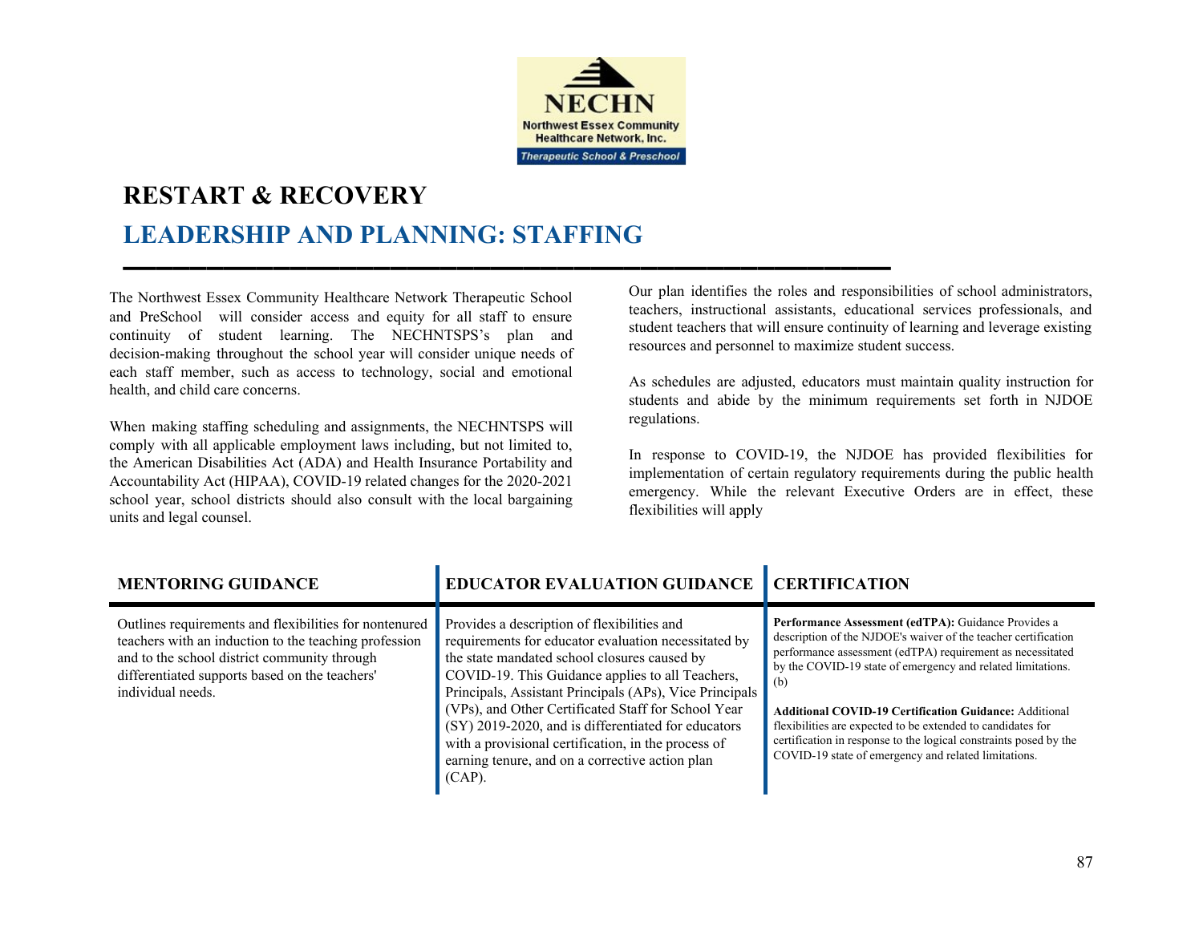# RESTART & RECOVERY

## LEADERSHIP AND PLANNING: STAFFING

The Northwest Essex Community Healthcare Network Therapeutic School and PreSchool will consider access and equity for all staff to ensure continuity of student learning. The NECHNTSPS's plan and decision-making throughout the school year will consider unique needs of each staff member, such as access to technology, social and emotional health, and child care concerns.

When making staffing scheduling and assignments, the NECHNTSPS will comply with all applicable employment laws including, but not limited to, the American Disabilities Act (ADA) and Health Insurance Portability and Accountability Act (HIPAA), COVID-19 related changes for the 2020-2021 school year, school districts should also consult with the local bargaining units and legal counsel.

Our plan identifies the roles and responsibilities of school administrators, teachers, instructional assistants, educational services professionals, and student teachers that will ensure continuity of learning and leverage existing resources and personnel to maximize student success.

As schedules are adjusted, educators must maintain quality instruction for students and abide by the minimum requirements set forth in NJDOE regulations.

In response to COVID-19, the NJDOE has provided flexibilities for implementation of certain regulatory requirements during the public health emergency. While the relevant Executive Orders are in effect, these flexibilities will apply

| MENTORING GUIDANCE | EDUCATOR EVALUATION GUIDANCE | CERTIFICATION |
|---|---|---|
| Outlines requirements and flexibilities for nontenured teachers with an induction to the teaching profession and to the school district community through differentiated supports based on the teachers' individual needs. | Provides a description of flexibilities and requirements for educator evaluation necessitated by the state mandated school closures caused by COVID-19. This Guidance applies to all Teachers, Principals, Assistant Principals (APs), Vice Principals (VPs), and Other Certificated Staff for School Year (SY) 2019-2020, and is differentiated for educators with a provisional certification, in the process of earning tenure, and on a corrective action plan (CAP). | **Performance Assessment (edTPA):** Guidance Provides a description of the NJDOE's waiver of the teacher certification performance assessment (edTPA) requirement as necessitated by the COVID-19 state of emergency and related limitations. (b)<br><br>**Additional COVID-19 Certification Guidance:** Additional flexibilities are expected to be extended to candidates for certification in response to the logical constraints posed by the COVID-19 state of emergency and related limitations. |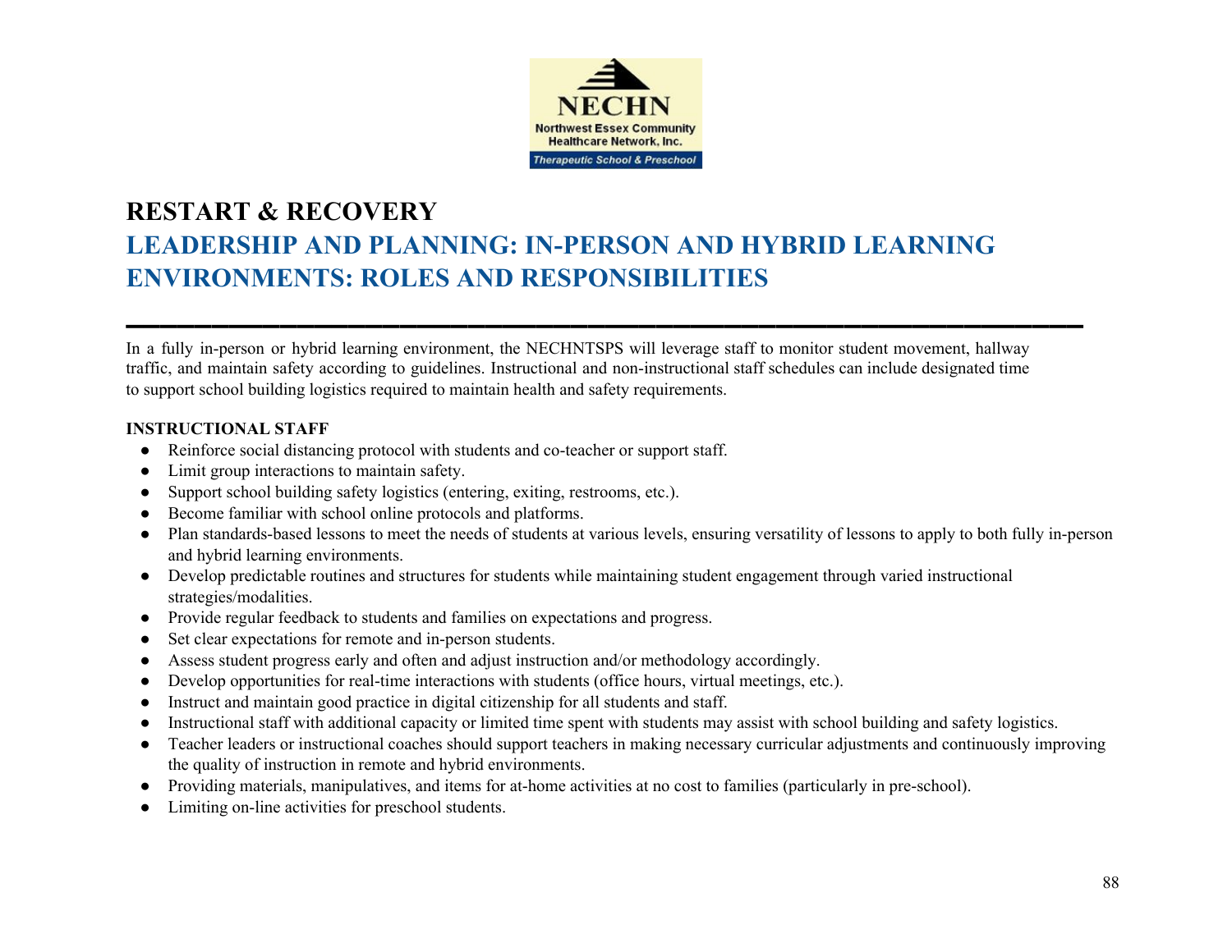# RESTART & RECOVERY

## LEADERSHIP AND PLANNING: IN-PERSON AND HYBRID LEARNING ENVIRONMENTS: ROLES AND RESPONSIBILITIES

In a fully in-person or hybrid learning environment, the NECHNTSPS will leverage staff to monitor student movement, hallway traffic, and maintain safety according to guidelines. Instructional and non-instructional staff schedules can include designated time to support school building logistics required to maintain health and safety requirements.

**INSTRUCTIONAL STAFF**

- Reinforce social distancing protocol with students and co-teacher or support staff.
- Limit group interactions to maintain safety.
- Support school building safety logistics (entering, exiting, restrooms, etc.).
- Become familiar with school online protocols and platforms.
- Plan standards-based lessons to meet the needs of students at various levels, ensuring versatility of lessons to apply to both fully in-person and hybrid learning environments.
- Develop predictable routines and structures for students while maintaining student engagement through varied instructional strategies/modalities.
- Provide regular feedback to students and families on expectations and progress.
- Set clear expectations for remote and in-person students.
- Assess student progress early and often and adjust instruction and/or methodology accordingly.
- Develop opportunities for real-time interactions with students (office hours, virtual meetings, etc.).
- Instruct and maintain good practice in digital citizenship for all students and staff.
- Instructional staff with additional capacity or limited time spent with students may assist with school building and safety logistics.
- Teacher leaders or instructional coaches should support teachers in making necessary curricular adjustments and continuously improving the quality of instruction in remote and hybrid environments.
- Providing materials, manipulatives, and items for at-home activities at no cost to families (particularly in pre-school).
- Limiting on-line activities for preschool students.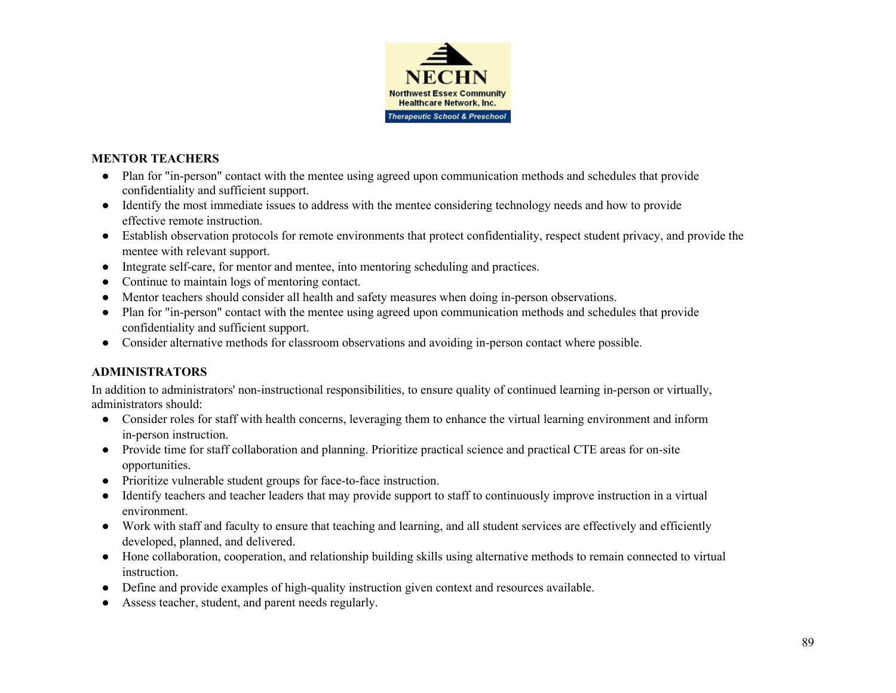**MENTOR TEACHERS**

- Plan for "in-person" contact with the mentee using agreed upon communication methods and schedules that provide confidentiality and sufficient support.
- Identify the most immediate issues to address with the mentee considering technology needs and how to provide effective remote instruction.
- Establish observation protocols for remote environments that protect confidentiality, respect student privacy, and provide the mentee with relevant support.
- Integrate self-care, for mentor and mentee, into mentoring scheduling and practices.
- Continue to maintain logs of mentoring contact.
- Mentor teachers should consider all health and safety measures when doing in-person observations.
- Plan for "in-person" contact with the mentee using agreed upon communication methods and schedules that provide confidentiality and sufficient support.
- Consider alternative methods for classroom observations and avoiding in-person contact where possible.

**ADMINISTRATORS**

In addition to administrators' non-instructional responsibilities, to ensure quality of continued learning in-person or virtually, administrators should:

- Consider roles for staff with health concerns, leveraging them to enhance the virtual learning environment and inform in-person instruction.
- Provide time for staff collaboration and planning. Prioritize practical science and practical CTE areas for on-site opportunities.
- Prioritize vulnerable student groups for face-to-face instruction.
- Identify teachers and teacher leaders that may provide support to staff to continuously improve instruction in a virtual environment.
- Work with staff and faculty to ensure that teaching and learning, and all student services are effectively and efficiently developed, planned, and delivered.
- Hone collaboration, cooperation, and relationship building skills using alternative methods to remain connected to virtual instruction.
- Define and provide examples of high-quality instruction given context and resources available.
- Assess teacher, student, and parent needs regularly.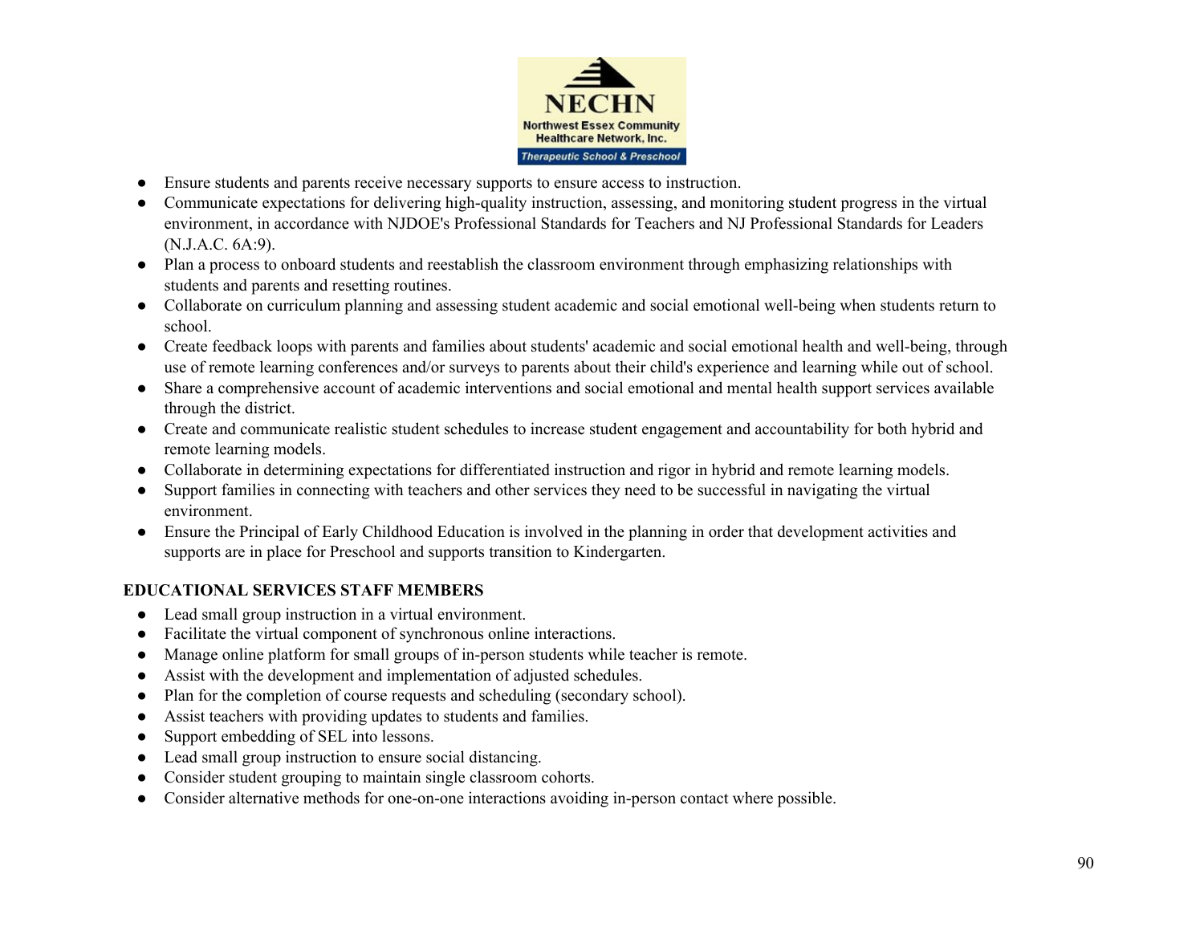- Ensure students and parents receive necessary supports to ensure access to instruction.
- Communicate expectations for delivering high-quality instruction, assessing, and monitoring student progress in the virtual environment, in accordance with NJDOE's Professional Standards for Teachers and NJ Professional Standards for Leaders (N.J.A.C. 6A:9).
- Plan a process to onboard students and reestablish the classroom environment through emphasizing relationships with students and parents and resetting routines.
- Collaborate on curriculum planning and assessing student academic and social emotional well-being when students return to school.
- Create feedback loops with parents and families about students' academic and social emotional health and well-being, through use of remote learning conferences and/or surveys to parents about their child's experience and learning while out of school.
- Share a comprehensive account of academic interventions and social emotional and mental health support services available through the district.
- Create and communicate realistic student schedules to increase student engagement and accountability for both hybrid and remote learning models.
- Collaborate in determining expectations for differentiated instruction and rigor in hybrid and remote learning models.
- Support families in connecting with teachers and other services they need to be successful in navigating the virtual environment.
- Ensure the Principal of Early Childhood Education is involved in the planning in order that development activities and supports are in place for Preschool and supports transition to Kindergarten.

**EDUCATIONAL SERVICES STAFF MEMBERS**

- Lead small group instruction in a virtual environment.
- Facilitate the virtual component of synchronous online interactions.
- Manage online platform for small groups of in-person students while teacher is remote.
- Assist with the development and implementation of adjusted schedules.
- Plan for the completion of course requests and scheduling (secondary school).
- Assist teachers with providing updates to students and families.
- Support embedding of SEL into lessons.
- Lead small group instruction to ensure social distancing.
- Consider student grouping to maintain single classroom cohorts.
- Consider alternative methods for one-on-one interactions avoiding in-person contact where possible.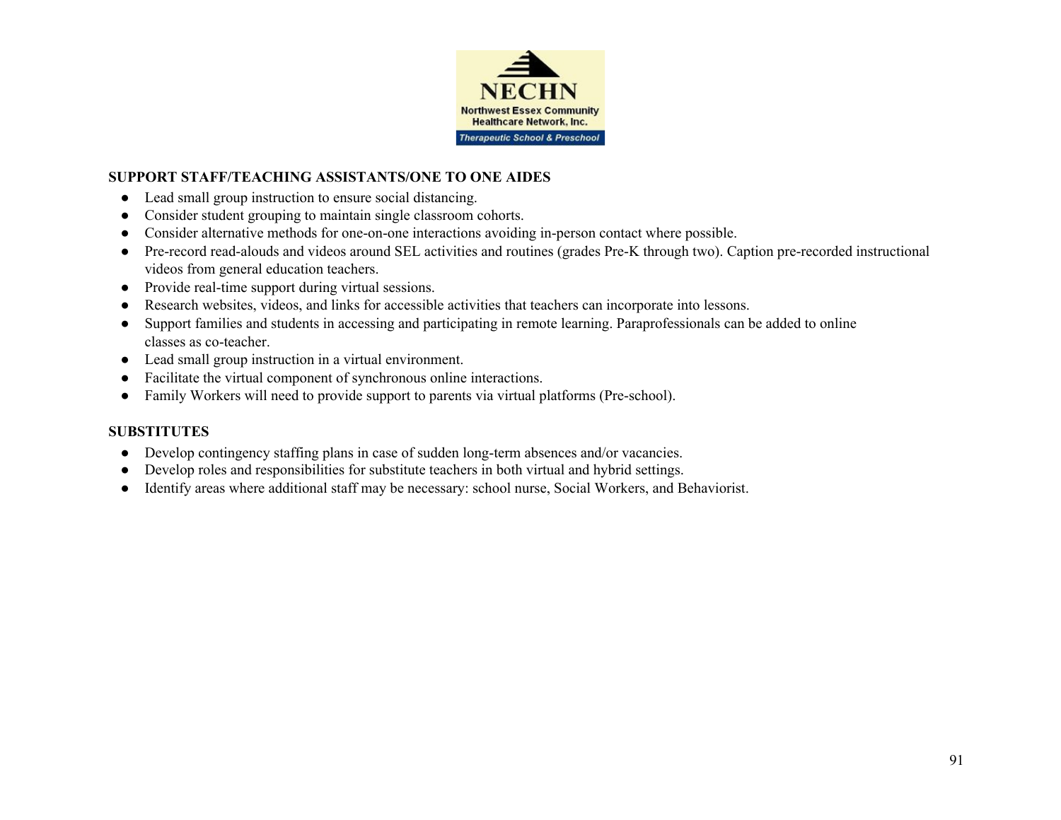**SUPPORT STAFF/TEACHING ASSISTANTS/ONE TO ONE AIDES**

- Lead small group instruction to ensure social distancing.
- Consider student grouping to maintain single classroom cohorts.
- Consider alternative methods for one-on-one interactions avoiding in-person contact where possible.
- Pre-record read-alouds and videos around SEL activities and routines (grades Pre-K through two). Caption pre-recorded instructional videos from general education teachers.
- Provide real-time support during virtual sessions.
- Research websites, videos, and links for accessible activities that teachers can incorporate into lessons.
- Support families and students in accessing and participating in remote learning. Paraprofessionals can be added to online classes as co-teacher.
- Lead small group instruction in a virtual environment.
- Facilitate the virtual component of synchronous online interactions.
- Family Workers will need to provide support to parents via virtual platforms (Pre-school).

**SUBSTITUTES**

- Develop contingency staffing plans in case of sudden long-term absences and/or vacancies.
- Develop roles and responsibilities for substitute teachers in both virtual and hybrid settings.
- Identify areas where additional staff may be necessary: school nurse, Social Workers, and Behaviorist.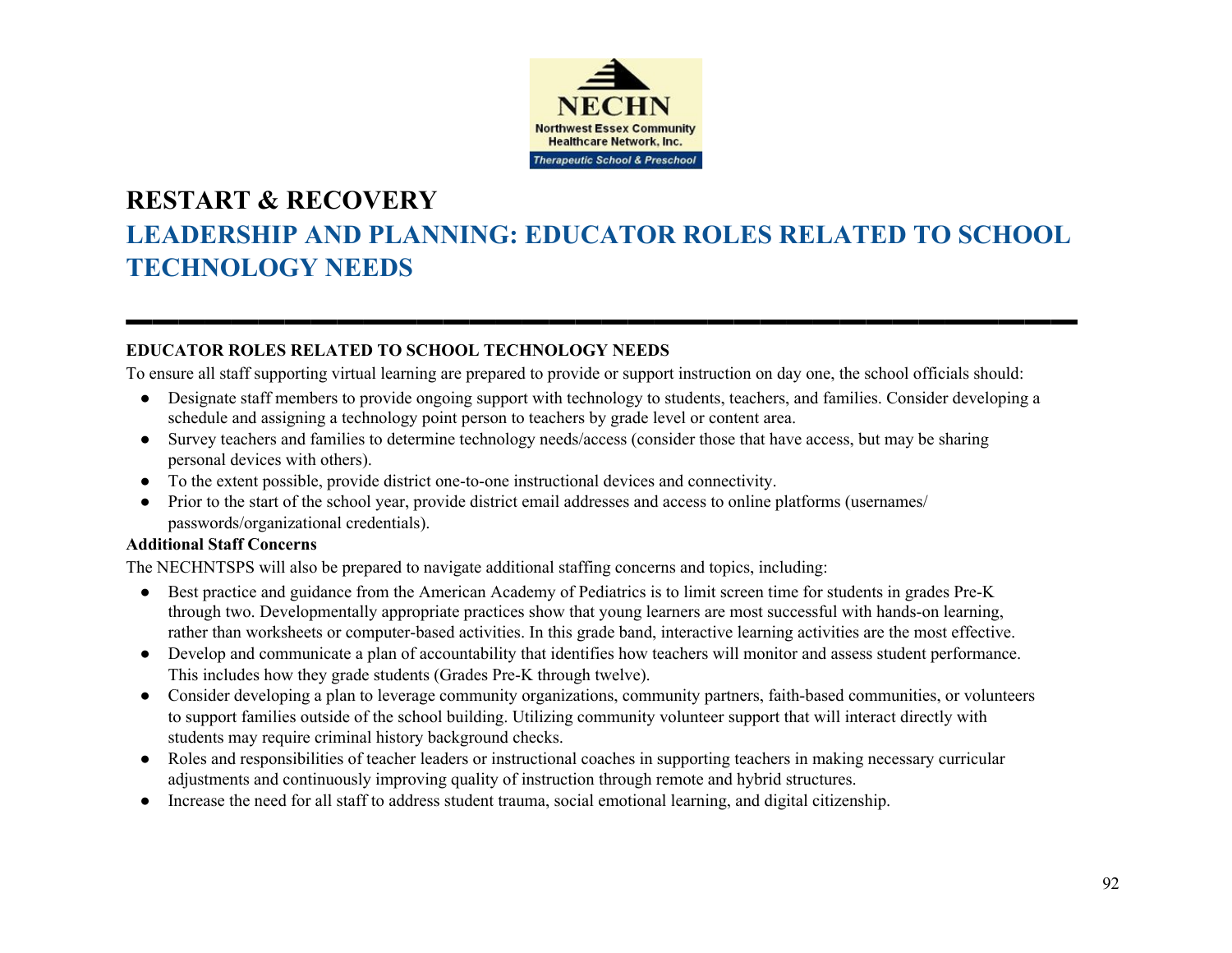# RESTART & RECOVERY

## LEADERSHIP AND PLANNING: EDUCATOR ROLES RELATED TO SCHOOL TECHNOLOGY NEEDS

**EDUCATOR ROLES RELATED TO SCHOOL TECHNOLOGY NEEDS**

To ensure all staff supporting virtual learning are prepared to provide or support instruction on day one, the school officials should:

- Designate staff members to provide ongoing support with technology to students, teachers, and families. Consider developing a schedule and assigning a technology point person to teachers by grade level or content area.
- Survey teachers and families to determine technology needs/access (consider those that have access, but may be sharing personal devices with others).
- To the extent possible, provide district one-to-one instructional devices and connectivity.
- Prior to the start of the school year, provide district email addresses and access to online platforms (usernames/ passwords/organizational credentials).

**Additional Staff Concerns**

The NECHNTSPS will also be prepared to navigate additional staffing concerns and topics, including:

- Best practice and guidance from the American Academy of Pediatrics is to limit screen time for students in grades Pre-K through two. Developmentally appropriate practices show that young learners are most successful with hands-on learning, rather than worksheets or computer-based activities. In this grade band, interactive learning activities are the most effective.
- Develop and communicate a plan of accountability that identifies how teachers will monitor and assess student performance. This includes how they grade students (Grades Pre-K through twelve).
- Consider developing a plan to leverage community organizations, community partners, faith-based communities, or volunteers to support families outside of the school building. Utilizing community volunteer support that will interact directly with students may require criminal history background checks.
- Roles and responsibilities of teacher leaders or instructional coaches in supporting teachers in making necessary curricular adjustments and continuously improving quality of instruction through remote and hybrid structures.
- Increase the need for all staff to address student trauma, social emotional learning, and digital citizenship.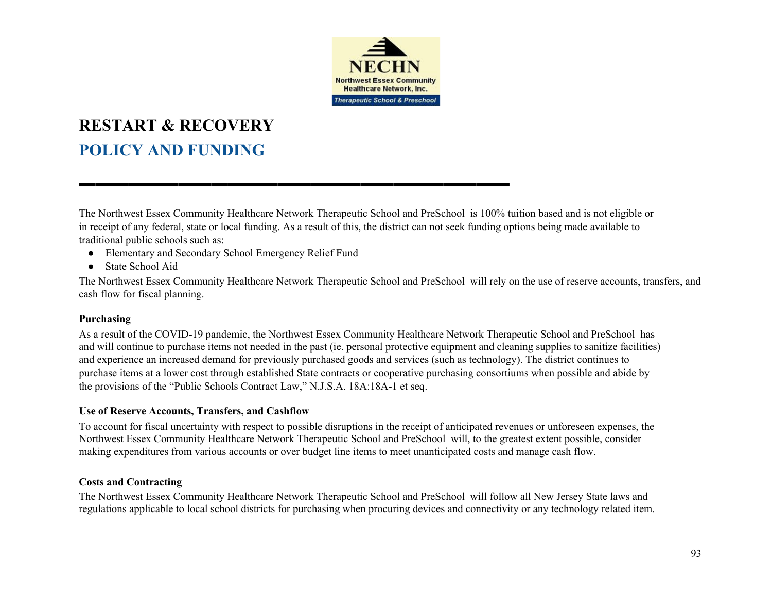# RESTART & RECOVERY

## POLICY AND FUNDING

The Northwest Essex Community Healthcare Network Therapeutic School and PreSchool is 100% tuition based and is not eligible or in receipt of any federal, state or local funding. As a result of this, the district can not seek funding options being made available to traditional public schools such as:

- Elementary and Secondary School Emergency Relief Fund
- State School Aid

The Northwest Essex Community Healthcare Network Therapeutic School and PreSchool will rely on the use of reserve accounts, transfers, and cash flow for fiscal planning.

**Purchasing**

As a result of the COVID-19 pandemic, the Northwest Essex Community Healthcare Network Therapeutic School and PreSchool has and will continue to purchase items not needed in the past (ie. personal protective equipment and cleaning supplies to sanitize facilities) and experience an increased demand for previously purchased goods and services (such as technology). The district continues to purchase items at a lower cost through established State contracts or cooperative purchasing consortiums when possible and abide by the provisions of the "Public Schools Contract Law," N.J.S.A. 18A:18A-1 et seq.

**Use of Reserve Accounts, Transfers, and Cashflow**

To account for fiscal uncertainty with respect to possible disruptions in the receipt of anticipated revenues or unforeseen expenses, the Northwest Essex Community Healthcare Network Therapeutic School and PreSchool will, to the greatest extent possible, consider making expenditures from various accounts or over budget line items to meet unanticipated costs and manage cash flow.

**Costs and Contracting**

The Northwest Essex Community Healthcare Network Therapeutic School and PreSchool will follow all New Jersey State laws and regulations applicable to local school districts for purchasing when procuring devices and connectivity or any technology related item.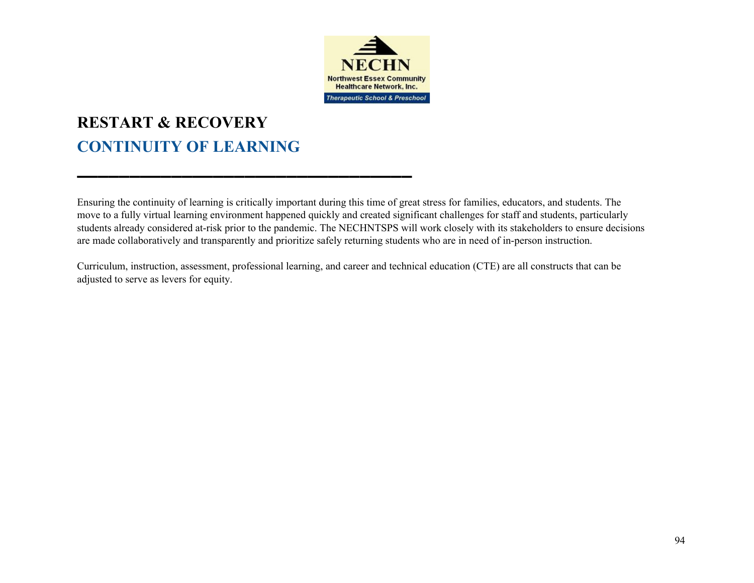NECHN

Northwest Essex Community Healthcare Network, Inc.

Therapeutic School & Preschool

# RESTART & RECOVERY

## CONTINUITY OF LEARNING

---

Ensuring the continuity of learning is critically important during this time of great stress for families, educators, and students. The move to a fully virtual learning environment happened quickly and created significant challenges for staff and students, particularly students already considered at-risk prior to the pandemic. The NECHNTSPS will work closely with its stakeholders to ensure decisions are made collaboratively and transparently and prioritize safely returning students who are in need of in-person instruction.

Curriculum, instruction, assessment, professional learning, and career and technical education (CTE) are all constructs that can be adjusted to serve as levers for equity.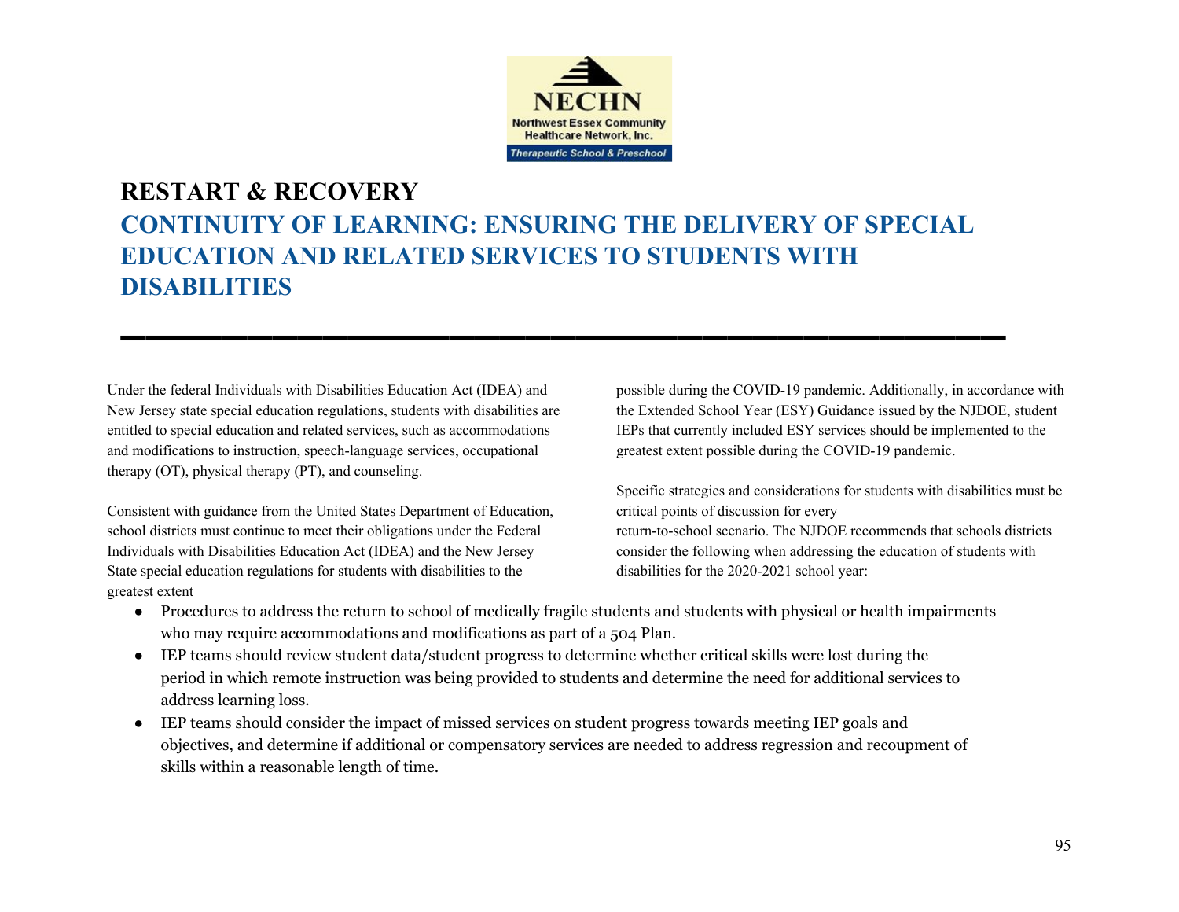# RESTART & RECOVERY

## CONTINUITY OF LEARNING: ENSURING THE DELIVERY OF SPECIAL EDUCATION AND RELATED SERVICES TO STUDENTS WITH DISABILITIES

Under the federal Individuals with Disabilities Education Act (IDEA) and New Jersey state special education regulations, students with disabilities are entitled to special education and related services, such as accommodations and modifications to instruction, speech-language services, occupational therapy (OT), physical therapy (PT), and counseling.

Consistent with guidance from the United States Department of Education, school districts must continue to meet their obligations under the Federal Individuals with Disabilities Education Act (IDEA) and the New Jersey State special education regulations for students with disabilities to the greatest extent possible during the COVID-19 pandemic. Additionally, in accordance with the Extended School Year (ESY) Guidance issued by the NJDOE, student IEPs that currently included ESY services should be implemented to the greatest extent possible during the COVID-19 pandemic.

Specific strategies and considerations for students with disabilities must be critical points of discussion for every return-to-school scenario. The NJDOE recommends that schools districts consider the following when addressing the education of students with disabilities for the 2020-2021 school year:

- Procedures to address the return to school of medically fragile students and students with physical or health impairments who may require accommodations and modifications as part of a 504 Plan.
- IEP teams should review student data/student progress to determine whether critical skills were lost during the period in which remote instruction was being provided to students and determine the need for additional services to address learning loss.
- IEP teams should consider the impact of missed services on student progress towards meeting IEP goals and objectives, and determine if additional or compensatory services are needed to address regression and recoupment of skills within a reasonable length of time.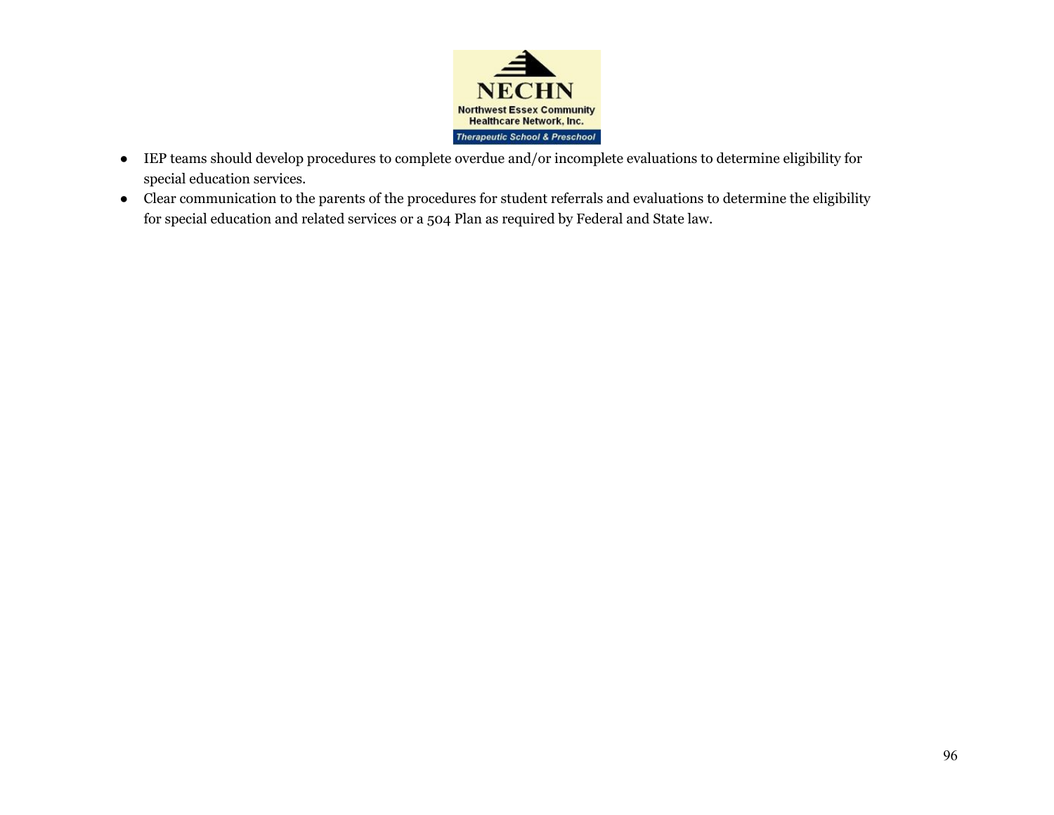- IEP teams should develop procedures to complete overdue and/or incomplete evaluations to determine eligibility for special education services.
- Clear communication to the parents of the procedures for student referrals and evaluations to determine the eligibility for special education and related services or a 504 Plan as required by Federal and State law.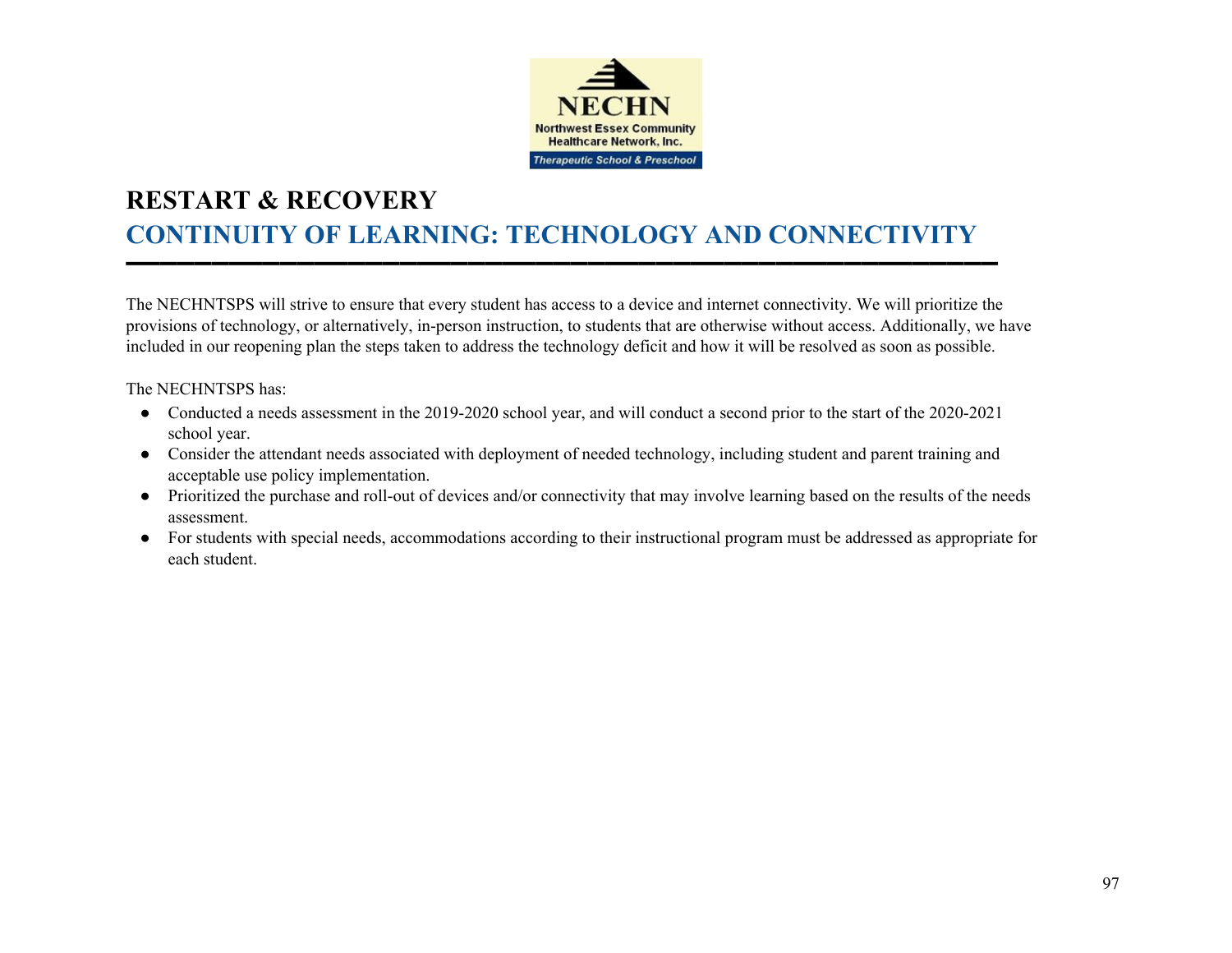# RESTART & RECOVERY

## CONTINUITY OF LEARNING: TECHNOLOGY AND CONNECTIVITY

The NECHNTSPS will strive to ensure that every student has access to a device and internet connectivity. We will prioritize the provisions of technology, or alternatively, in-person instruction, to students that are otherwise without access. Additionally, we have included in our reopening plan the steps taken to address the technology deficit and how it will be resolved as soon as possible.

The NECHNTSPS has:

- Conducted a needs assessment in the 2019-2020 school year, and will conduct a second prior to the start of the 2020-2021 school year.
- Consider the attendant needs associated with deployment of needed technology, including student and parent training and acceptable use policy implementation.
- Prioritized the purchase and roll-out of devices and/or connectivity that may involve learning based on the results of the needs assessment.
- For students with special needs, accommodations according to their instructional program must be addressed as appropriate for each student.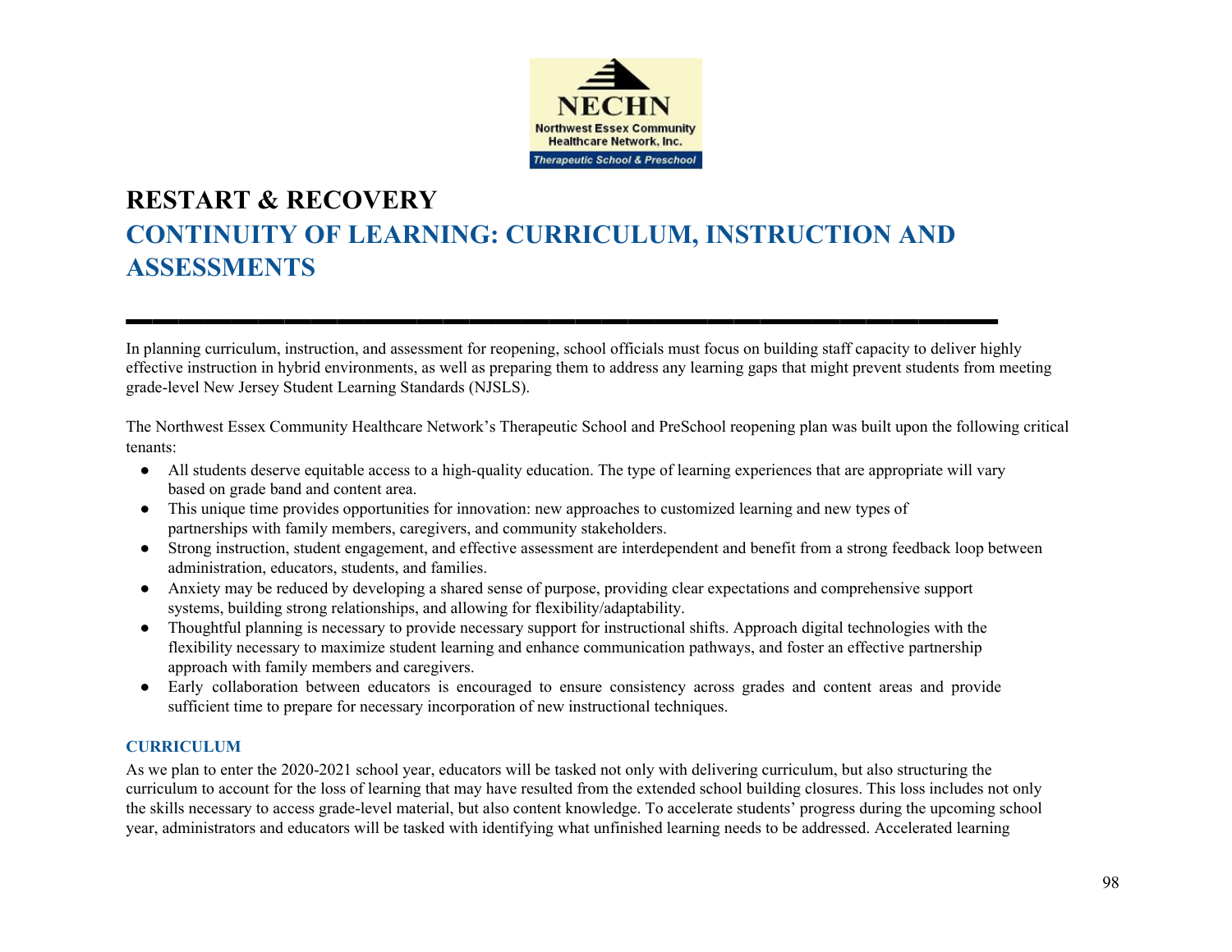# RESTART & RECOVERY

## CONTINUITY OF LEARNING: CURRICULUM, INSTRUCTION AND ASSESSMENTS

In planning curriculum, instruction, and assessment for reopening, school officials must focus on building staff capacity to deliver highly effective instruction in hybrid environments, as well as preparing them to address any learning gaps that might prevent students from meeting grade-level New Jersey Student Learning Standards (NJSLS).

The Northwest Essex Community Healthcare Network's Therapeutic School and PreSchool reopening plan was built upon the following critical tenants:

- All students deserve equitable access to a high-quality education. The type of learning experiences that are appropriate will vary based on grade band and content area.
- This unique time provides opportunities for innovation: new approaches to customized learning and new types of partnerships with family members, caregivers, and community stakeholders.
- Strong instruction, student engagement, and effective assessment are interdependent and benefit from a strong feedback loop between administration, educators, students, and families.
- Anxiety may be reduced by developing a shared sense of purpose, providing clear expectations and comprehensive support systems, building strong relationships, and allowing for flexibility/adaptability.
- Thoughtful planning is necessary to provide necessary support for instructional shifts. Approach digital technologies with the flexibility necessary to maximize student learning and enhance communication pathways, and foster an effective partnership approach with family members and caregivers.
- Early collaboration between educators is encouraged to ensure consistency across grades and content areas and provide sufficient time to prepare for necessary incorporation of new instructional techniques.

### CURRICULUM

As we plan to enter the 2020-2021 school year, educators will be tasked not only with delivering curriculum, but also structuring the curriculum to account for the loss of learning that may have resulted from the extended school building closures. This loss includes not only the skills necessary to access grade-level material, but also content knowledge. To accelerate students' progress during the upcoming school year, administrators and educators will be tasked with identifying what unfinished learning needs to be addressed. Accelerated learning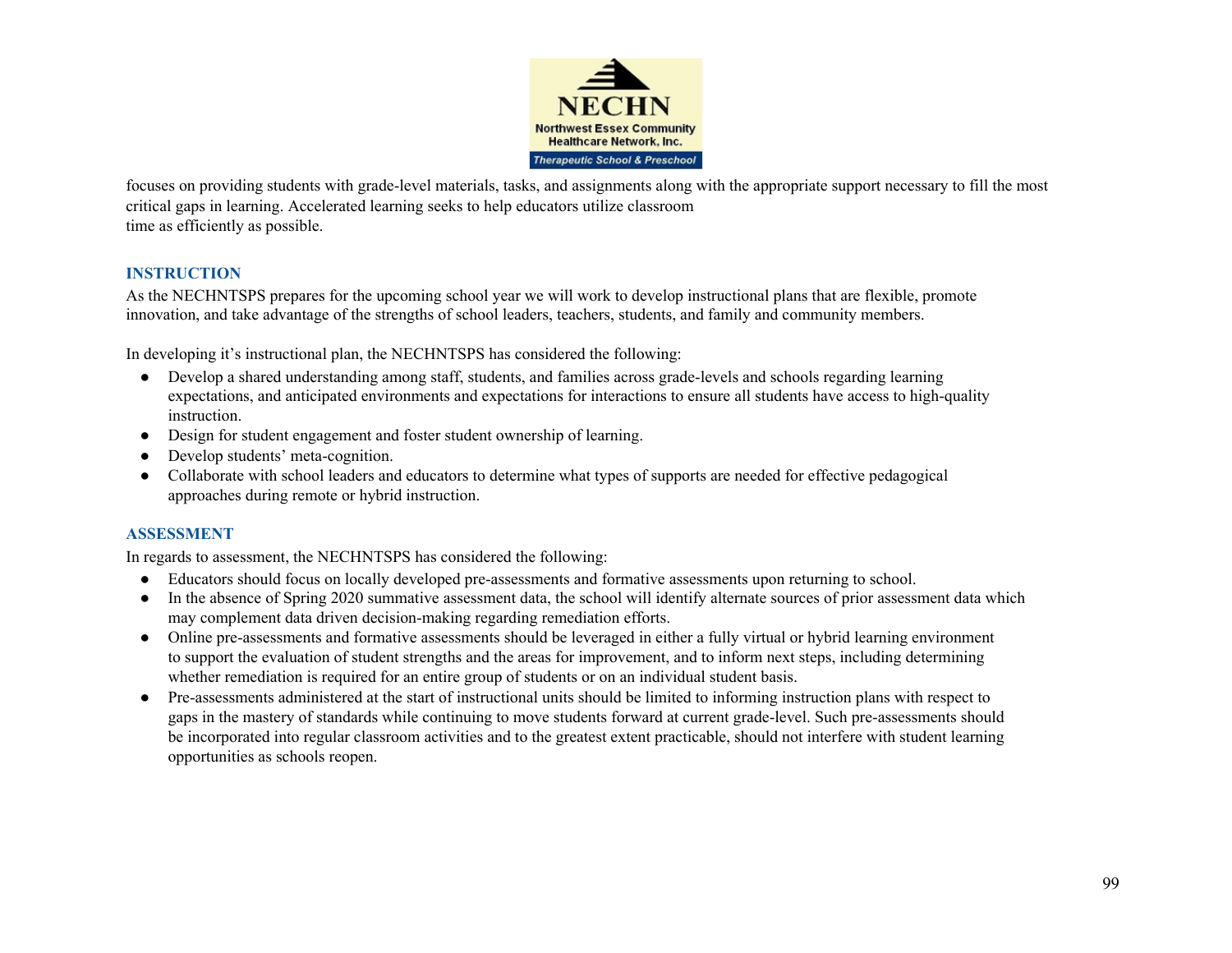focuses on providing students with grade-level materials, tasks, and assignments along with the appropriate support necessary to fill the most critical gaps in learning. Accelerated learning seeks to help educators utilize classroom time as efficiently as possible.

## INSTRUCTION

As the NECHNTSPS prepares for the upcoming school year we will work to develop instructional plans that are flexible, promote innovation, and take advantage of the strengths of school leaders, teachers, students, and family and community members.

In developing it's instructional plan, the NECHNTSPS has considered the following:

- Develop a shared understanding among staff, students, and families across grade-levels and schools regarding learning expectations, and anticipated environments and expectations for interactions to ensure all students have access to high-quality instruction.
- Design for student engagement and foster student ownership of learning.
- Develop students' meta-cognition.
- Collaborate with school leaders and educators to determine what types of supports are needed for effective pedagogical approaches during remote or hybrid instruction.

## ASSESSMENT

In regards to assessment, the NECHNTSPS has considered the following:

- Educators should focus on locally developed pre-assessments and formative assessments upon returning to school.
- In the absence of Spring 2020 summative assessment data, the school will identify alternate sources of prior assessment data which may complement data driven decision-making regarding remediation efforts.
- Online pre-assessments and formative assessments should be leveraged in either a fully virtual or hybrid learning environment to support the evaluation of student strengths and the areas for improvement, and to inform next steps, including determining whether remediation is required for an entire group of students or on an individual student basis.
- Pre-assessments administered at the start of instructional units should be limited to informing instruction plans with respect to gaps in the mastery of standards while continuing to move students forward at current grade-level. Such pre-assessments should be incorporated into regular classroom activities and to the greatest extent practicable, should not interfere with student learning opportunities as schools reopen.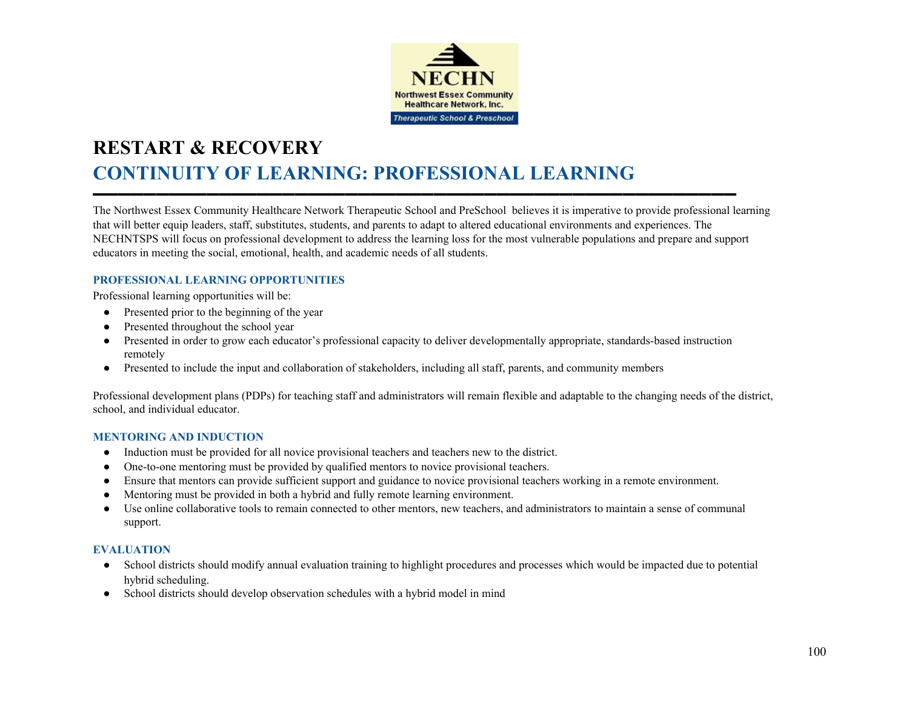# RESTART & RECOVERY

## CONTINUITY OF LEARNING: PROFESSIONAL LEARNING

The Northwest Essex Community Healthcare Network Therapeutic School and PreSchool believes it is imperative to provide professional learning that will better equip leaders, staff, substitutes, students, and parents to adapt to altered educational environments and experiences. The NECHNTSPS will focus on professional development to address the learning loss for the most vulnerable populations and prepare and support educators in meeting the social, emotional, health, and academic needs of all students.

### PROFESSIONAL LEARNING OPPORTUNITIES

Professional learning opportunities will be:

- Presented prior to the beginning of the year
- Presented throughout the school year
- Presented in order to grow each educator's professional capacity to deliver developmentally appropriate, standards-based instruction remotely
- Presented to include the input and collaboration of stakeholders, including all staff, parents, and community members

Professional development plans (PDPs) for teaching staff and administrators will remain flexible and adaptable to the changing needs of the district, school, and individual educator.

### MENTORING AND INDUCTION

- Induction must be provided for all novice provisional teachers and teachers new to the district.
- One-to-one mentoring must be provided by qualified mentors to novice provisional teachers.
- Ensure that mentors can provide sufficient support and guidance to novice provisional teachers working in a remote environment.
- Mentoring must be provided in both a hybrid and fully remote learning environment.
- Use online collaborative tools to remain connected to other mentors, new teachers, and administrators to maintain a sense of communal support.

### EVALUATION

- School districts should modify annual evaluation training to highlight procedures and processes which would be impacted due to potential hybrid scheduling.
- School districts should develop observation schedules with a hybrid model in mind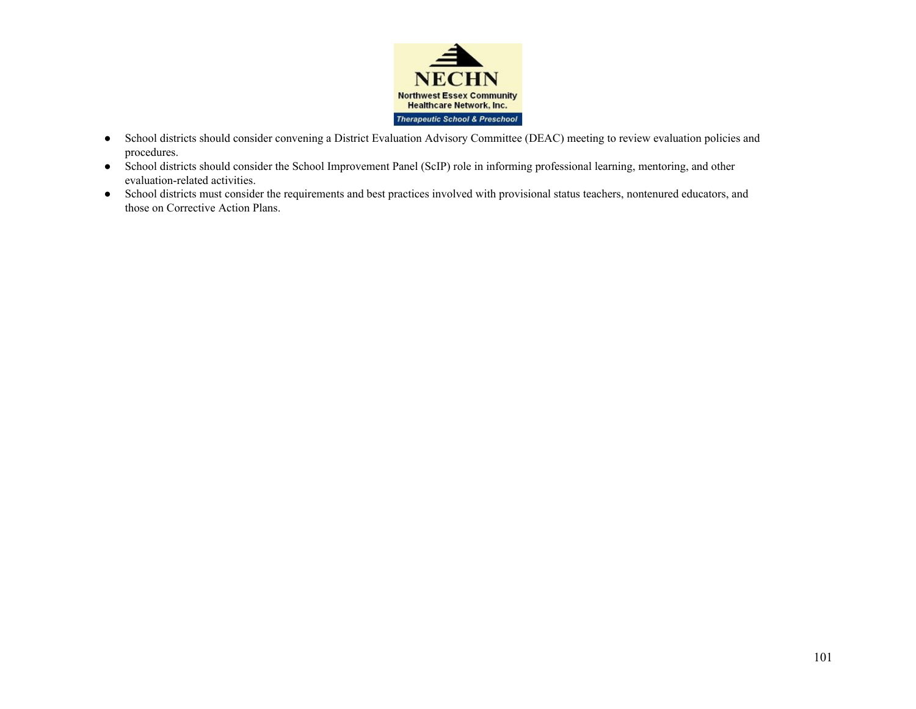- School districts should consider convening a District Evaluation Advisory Committee (DEAC) meeting to review evaluation policies and procedures.
- School districts should consider the School Improvement Panel (ScIP) role in informing professional learning, mentoring, and other evaluation-related activities.
- School districts must consider the requirements and best practices involved with provisional status teachers, nontenured educators, and those on Corrective Action Plans.